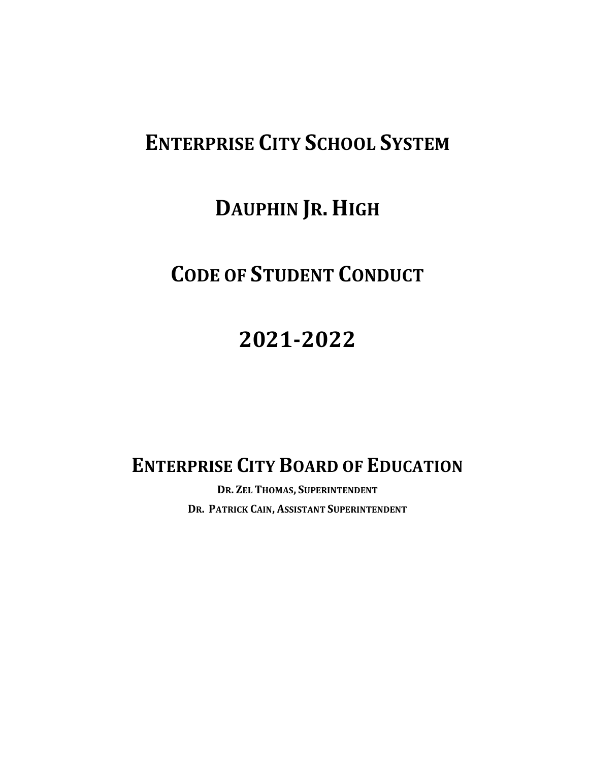# ENTERPRISE CITY SCHOOL SYSTEM

# DAUPHIN JR. HIGH

# CODE OF STUDENT CONDUCT

# 2021-2022

## ENTERPRISE CITY BOARD OF EDUCATION

**DR. ZEL THOMAS, SUPERINTENDENT**

**DR. PATRICK CAIN, ASSISTANT SUPERINTENDENT**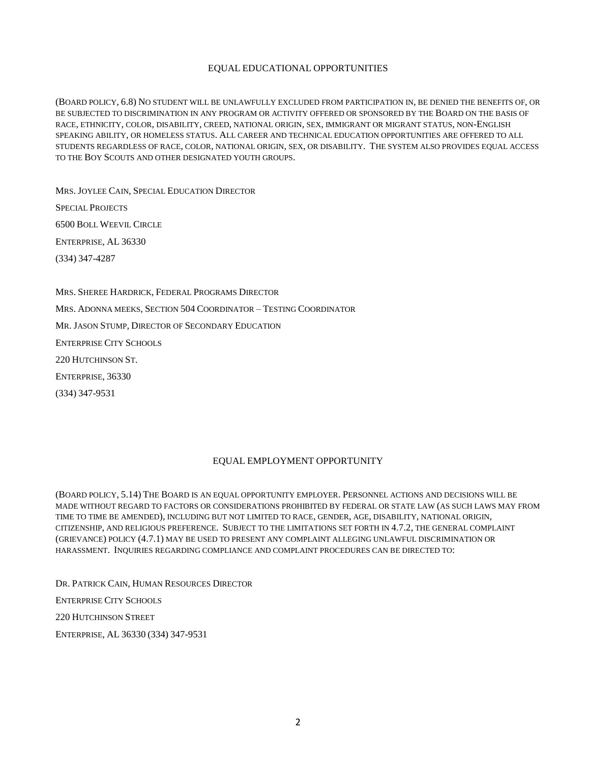## EQUAL EDUCATIONAL OPPORTUNITIES

(Board policy, 6.8) No student will be unlawfully excluded from participation in, be denied the benefits of, or be subjected to discrimination in any program or activity offered or sponsored by the Board on the basis of race, ethnicity, color, disability, creed, national origin, sex, immigrant or migrant status, non-English speaking ability, or homeless status. All career and technical education opportunities are offered to all students regardless of race, color, national origin, sex, or disability. The system also provides equal access to the Boy Scouts and other designated youth groups.

Mrs. Joylee Cain, Special Education Director
Special Projects
6500 Boll Weevil Circle
Enterprise, AL 36330
(334) 347-4287

Mrs. Sheree Hardrick, Federal Programs Director
Mrs. Adonna meeks, Section 504 Coordinator – Testing Coordinator
Mr. Jason Stump, Director of Secondary Education
Enterprise City Schools
220 Hutchinson St.
Enterprise, 36330
(334) 347-9531

## EQUAL EMPLOYMENT OPPORTUNITY

(Board policy, 5.14) The Board is an equal opportunity employer. Personnel actions and decisions will be made without regard to factors or considerations prohibited by federal or state law (as such laws may from time to time be amended), including but not limited to race, gender, age, disability, national origin, citizenship, and religious preference. Subject to the limitations set forth in 4.7.2, the general complaint (grievance) policy (4.7.1) may be used to present any complaint alleging unlawful discrimination or harassment. Inquiries regarding compliance and complaint procedures can be directed to:

Dr. Patrick Cain, Human Resources Director
Enterprise City Schools
220 Hutchinson Street
Enterprise, AL 36330 (334) 347-9531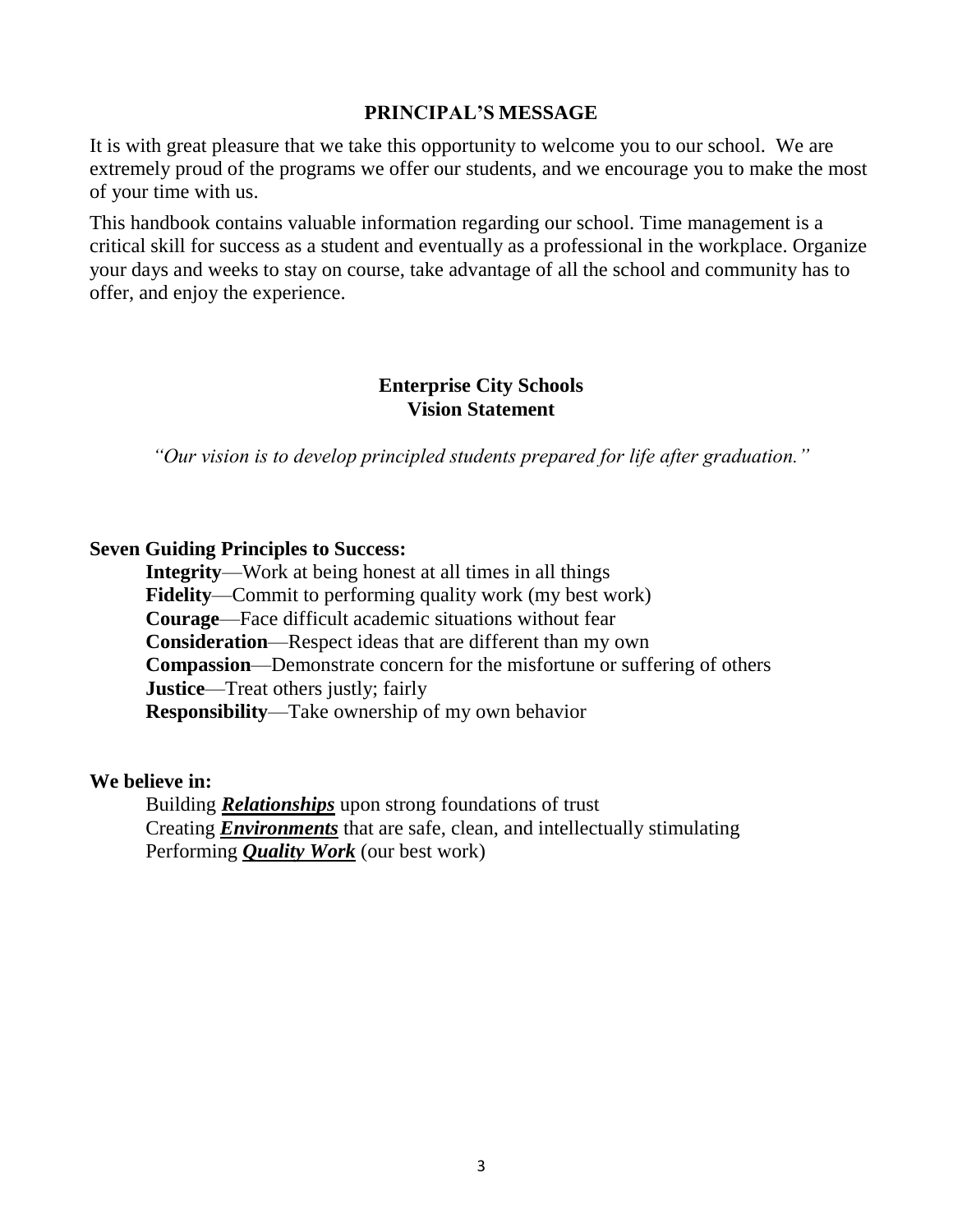## PRINCIPAL'S MESSAGE

It is with great pleasure that we take this opportunity to welcome you to our school. We are extremely proud of the programs we offer our students, and we encourage you to make the most of your time with us.

This handbook contains valuable information regarding our school. Time management is a critical skill for success as a student and eventually as a professional in the workplace. Organize your days and weeks to stay on course, take advantage of all the school and community has to offer, and enjoy the experience.

## Enterprise City Schools Vision Statement

*"Our vision is to develop principled students prepared for life after graduation."*

**Seven Guiding Principles to Success:**

- **Integrity**—Work at being honest at all times in all things
- **Fidelity**—Commit to performing quality work (my best work)
- **Courage**—Face difficult academic situations without fear
- **Consideration**—Respect ideas that are different than my own
- **Compassion**—Demonstrate concern for the misfortune or suffering of others
- **Justice**—Treat others justly; fairly
- **Responsibility**—Take ownership of my own behavior

**We believe in:**

- Building ***<u>Relationships</u>*** upon strong foundations of trust
- Creating ***<u>Environments</u>*** that are safe, clean, and intellectually stimulating
- Performing ***<u>Quality Work</u>*** (our best work)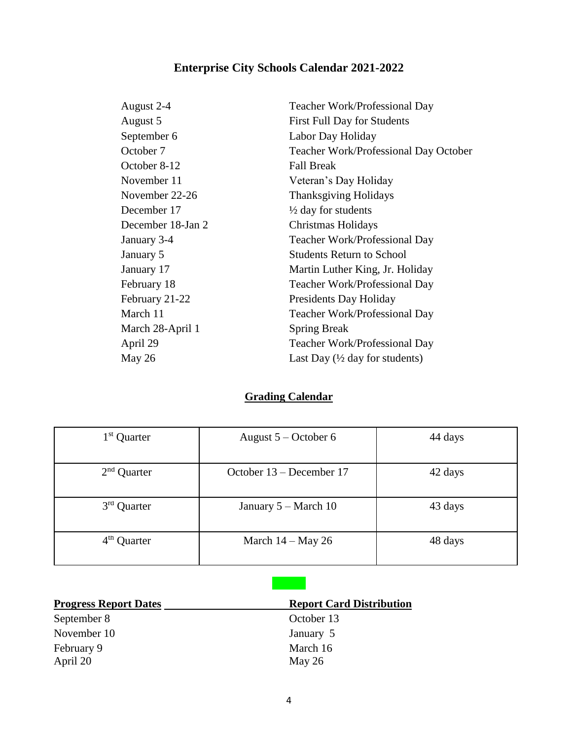# Enterprise City Schools Calendar 2021-2022

| | |
|---|---|
| August 2-4 | Teacher Work/Professional Day |
| August 5 | First Full Day for Students |
| September 6 | Labor Day Holiday |
| October 7 | Teacher Work/Professional Day October |
| October 8-12 | Fall Break |
| November 11 | Veteran's Day Holiday |
| November 22-26 | Thanksgiving Holidays |
| December 17 | ½ day for students |
| December 18-Jan 2 | Christmas Holidays |
| January 3-4 | Teacher Work/Professional Day |
| January 5 | Students Return to School |
| January 17 | Martin Luther King, Jr. Holiday |
| February 18 | Teacher Work/Professional Day |
| February 21-22 | Presidents Day Holiday |
| March 11 | Teacher Work/Professional Day |
| March 28-April 1 | Spring Break |
| April 29 | Teacher Work/Professional Day |
| May 26 | Last Day (½ day for students) |

## Grading Calendar

| | | |
|---|---|---|
| 1st Quarter | August 5 – October 6 | 44 days |
| 2nd Quarter | October 13 – December 17 | 42 days |
| 3rd Quarter | January 5 – March 10 | 43 days |
| 4th Quarter | March 14 – May 26 | 48 days |

| Progress Report Dates | Report Card Distribution |
|---|---|
| September 8 | October 13 |
| November 10 | January 5 |
| February 9 | March 16 |
| April 20 | May 26 |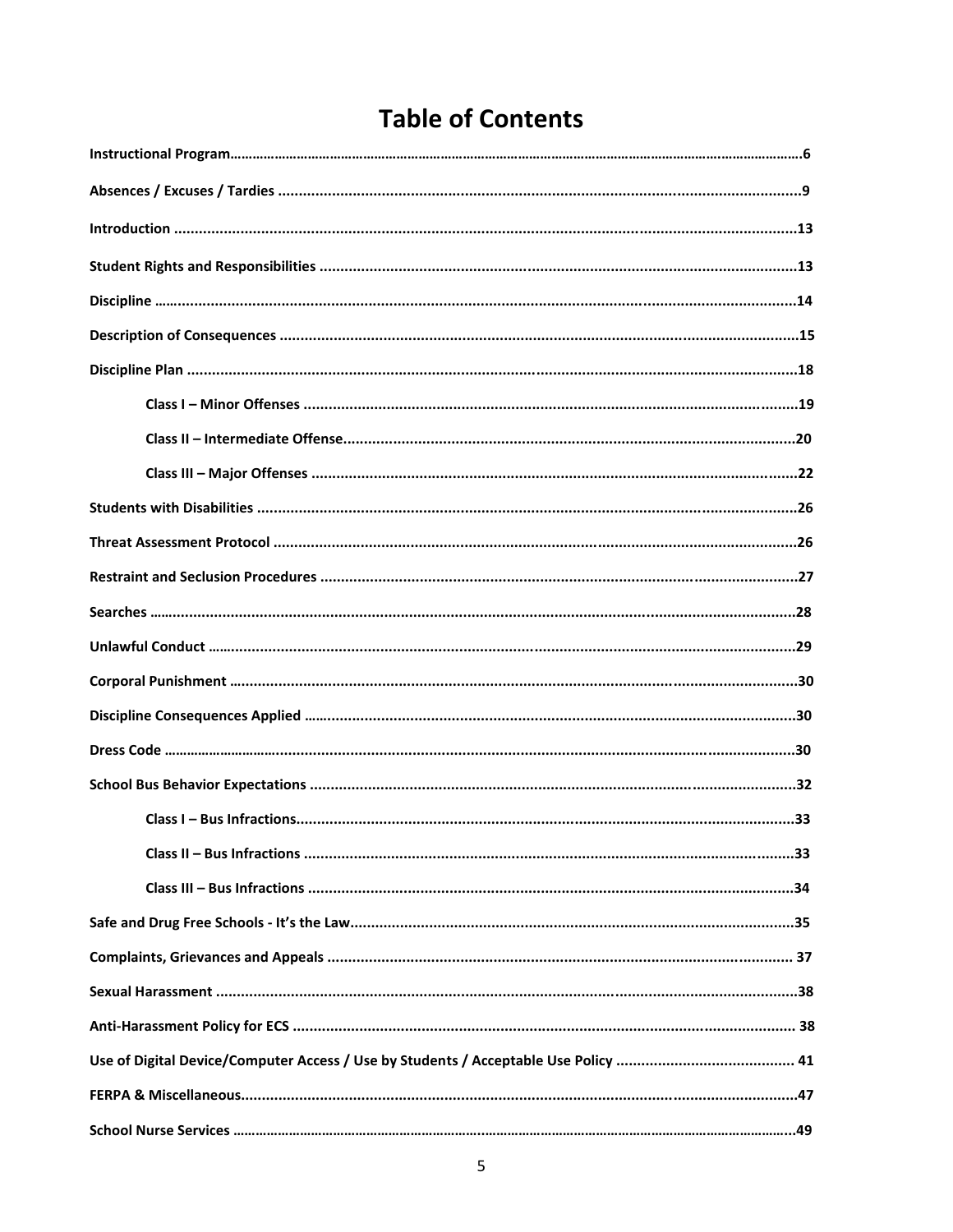# Table of Contents

**Instructional Program**……………………………………………………………………………………………………………………6

**Absences / Excuses / Tardies** ..............................................................................................................9

**Introduction** ....................................................................................................................................13

**Student Rights and Responsibilities** ..................................................................................................13

**Discipline** ……………………………………………………………………………………………………………………14

**Description of Consequences** ...........................................................................................................15

**Discipline Plan** ..................................................................................................................................18

- **Class I – Minor Offenses** ......................................................................................................19
- **Class II – Intermediate Offense**...........................................................................................20
- **Class III – Major Offenses** ...................................................................................................22

**Students with Disabilities** ................................................................................................................26

**Threat Assessment Protocol** .............................................................................................................26

**Restraint and Seclusion Procedures** ..................................................................................................27

**Searches** ………………………………………………………………………………………………………………………28

**Unlawful Conduct** ……………………………………………………………………………………………………………29

**Corporal Punishment** ………………………………………………………………………………………………………30

**Discipline Consequences Applied** …………………………………………………………………………………………30

**Dress Code** ……………………………………………………………………………………………………………………30

**School Bus Behavior Expectations** ....................................................................................................32

- **Class I – Bus Infractions**......................................................................................................33
- **Class II – Bus Infractions** ....................................................................................................33
- **Class III – Bus Infractions** ...................................................................................................34

**Safe and Drug Free Schools - It's the Law**.........................................................................................35

**Complaints, Grievances and Appeals** ............................................................................................... 37

**Sexual Harassment** ...........................................................................................................................38

**Anti-Harassment Policy for ECS** ........................................................................................................ 38

**Use of Digital Device/Computer Access / Use by Students / Acceptable Use Policy** ........................................... 41

**FERPA & Miscellaneous**....................................................................................................................47

**School Nurse Services** ……………………………………………………………………………………………………49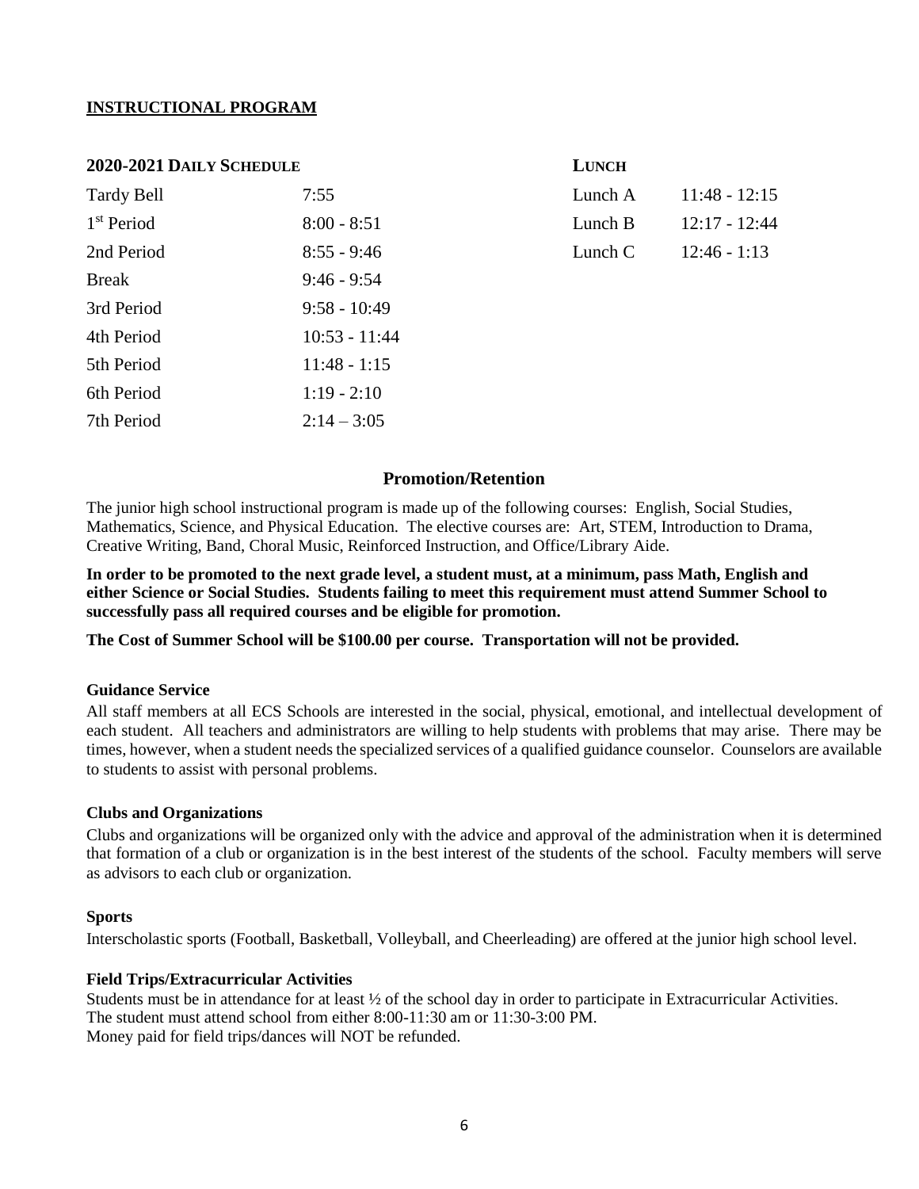## INSTRUCTIONAL PROGRAM

### 2020-2021 Daily Schedule

| | |
|---|---|
| Tardy Bell | 7:55 |
| 1st Period | 8:00 - 8:51 |
| 2nd Period | 8:55 - 9:46 |
| Break | 9:46 - 9:54 |
| 3rd Period | 9:58 - 10:49 |
| 4th Period | 10:53 - 11:44 |
| 5th Period | 11:48 - 1:15 |
| 6th Period | 1:19 - 2:10 |
| 7th Period | 2:14 – 3:05 |

### Lunch

| | |
|---|---|
| Lunch A | 11:48 - 12:15 |
| Lunch B | 12:17 - 12:44 |
| Lunch C | 12:46 - 1:13 |

## Promotion/Retention

The junior high school instructional program is made up of the following courses: English, Social Studies, Mathematics, Science, and Physical Education. The elective courses are: Art, STEM, Introduction to Drama, Creative Writing, Band, Choral Music, Reinforced Instruction, and Office/Library Aide.

**In order to be promoted to the next grade level, a student must, at a minimum, pass Math, English and either Science or Social Studies. Students failing to meet this requirement must attend Summer School to successfully pass all required courses and be eligible for promotion.**

**The Cost of Summer School will be $100.00 per course. Transportation will not be provided.**

### Guidance Service

All staff members at all ECS Schools are interested in the social, physical, emotional, and intellectual development of each student. All teachers and administrators are willing to help students with problems that may arise. There may be times, however, when a student needs the specialized services of a qualified guidance counselor. Counselors are available to students to assist with personal problems.

### Clubs and Organizations

Clubs and organizations will be organized only with the advice and approval of the administration when it is determined that formation of a club or organization is in the best interest of the students of the school. Faculty members will serve as advisors to each club or organization.

### Sports

Interscholastic sports (Football, Basketball, Volleyball, and Cheerleading) are offered at the junior high school level.

### Field Trips/Extracurricular Activities

Students must be in attendance for at least ½ of the school day in order to participate in Extracurricular Activities.
The student must attend school from either 8:00-11:30 am or 11:30-3:00 PM.
Money paid for field trips/dances will NOT be refunded.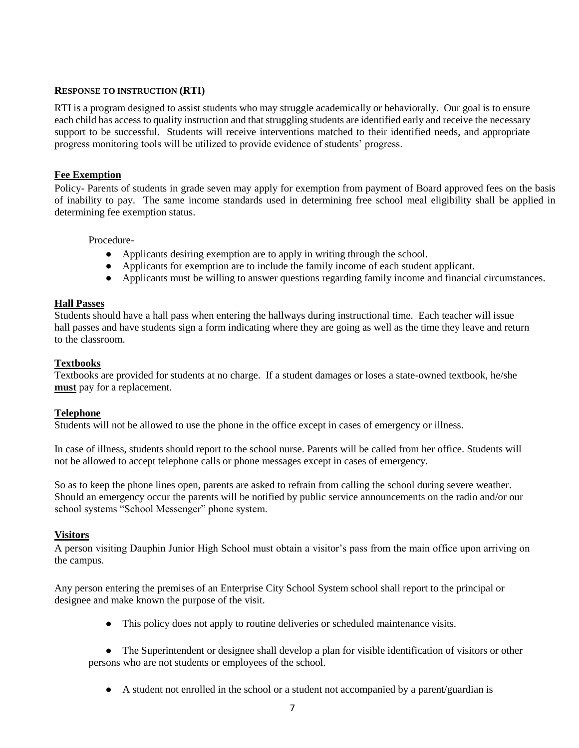**RESPONSE TO INSTRUCTION (RTI)**

RTI is a program designed to assist students who may struggle academically or behaviorally. Our goal is to ensure each child has access to quality instruction and that struggling students are identified early and receive the necessary support to be successful. Students will receive interventions matched to their identified needs, and appropriate progress monitoring tools will be utilized to provide evidence of students' progress.

**Fee Exemption**

Policy- Parents of students in grade seven may apply for exemption from payment of Board approved fees on the basis of inability to pay. The same income standards used in determining free school meal eligibility shall be applied in determining fee exemption status.

Procedure-

- Applicants desiring exemption are to apply in writing through the school.
- Applicants for exemption are to include the family income of each student applicant.
- Applicants must be willing to answer questions regarding family income and financial circumstances.

**Hall Passes**

Students should have a hall pass when entering the hallways during instructional time. Each teacher will issue hall passes and have students sign a form indicating where they are going as well as the time they leave and return to the classroom.

**Textbooks**

Textbooks are provided for students at no charge. If a student damages or loses a state-owned textbook, he/she **must** pay for a replacement.

**Telephone**

Students will not be allowed to use the phone in the office except in cases of emergency or illness.

In case of illness, students should report to the school nurse. Parents will be called from her office. Students will not be allowed to accept telephone calls or phone messages except in cases of emergency.

So as to keep the phone lines open, parents are asked to refrain from calling the school during severe weather. Should an emergency occur the parents will be notified by public service announcements on the radio and/or our school systems "School Messenger" phone system.

**Visitors**

A person visiting Dauphin Junior High School must obtain a visitor's pass from the main office upon arriving on the campus.

Any person entering the premises of an Enterprise City School System school shall report to the principal or designee and make known the purpose of the visit.

- This policy does not apply to routine deliveries or scheduled maintenance visits.
- The Superintendent or designee shall develop a plan for visible identification of visitors or other persons who are not students or employees of the school.
- A student not enrolled in the school or a student not accompanied by a parent/guardian is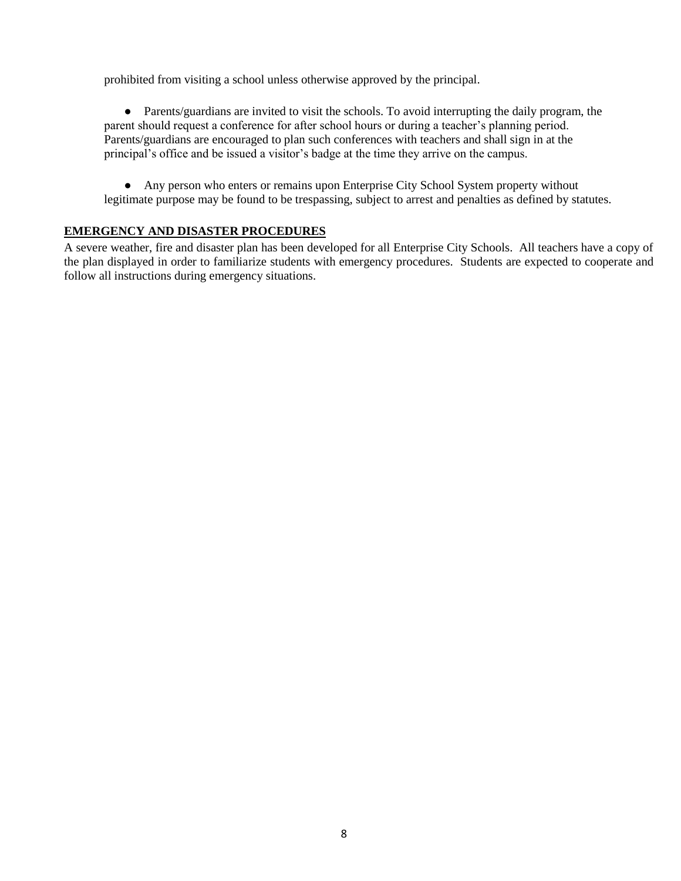prohibited from visiting a school unless otherwise approved by the principal.

- Parents/guardians are invited to visit the schools. To avoid interrupting the daily program, the parent should request a conference for after school hours or during a teacher's planning period. Parents/guardians are encouraged to plan such conferences with teachers and shall sign in at the principal's office and be issued a visitor's badge at the time they arrive on the campus.

- Any person who enters or remains upon Enterprise City School System property without legitimate purpose may be found to be trespassing, subject to arrest and penalties as defined by statutes.

**EMERGENCY AND DISASTER PROCEDURES**

A severe weather, fire and disaster plan has been developed for all Enterprise City Schools. All teachers have a copy of the plan displayed in order to familiarize students with emergency procedures. Students are expected to cooperate and follow all instructions during emergency situations.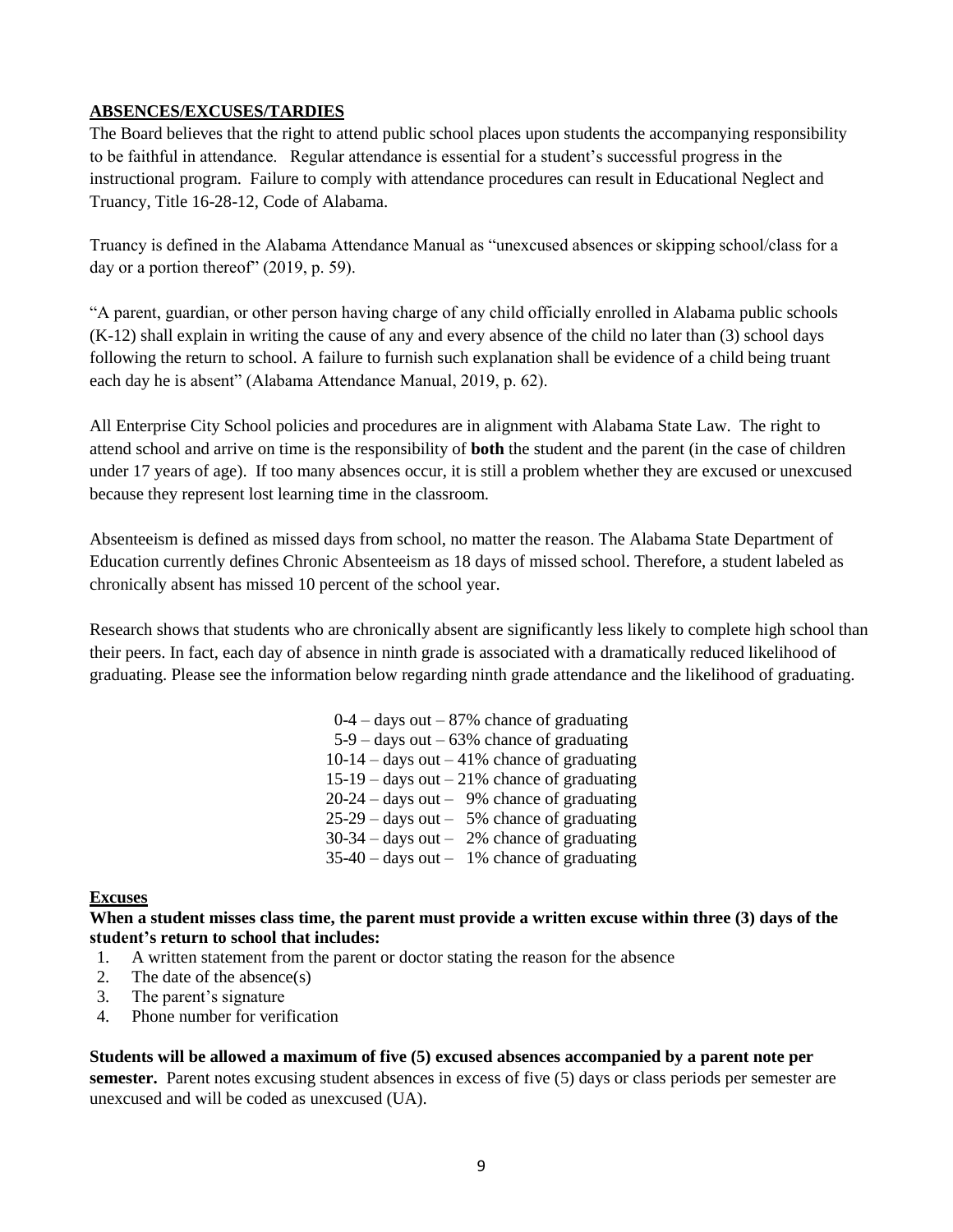## ABSENCES/EXCUSES/TARDIES

The Board believes that the right to attend public school places upon students the accompanying responsibility to be faithful in attendance. Regular attendance is essential for a student's successful progress in the instructional program. Failure to comply with attendance procedures can result in Educational Neglect and Truancy, Title 16-28-12, Code of Alabama.

Truancy is defined in the Alabama Attendance Manual as "unexcused absences or skipping school/class for a day or a portion thereof" (2019, p. 59).

"A parent, guardian, or other person having charge of any child officially enrolled in Alabama public schools (K-12) shall explain in writing the cause of any and every absence of the child no later than (3) school days following the return to school. A failure to furnish such explanation shall be evidence of a child being truant each day he is absent" (Alabama Attendance Manual, 2019, p. 62).

All Enterprise City School policies and procedures are in alignment with Alabama State Law. The right to attend school and arrive on time is the responsibility of **both** the student and the parent (in the case of children under 17 years of age). If too many absences occur, it is still a problem whether they are excused or unexcused because they represent lost learning time in the classroom.

Absenteeism is defined as missed days from school, no matter the reason. The Alabama State Department of Education currently defines Chronic Absenteeism as 18 days of missed school. Therefore, a student labeled as chronically absent has missed 10 percent of the school year.

Research shows that students who are chronically absent are significantly less likely to complete high school than their peers. In fact, each day of absence in ninth grade is associated with a dramatically reduced likelihood of graduating. Please see the information below regarding ninth grade attendance and the likelihood of graduating.

0-4 – days out – 87% chance of graduating
5-9 – days out – 63% chance of graduating
10-14 – days out – 41% chance of graduating
15-19 – days out – 21% chance of graduating
20-24 – days out – 9% chance of graduating
25-29 – days out – 5% chance of graduating
30-34 – days out – 2% chance of graduating
35-40 – days out – 1% chance of graduating

### Excuses

**When a student misses class time, the parent must provide a written excuse within three (3) days of the student's return to school that includes:**

1. A written statement from the parent or doctor stating the reason for the absence
2. The date of the absence(s)
3. The parent's signature
4. Phone number for verification

**Students will be allowed a maximum of five (5) excused absences accompanied by a parent note per semester.** Parent notes excusing student absences in excess of five (5) days or class periods per semester are unexcused and will be coded as unexcused (UA).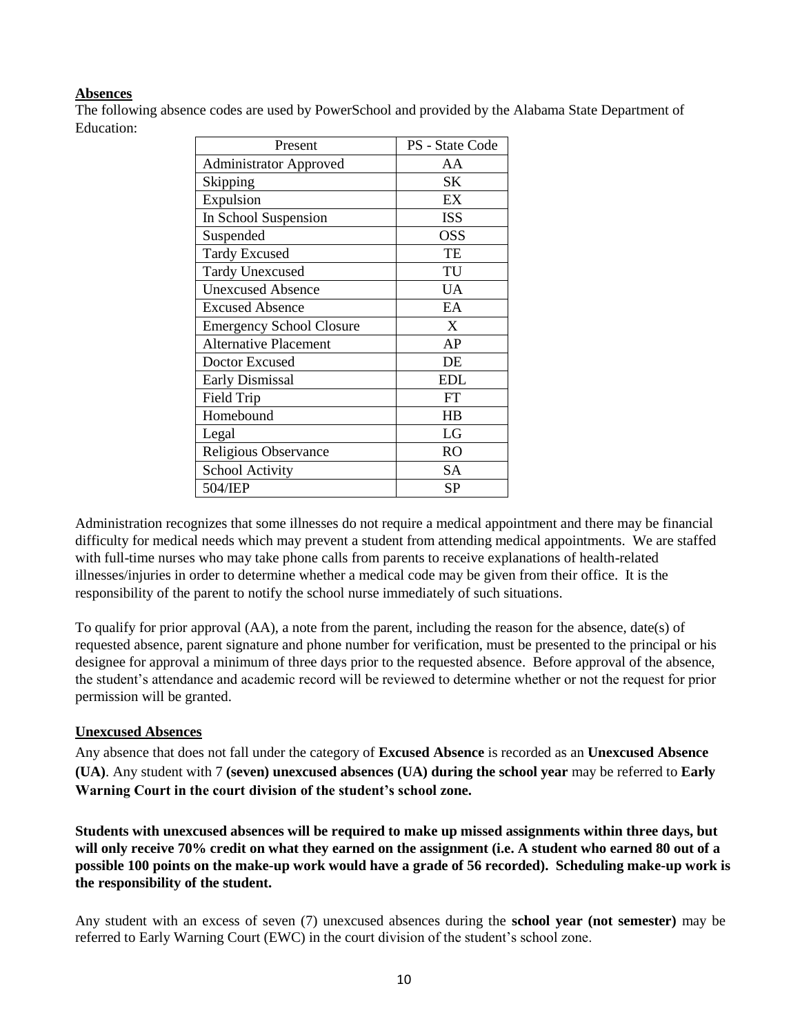**Absences**

The following absence codes are used by PowerSchool and provided by the Alabama State Department of Education:

| Present | PS - State Code |
|---|---|
| Administrator Approved | AA |
| Skipping | SK |
| Expulsion | EX |
| In School Suspension | ISS |
| Suspended | OSS |
| Tardy Excused | TE |
| Tardy Unexcused | TU |
| Unexcused Absence | UA |
| Excused Absence | EA |
| Emergency School Closure | X |
| Alternative Placement | AP |
| Doctor Excused | DE |
| Early Dismissal | EDL |
| Field Trip | FT |
| Homebound | HB |
| Legal | LG |
| Religious Observance | RO |
| School Activity | SA |
| 504/IEP | SP |

Administration recognizes that some illnesses do not require a medical appointment and there may be financial difficulty for medical needs which may prevent a student from attending medical appointments. We are staffed with full-time nurses who may take phone calls from parents to receive explanations of health-related illnesses/injuries in order to determine whether a medical code may be given from their office. It is the responsibility of the parent to notify the school nurse immediately of such situations.

To qualify for prior approval (AA), a note from the parent, including the reason for the absence, date(s) of requested absence, parent signature and phone number for verification, must be presented to the principal or his designee for approval a minimum of three days prior to the requested absence. Before approval of the absence, the student's attendance and academic record will be reviewed to determine whether or not the request for prior permission will be granted.

**Unexcused Absences**

Any absence that does not fall under the category of **Excused Absence** is recorded as an **Unexcused Absence (UA)**. Any student with 7 **(seven) unexcused absences (UA) during the school year** may be referred to **Early Warning Court in the court division of the student's school zone.**

**Students with unexcused absences will be required to make up missed assignments within three days, but will only receive 70% credit on what they earned on the assignment (i.e. A student who earned 80 out of a possible 100 points on the make-up work would have a grade of 56 recorded). Scheduling make-up work is the responsibility of the student.**

Any student with an excess of seven (7) unexcused absences during the **school year (not semester)** may be referred to Early Warning Court (EWC) in the court division of the student's school zone.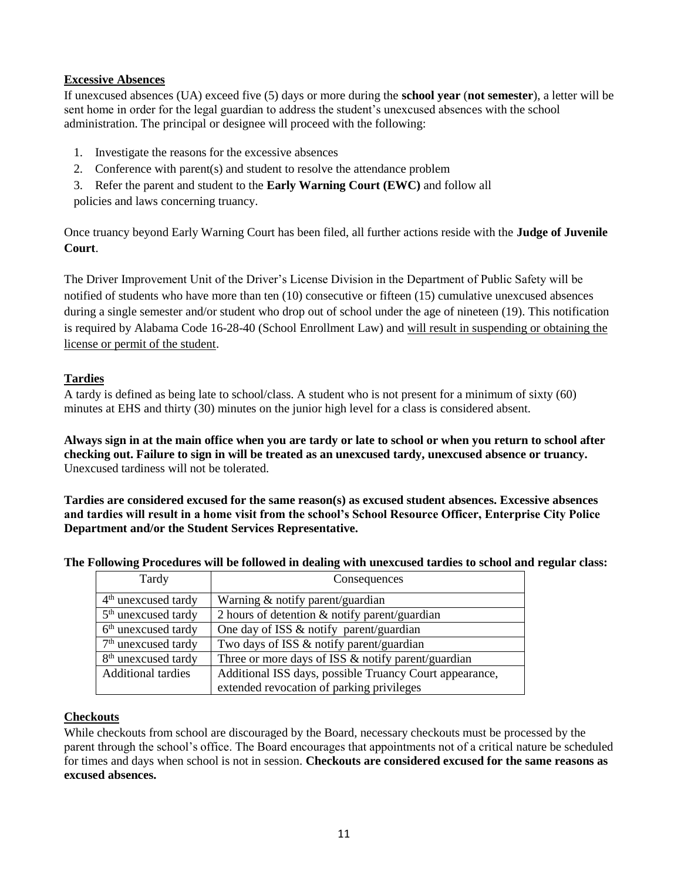## Excessive Absences

If unexcused absences (UA) exceed five (5) days or more during the **school year** (**not semester**), a letter will be sent home in order for the legal guardian to address the student's unexcused absences with the school administration. The principal or designee will proceed with the following:

1. Investigate the reasons for the excessive absences
2. Conference with parent(s) and student to resolve the attendance problem
3. Refer the parent and student to the **Early Warning Court (EWC)** and follow all policies and laws concerning truancy.

Once truancy beyond Early Warning Court has been filed, all further actions reside with the **Judge of Juvenile Court**.

The Driver Improvement Unit of the Driver's License Division in the Department of Public Safety will be notified of students who have more than ten (10) consecutive or fifteen (15) cumulative unexcused absences during a single semester and/or student who drop out of school under the age of nineteen (19). This notification is required by Alabama Code 16-28-40 (School Enrollment Law) and <u>will result in suspending or obtaining the license or permit of the student</u>.

## Tardies

A tardy is defined as being late to school/class. A student who is not present for a minimum of sixty (60) minutes at EHS and thirty (30) minutes on the junior high level for a class is considered absent.

**Always sign in at the main office when you are tardy or late to school or when you return to school after checking out. Failure to sign in will be treated as an unexcused tardy, unexcused absence or truancy.** Unexcused tardiness will not be tolerated.

**Tardies are considered excused for the same reason(s) as excused student absences. Excessive absences and tardies will result in a home visit from the school's School Resource Officer, Enterprise City Police Department and/or the Student Services Representative.**

**The Following Procedures will be followed in dealing with unexcused tardies to school and regular class:**

| Tardy | Consequences |
|---|---|
| 4th unexcused tardy | Warning & notify parent/guardian |
| 5th unexcused tardy | 2 hours of detention & notify parent/guardian |
| 6th unexcused tardy | One day of ISS & notify parent/guardian |
| 7th unexcused tardy | Two days of ISS & notify parent/guardian |
| 8th unexcused tardy | Three or more days of ISS & notify parent/guardian |
| Additional tardies | Additional ISS days, possible Truancy Court appearance, extended revocation of parking privileges |

## Checkouts

While checkouts from school are discouraged by the Board, necessary checkouts must be processed by the parent through the school's office. The Board encourages that appointments not of a critical nature be scheduled for times and days when school is not in session. **Checkouts are considered excused for the same reasons as excused absences.**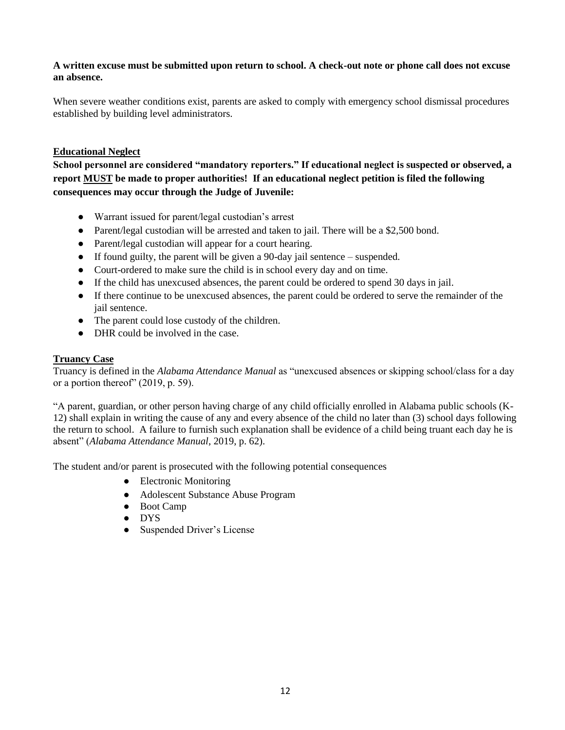**A written excuse must be submitted upon return to school. A check-out note or phone call does not excuse an absence.**

When severe weather conditions exist, parents are asked to comply with emergency school dismissal procedures established by building level administrators.

## Educational Neglect

**School personnel are considered "mandatory reporters." If educational neglect is suspected or observed, a report MUST be made to proper authorities! If an educational neglect petition is filed the following consequences may occur through the Judge of Juvenile:**

- Warrant issued for parent/legal custodian's arrest
- Parent/legal custodian will be arrested and taken to jail. There will be a $2,500 bond.
- Parent/legal custodian will appear for a court hearing.
- If found guilty, the parent will be given a 90-day jail sentence – suspended.
- Court-ordered to make sure the child is in school every day and on time.
- If the child has unexcused absences, the parent could be ordered to spend 30 days in jail.
- If there continue to be unexcused absences, the parent could be ordered to serve the remainder of the jail sentence.
- The parent could lose custody of the children.
- DHR could be involved in the case.

## Truancy Case

Truancy is defined in the *Alabama Attendance Manual* as "unexcused absences or skipping school/class for a day or a portion thereof" (2019, p. 59).

"A parent, guardian, or other person having charge of any child officially enrolled in Alabama public schools (K-12) shall explain in writing the cause of any and every absence of the child no later than (3) school days following the return to school. A failure to furnish such explanation shall be evidence of a child being truant each day he is absent" (*Alabama Attendance Manual*, 2019, p. 62).

The student and/or parent is prosecuted with the following potential consequences

- Electronic Monitoring
- Adolescent Substance Abuse Program
- Boot Camp
- DYS
- Suspended Driver's License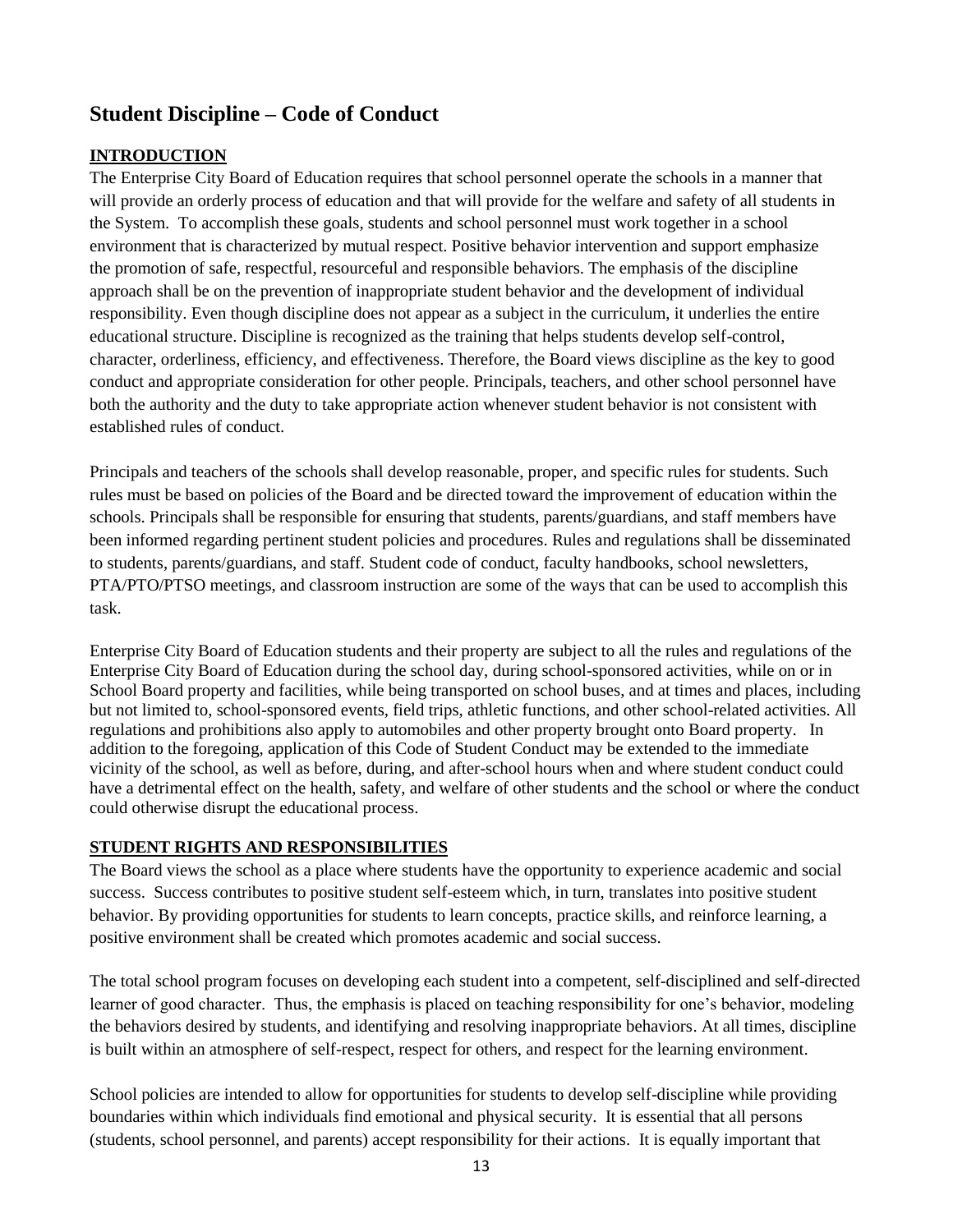## Student Discipline – Code of Conduct

**INTRODUCTION**

The Enterprise City Board of Education requires that school personnel operate the schools in a manner that will provide an orderly process of education and that will provide for the welfare and safety of all students in the System. To accomplish these goals, students and school personnel must work together in a school environment that is characterized by mutual respect. Positive behavior intervention and support emphasize the promotion of safe, respectful, resourceful and responsible behaviors. The emphasis of the discipline approach shall be on the prevention of inappropriate student behavior and the development of individual responsibility. Even though discipline does not appear as a subject in the curriculum, it underlies the entire educational structure. Discipline is recognized as the training that helps students develop self-control, character, orderliness, efficiency, and effectiveness. Therefore, the Board views discipline as the key to good conduct and appropriate consideration for other people. Principals, teachers, and other school personnel have both the authority and the duty to take appropriate action whenever student behavior is not consistent with established rules of conduct.

Principals and teachers of the schools shall develop reasonable, proper, and specific rules for students. Such rules must be based on policies of the Board and be directed toward the improvement of education within the schools. Principals shall be responsible for ensuring that students, parents/guardians, and staff members have been informed regarding pertinent student policies and procedures. Rules and regulations shall be disseminated to students, parents/guardians, and staff. Student code of conduct, faculty handbooks, school newsletters, PTA/PTO/PTSO meetings, and classroom instruction are some of the ways that can be used to accomplish this task.

Enterprise City Board of Education students and their property are subject to all the rules and regulations of the Enterprise City Board of Education during the school day, during school-sponsored activities, while on or in School Board property and facilities, while being transported on school buses, and at times and places, including but not limited to, school-sponsored events, field trips, athletic functions, and other school-related activities. All regulations and prohibitions also apply to automobiles and other property brought onto Board property. In addition to the foregoing, application of this Code of Student Conduct may be extended to the immediate vicinity of the school, as well as before, during, and after-school hours when and where student conduct could have a detrimental effect on the health, safety, and welfare of other students and the school or where the conduct could otherwise disrupt the educational process.

**STUDENT RIGHTS AND RESPONSIBILITIES**

The Board views the school as a place where students have the opportunity to experience academic and social success. Success contributes to positive student self-esteem which, in turn, translates into positive student behavior. By providing opportunities for students to learn concepts, practice skills, and reinforce learning, a positive environment shall be created which promotes academic and social success.

The total school program focuses on developing each student into a competent, self-disciplined and self-directed learner of good character. Thus, the emphasis is placed on teaching responsibility for one's behavior, modeling the behaviors desired by students, and identifying and resolving inappropriate behaviors. At all times, discipline is built within an atmosphere of self-respect, respect for others, and respect for the learning environment.

School policies are intended to allow for opportunities for students to develop self-discipline while providing boundaries within which individuals find emotional and physical security. It is essential that all persons (students, school personnel, and parents) accept responsibility for their actions. It is equally important that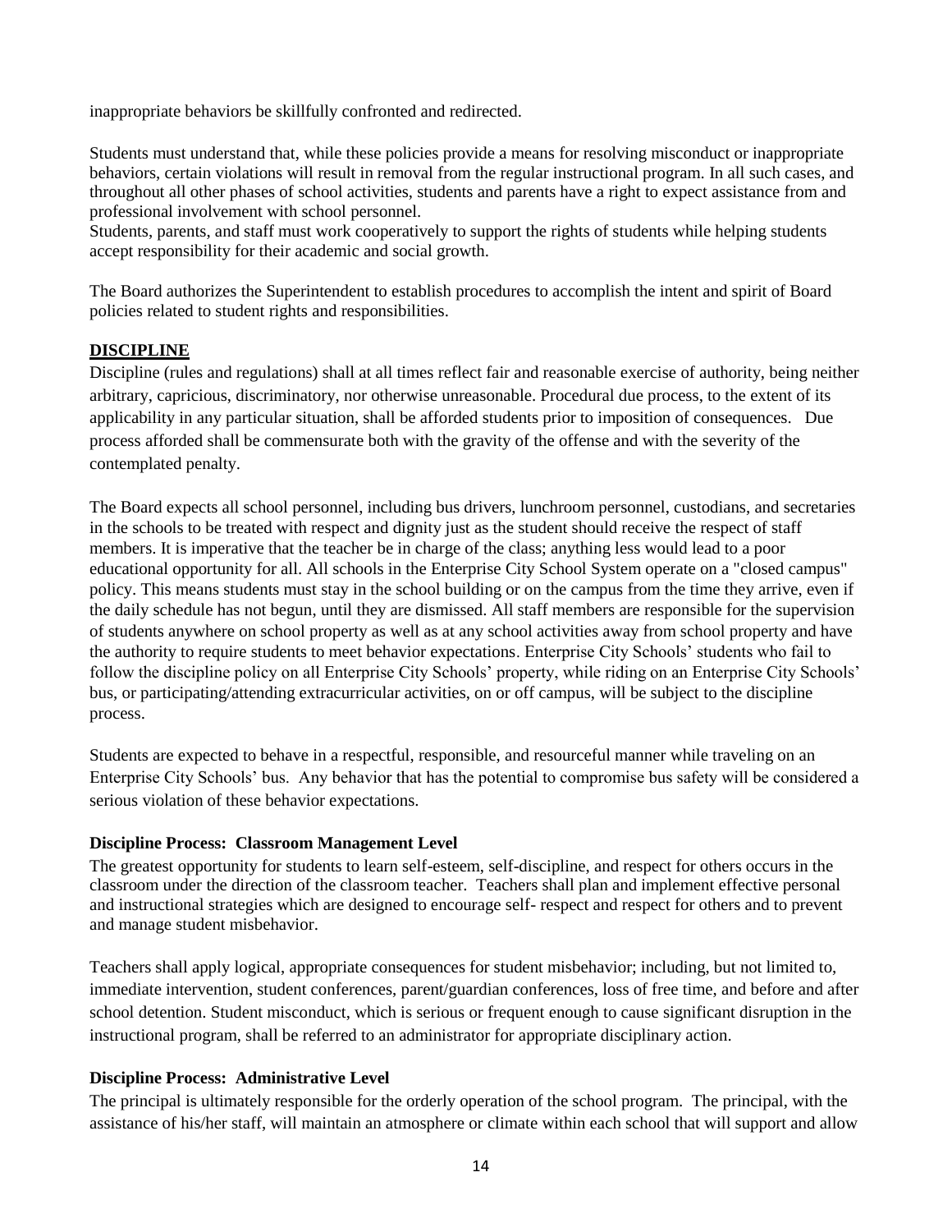inappropriate behaviors be skillfully confronted and redirected.

Students must understand that, while these policies provide a means for resolving misconduct or inappropriate behaviors, certain violations will result in removal from the regular instructional program. In all such cases, and throughout all other phases of school activities, students and parents have a right to expect assistance from and professional involvement with school personnel.
Students, parents, and staff must work cooperatively to support the rights of students while helping students accept responsibility for their academic and social growth.

The Board authorizes the Superintendent to establish procedures to accomplish the intent and spirit of Board policies related to student rights and responsibilities.

## DISCIPLINE

Discipline (rules and regulations) shall at all times reflect fair and reasonable exercise of authority, being neither arbitrary, capricious, discriminatory, nor otherwise unreasonable. Procedural due process, to the extent of its applicability in any particular situation, shall be afforded students prior to imposition of consequences. Due process afforded shall be commensurate both with the gravity of the offense and with the severity of the contemplated penalty.

The Board expects all school personnel, including bus drivers, lunchroom personnel, custodians, and secretaries in the schools to be treated with respect and dignity just as the student should receive the respect of staff members. It is imperative that the teacher be in charge of the class; anything less would lead to a poor educational opportunity for all. All schools in the Enterprise City School System operate on a "closed campus" policy. This means students must stay in the school building or on the campus from the time they arrive, even if the daily schedule has not begun, until they are dismissed. All staff members are responsible for the supervision of students anywhere on school property as well as at any school activities away from school property and have the authority to require students to meet behavior expectations. Enterprise City Schools' students who fail to follow the discipline policy on all Enterprise City Schools' property, while riding on an Enterprise City Schools' bus, or participating/attending extracurricular activities, on or off campus, will be subject to the discipline process.

Students are expected to behave in a respectful, responsible, and resourceful manner while traveling on an Enterprise City Schools' bus. Any behavior that has the potential to compromise bus safety will be considered a serious violation of these behavior expectations.

### Discipline Process: Classroom Management Level

The greatest opportunity for students to learn self-esteem, self-discipline, and respect for others occurs in the classroom under the direction of the classroom teacher. Teachers shall plan and implement effective personal and instructional strategies which are designed to encourage self- respect and respect for others and to prevent and manage student misbehavior.

Teachers shall apply logical, appropriate consequences for student misbehavior; including, but not limited to, immediate intervention, student conferences, parent/guardian conferences, loss of free time, and before and after school detention. Student misconduct, which is serious or frequent enough to cause significant disruption in the instructional program, shall be referred to an administrator for appropriate disciplinary action.

### Discipline Process: Administrative Level

The principal is ultimately responsible for the orderly operation of the school program. The principal, with the assistance of his/her staff, will maintain an atmosphere or climate within each school that will support and allow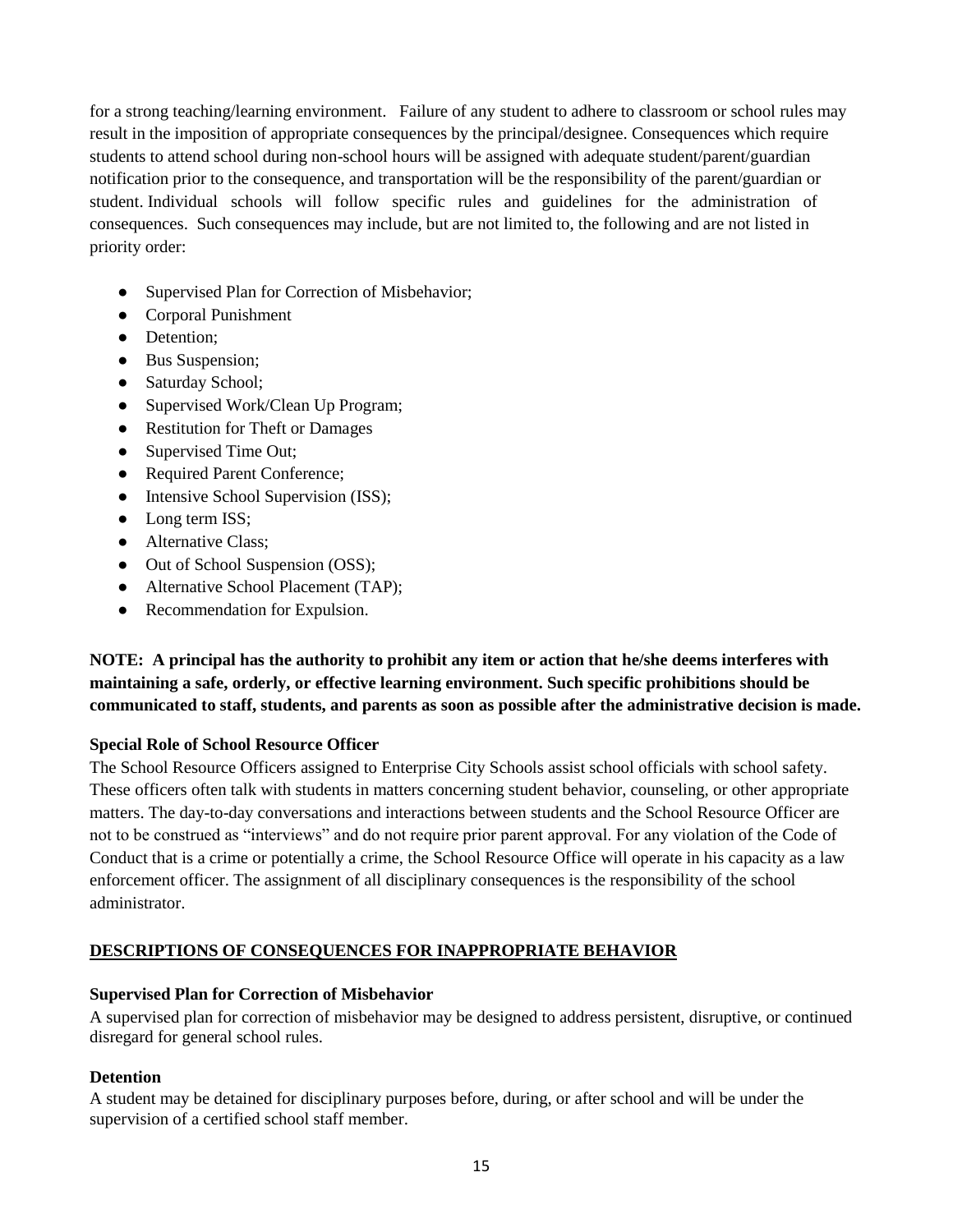for a strong teaching/learning environment. Failure of any student to adhere to classroom or school rules may result in the imposition of appropriate consequences by the principal/designee. Consequences which require students to attend school during non-school hours will be assigned with adequate student/parent/guardian notification prior to the consequence, and transportation will be the responsibility of the parent/guardian or student. Individual schools will follow specific rules and guidelines for the administration of consequences. Such consequences may include, but are not limited to, the following and are not listed in priority order:

- Supervised Plan for Correction of Misbehavior;
- Corporal Punishment
- Detention;
- Bus Suspension;
- Saturday School;
- Supervised Work/Clean Up Program;
- Restitution for Theft or Damages
- Supervised Time Out;
- Required Parent Conference;
- Intensive School Supervision (ISS);
- Long term ISS;
- Alternative Class;
- Out of School Suspension (OSS);
- Alternative School Placement (TAP);
- Recommendation for Expulsion.

**NOTE: A principal has the authority to prohibit any item or action that he/she deems interferes with maintaining a safe, orderly, or effective learning environment. Such specific prohibitions should be communicated to staff, students, and parents as soon as possible after the administrative decision is made.**

**Special Role of School Resource Officer**

The School Resource Officers assigned to Enterprise City Schools assist school officials with school safety. These officers often talk with students in matters concerning student behavior, counseling, or other appropriate matters. The day-to-day conversations and interactions between students and the School Resource Officer are not to be construed as "interviews" and do not require prior parent approval. For any violation of the Code of Conduct that is a crime or potentially a crime, the School Resource Office will operate in his capacity as a law enforcement officer. The assignment of all disciplinary consequences is the responsibility of the school administrator.

## DESCRIPTIONS OF CONSEQUENCES FOR INAPPROPRIATE BEHAVIOR

**Supervised Plan for Correction of Misbehavior**

A supervised plan for correction of misbehavior may be designed to address persistent, disruptive, or continued disregard for general school rules.

**Detention**

A student may be detained for disciplinary purposes before, during, or after school and will be under the supervision of a certified school staff member.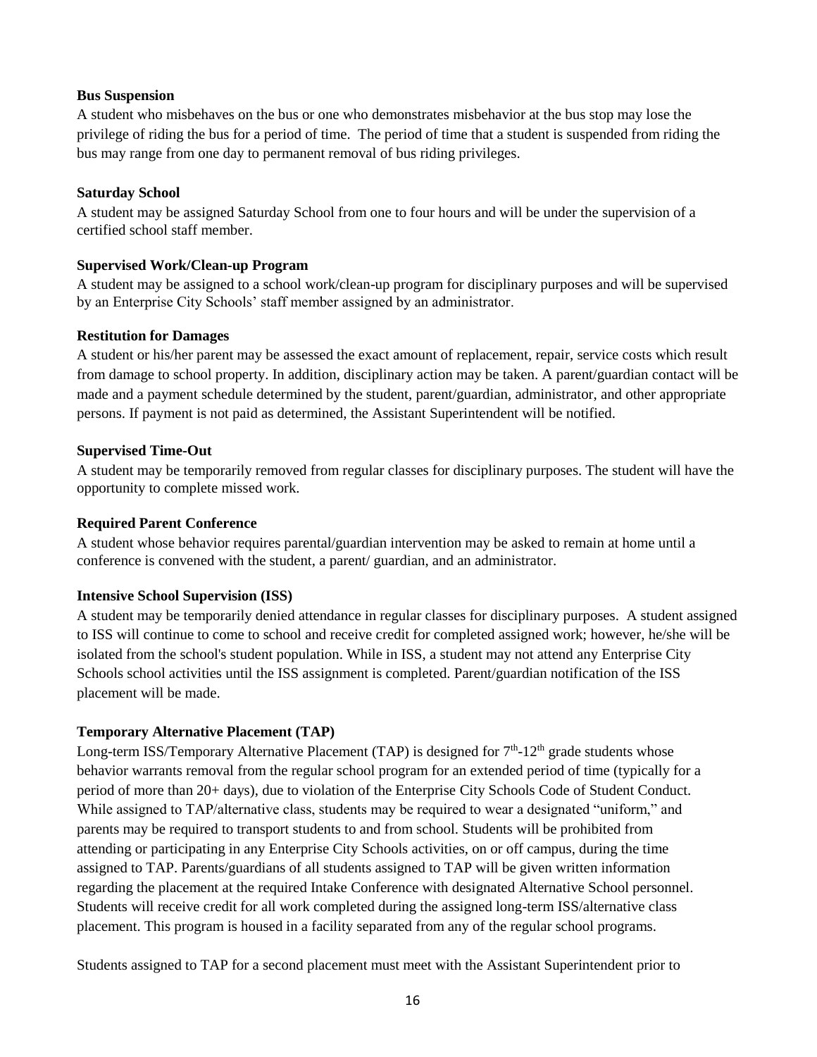**Bus Suspension**

A student who misbehaves on the bus or one who demonstrates misbehavior at the bus stop may lose the privilege of riding the bus for a period of time. The period of time that a student is suspended from riding the bus may range from one day to permanent removal of bus riding privileges.

**Saturday School**

A student may be assigned Saturday School from one to four hours and will be under the supervision of a certified school staff member.

**Supervised Work/Clean-up Program**

A student may be assigned to a school work/clean-up program for disciplinary purposes and will be supervised by an Enterprise City Schools' staff member assigned by an administrator.

**Restitution for Damages**

A student or his/her parent may be assessed the exact amount of replacement, repair, service costs which result from damage to school property. In addition, disciplinary action may be taken. A parent/guardian contact will be made and a payment schedule determined by the student, parent/guardian, administrator, and other appropriate persons. If payment is not paid as determined, the Assistant Superintendent will be notified.

**Supervised Time-Out**

A student may be temporarily removed from regular classes for disciplinary purposes. The student will have the opportunity to complete missed work.

**Required Parent Conference**

A student whose behavior requires parental/guardian intervention may be asked to remain at home until a conference is convened with the student, a parent/ guardian, and an administrator.

**Intensive School Supervision (ISS)**

A student may be temporarily denied attendance in regular classes for disciplinary purposes. A student assigned to ISS will continue to come to school and receive credit for completed assigned work; however, he/she will be isolated from the school's student population. While in ISS, a student may not attend any Enterprise City Schools school activities until the ISS assignment is completed. Parent/guardian notification of the ISS placement will be made.

**Temporary Alternative Placement (TAP)**

Long-term ISS/Temporary Alternative Placement (TAP) is designed for 7th-12th grade students whose behavior warrants removal from the regular school program for an extended period of time (typically for a period of more than 20+ days), due to violation of the Enterprise City Schools Code of Student Conduct. While assigned to TAP/alternative class, students may be required to wear a designated "uniform," and parents may be required to transport students to and from school. Students will be prohibited from attending or participating in any Enterprise City Schools activities, on or off campus, during the time assigned to TAP. Parents/guardians of all students assigned to TAP will be given written information regarding the placement at the required Intake Conference with designated Alternative School personnel. Students will receive credit for all work completed during the assigned long-term ISS/alternative class placement. This program is housed in a facility separated from any of the regular school programs.

Students assigned to TAP for a second placement must meet with the Assistant Superintendent prior to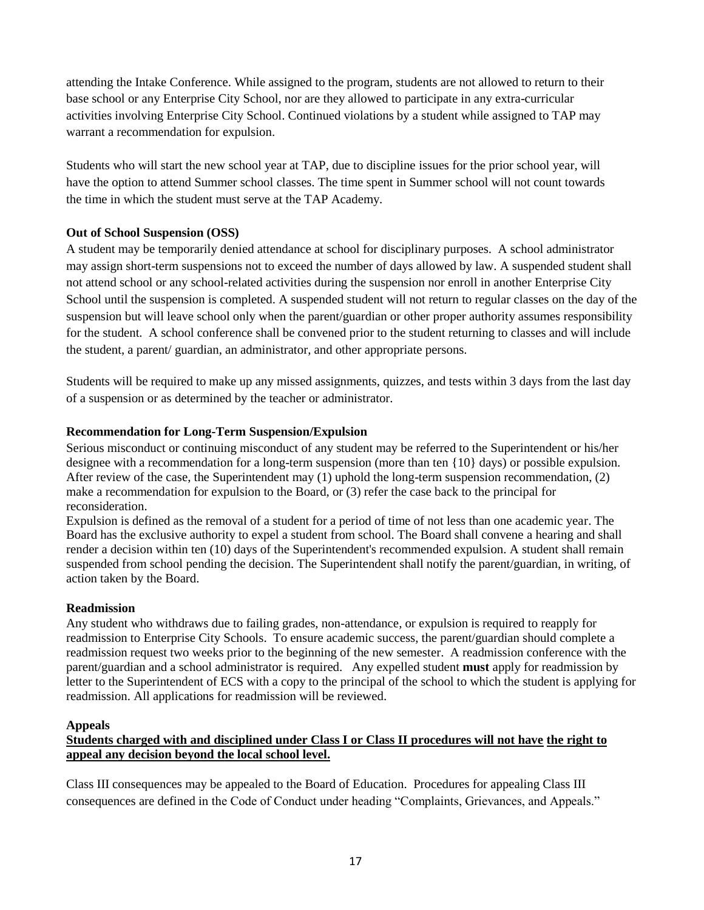attending the Intake Conference. While assigned to the program, students are not allowed to return to their base school or any Enterprise City School, nor are they allowed to participate in any extra-curricular activities involving Enterprise City School. Continued violations by a student while assigned to TAP may warrant a recommendation for expulsion.

Students who will start the new school year at TAP, due to discipline issues for the prior school year, will have the option to attend Summer school classes. The time spent in Summer school will not count towards the time in which the student must serve at the TAP Academy.

**Out of School Suspension (OSS)**

A student may be temporarily denied attendance at school for disciplinary purposes. A school administrator may assign short-term suspensions not to exceed the number of days allowed by law. A suspended student shall not attend school or any school-related activities during the suspension nor enroll in another Enterprise City School until the suspension is completed. A suspended student will not return to regular classes on the day of the suspension but will leave school only when the parent/guardian or other proper authority assumes responsibility for the student. A school conference shall be convened prior to the student returning to classes and will include the student, a parent/ guardian, an administrator, and other appropriate persons.

Students will be required to make up any missed assignments, quizzes, and tests within 3 days from the last day of a suspension or as determined by the teacher or administrator.

**Recommendation for Long-Term Suspension/Expulsion**

Serious misconduct or continuing misconduct of any student may be referred to the Superintendent or his/her designee with a recommendation for a long-term suspension (more than ten {10} days) or possible expulsion. After review of the case, the Superintendent may (1) uphold the long-term suspension recommendation, (2) make a recommendation for expulsion to the Board, or (3) refer the case back to the principal for reconsideration.

Expulsion is defined as the removal of a student for a period of time of not less than one academic year. The Board has the exclusive authority to expel a student from school. The Board shall convene a hearing and shall render a decision within ten (10) days of the Superintendent's recommended expulsion. A student shall remain suspended from school pending the decision. The Superintendent shall notify the parent/guardian, in writing, of action taken by the Board.

**Readmission**

Any student who withdraws due to failing grades, non-attendance, or expulsion is required to reapply for readmission to Enterprise City Schools. To ensure academic success, the parent/guardian should complete a readmission request two weeks prior to the beginning of the new semester. A readmission conference with the parent/guardian and a school administrator is required. Any expelled student **must** apply for readmission by letter to the Superintendent of ECS with a copy to the principal of the school to which the student is applying for readmission. All applications for readmission will be reviewed.

**Appeals**

**Students charged with and disciplined under Class I or Class II procedures will not have the right to appeal any decision beyond the local school level.**

Class III consequences may be appealed to the Board of Education. Procedures for appealing Class III consequences are defined in the Code of Conduct under heading "Complaints, Grievances, and Appeals."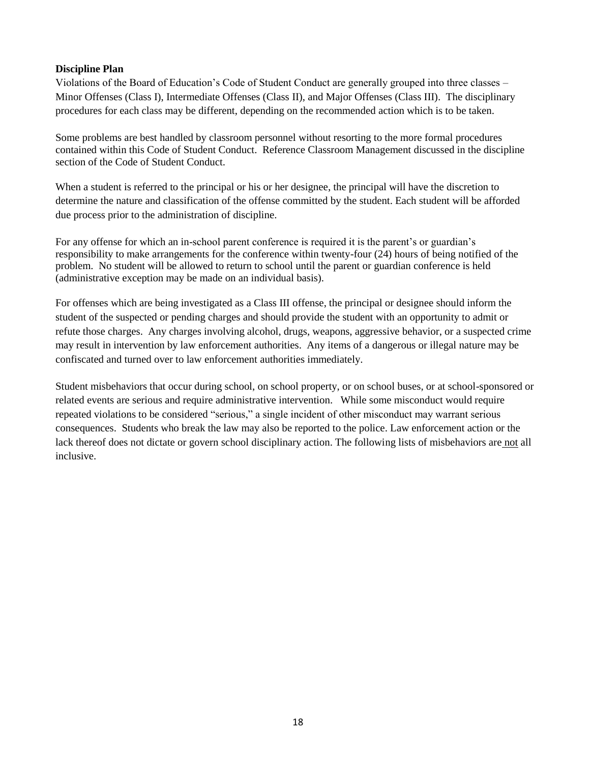**Discipline Plan**

Violations of the Board of Education's Code of Student Conduct are generally grouped into three classes – Minor Offenses (Class I), Intermediate Offenses (Class II), and Major Offenses (Class III). The disciplinary procedures for each class may be different, depending on the recommended action which is to be taken.

Some problems are best handled by classroom personnel without resorting to the more formal procedures contained within this Code of Student Conduct. Reference Classroom Management discussed in the discipline section of the Code of Student Conduct.

When a student is referred to the principal or his or her designee, the principal will have the discretion to determine the nature and classification of the offense committed by the student. Each student will be afforded due process prior to the administration of discipline.

For any offense for which an in-school parent conference is required it is the parent's or guardian's responsibility to make arrangements for the conference within twenty-four (24) hours of being notified of the problem. No student will be allowed to return to school until the parent or guardian conference is held (administrative exception may be made on an individual basis).

For offenses which are being investigated as a Class III offense, the principal or designee should inform the student of the suspected or pending charges and should provide the student with an opportunity to admit or refute those charges. Any charges involving alcohol, drugs, weapons, aggressive behavior, or a suspected crime may result in intervention by law enforcement authorities. Any items of a dangerous or illegal nature may be confiscated and turned over to law enforcement authorities immediately.

Student misbehaviors that occur during school, on school property, or on school buses, or at school-sponsored or related events are serious and require administrative intervention. While some misconduct would require repeated violations to be considered "serious," a single incident of other misconduct may warrant serious consequences. Students who break the law may also be reported to the police. Law enforcement action or the lack thereof does not dictate or govern school disciplinary action. The following lists of misbehaviors are not all inclusive.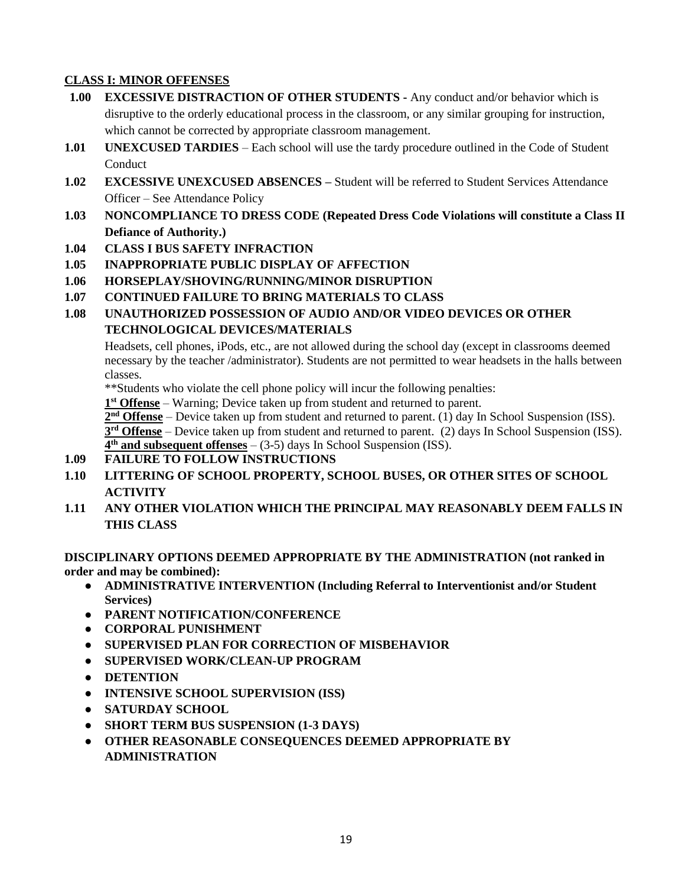## CLASS I: MINOR OFFENSES

**1.00 EXCESSIVE DISTRACTION OF OTHER STUDENTS -** Any conduct and/or behavior which is disruptive to the orderly educational process in the classroom, or any similar grouping for instruction, which cannot be corrected by appropriate classroom management.

**1.01 UNEXCUSED TARDIES** – Each school will use the tardy procedure outlined in the Code of Student Conduct

**1.02 EXCESSIVE UNEXCUSED ABSENCES –** Student will be referred to Student Services Attendance Officer – See Attendance Policy

**1.03 NONCOMPLIANCE TO DRESS CODE (Repeated Dress Code Violations will constitute a Class II Defiance of Authority.)**

**1.04 CLASS I BUS SAFETY INFRACTION**

**1.05 INAPPROPRIATE PUBLIC DISPLAY OF AFFECTION**

**1.06 HORSEPLAY/SHOVING/RUNNING/MINOR DISRUPTION**

**1.07 CONTINUED FAILURE TO BRING MATERIALS TO CLASS**

**1.08 UNAUTHORIZED POSSESSION OF AUDIO AND/OR VIDEO DEVICES OR OTHER TECHNOLOGICAL DEVICES/MATERIALS**

Headsets, cell phones, iPods, etc., are not allowed during the school day (except in classrooms deemed necessary by the teacher /administrator). Students are not permitted to wear headsets in the halls between classes.

**Students who violate the cell phone policy will incur the following penalties:

**1st Offense** – Warning; Device taken up from student and returned to parent.
**2nd Offense** – Device taken up from student and returned to parent. (1) day In School Suspension (ISS).
**3rd Offense** – Device taken up from student and returned to parent. (2) days In School Suspension (ISS).
**4th and subsequent offenses** – (3-5) days In School Suspension (ISS).

**1.09 FAILURE TO FOLLOW INSTRUCTIONS**

**1.10 LITTERING OF SCHOOL PROPERTY, SCHOOL BUSES, OR OTHER SITES OF SCHOOL ACTIVITY**

**1.11 ANY OTHER VIOLATION WHICH THE PRINCIPAL MAY REASONABLY DEEM FALLS IN THIS CLASS**

**DISCIPLINARY OPTIONS DEEMED APPROPRIATE BY THE ADMINISTRATION (not ranked in order and may be combined):**

- **ADMINISTRATIVE INTERVENTION (Including Referral to Interventionist and/or Student Services)**
- **PARENT NOTIFICATION/CONFERENCE**
- **CORPORAL PUNISHMENT**
- **SUPERVISED PLAN FOR CORRECTION OF MISBEHAVIOR**
- **SUPERVISED WORK/CLEAN-UP PROGRAM**
- **DETENTION**
- **INTENSIVE SCHOOL SUPERVISION (ISS)**
- **SATURDAY SCHOOL**
- **SHORT TERM BUS SUSPENSION (1-3 DAYS)**
- **OTHER REASONABLE CONSEQUENCES DEEMED APPROPRIATE BY ADMINISTRATION**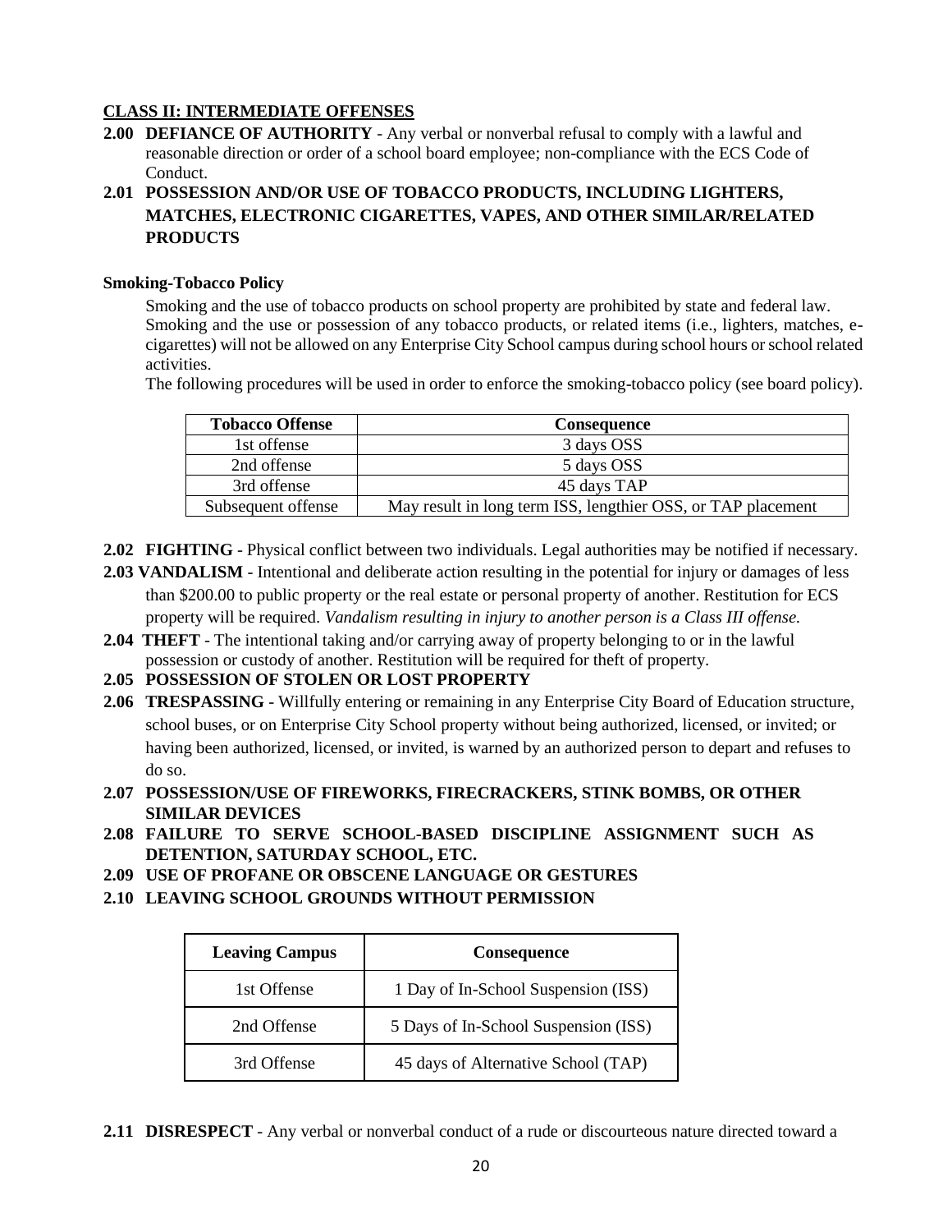## CLASS II: INTERMEDIATE OFFENSES

**2.00 DEFIANCE OF AUTHORITY** - Any verbal or nonverbal refusal to comply with a lawful and reasonable direction or order of a school board employee; non-compliance with the ECS Code of Conduct.

**2.01 POSSESSION AND/OR USE OF TOBACCO PRODUCTS, INCLUDING LIGHTERS, MATCHES, ELECTRONIC CIGARETTES, VAPES, AND OTHER SIMILAR/RELATED PRODUCTS**

**Smoking-Tobacco Policy**

Smoking and the use of tobacco products on school property are prohibited by state and federal law. Smoking and the use or possession of any tobacco products, or related items (i.e., lighters, matches, e-cigarettes) will not be allowed on any Enterprise City School campus during school hours or school related activities.

The following procedures will be used in order to enforce the smoking-tobacco policy (see board policy).

| Tobacco Offense | Consequence |
|---|---|
| 1st offense | 3 days OSS |
| 2nd offense | 5 days OSS |
| 3rd offense | 45 days TAP |
| Subsequent offense | May result in long term ISS, lengthier OSS, or TAP placement |

**2.02 FIGHTING** - Physical conflict between two individuals. Legal authorities may be notified if necessary.

**2.03 VANDALISM** - Intentional and deliberate action resulting in the potential for injury or damages of less than $200.00 to public property or the real estate or personal property of another. Restitution for ECS property will be required. *Vandalism resulting in injury to another person is a Class III offense.*

**2.04 THEFT** - The intentional taking and/or carrying away of property belonging to or in the lawful possession or custody of another. Restitution will be required for theft of property.

**2.05 POSSESSION OF STOLEN OR LOST PROPERTY**

**2.06 TRESPASSING** - Willfully entering or remaining in any Enterprise City Board of Education structure, school buses, or on Enterprise City School property without being authorized, licensed, or invited; or having been authorized, licensed, or invited, is warned by an authorized person to depart and refuses to do so.

**2.07 POSSESSION/USE OF FIREWORKS, FIRECRACKERS, STINK BOMBS, OR OTHER SIMILAR DEVICES**

**2.08 FAILURE TO SERVE SCHOOL-BASED DISCIPLINE ASSIGNMENT SUCH AS DETENTION, SATURDAY SCHOOL, ETC.**

**2.09 USE OF PROFANE OR OBSCENE LANGUAGE OR GESTURES**

**2.10 LEAVING SCHOOL GROUNDS WITHOUT PERMISSION**

| Leaving Campus | Consequence |
|---|---|
| 1st Offense | 1 Day of In-School Suspension (ISS) |
| 2nd Offense | 5 Days of In-School Suspension (ISS) |
| 3rd Offense | 45 days of Alternative School (TAP) |

**2.11 DISRESPECT** - Any verbal or nonverbal conduct of a rude or discourteous nature directed toward a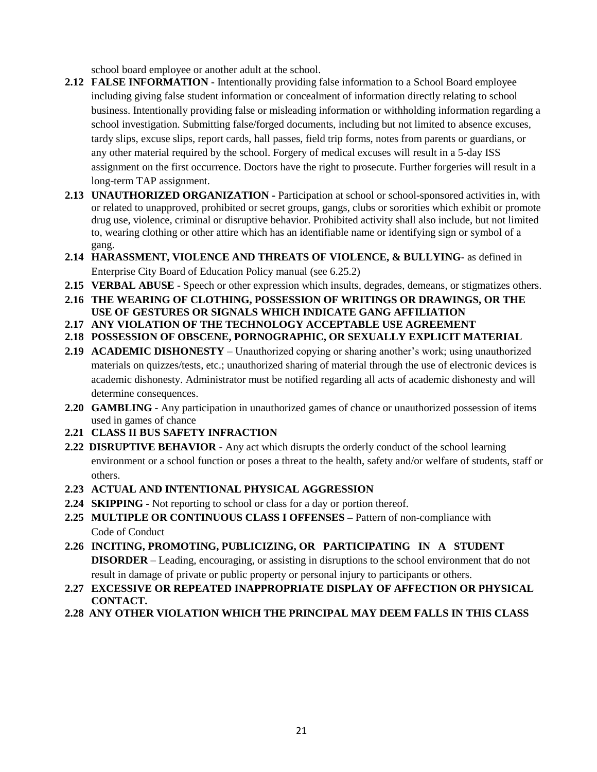school board employee or another adult at the school.

- **2.12 FALSE INFORMATION -** Intentionally providing false information to a School Board employee including giving false student information or concealment of information directly relating to school business. Intentionally providing false or misleading information or withholding information regarding a school investigation. Submitting false/forged documents, including but not limited to absence excuses, tardy slips, excuse slips, report cards, hall passes, field trip forms, notes from parents or guardians, or any other material required by the school. Forgery of medical excuses will result in a 5-day ISS assignment on the first occurrence. Doctors have the right to prosecute. Further forgeries will result in a long-term TAP assignment.
- **2.13 UNAUTHORIZED ORGANIZATION -** Participation at school or school-sponsored activities in, with or related to unapproved, prohibited or secret groups, gangs, clubs or sororities which exhibit or promote drug use, violence, criminal or disruptive behavior. Prohibited activity shall also include, but not limited to, wearing clothing or other attire which has an identifiable name or identifying sign or symbol of a gang.
- **2.14 HARASSMENT, VIOLENCE AND THREATS OF VIOLENCE, & BULLYING-** as defined in Enterprise City Board of Education Policy manual (see 6.25.2)
- **2.15 VERBAL ABUSE** - Speech or other expression which insults, degrades, demeans, or stigmatizes others.
- **2.16 THE WEARING OF CLOTHING, POSSESSION OF WRITINGS OR DRAWINGS, OR THE USE OF GESTURES OR SIGNALS WHICH INDICATE GANG AFFILIATION**
- **2.17 ANY VIOLATION OF THE TECHNOLOGY ACCEPTABLE USE AGREEMENT**
- **2.18 POSSESSION OF OBSCENE, PORNOGRAPHIC, OR SEXUALLY EXPLICIT MATERIAL**
- **2.19 ACADEMIC DISHONESTY** – Unauthorized copying or sharing another's work; using unauthorized materials on quizzes/tests, etc.; unauthorized sharing of material through the use of electronic devices is academic dishonesty. Administrator must be notified regarding all acts of academic dishonesty and will determine consequences.
- **2.20 GAMBLING -** Any participation in unauthorized games of chance or unauthorized possession of items used in games of chance
- **2.21 CLASS II BUS SAFETY INFRACTION**
- **2.22 DISRUPTIVE BEHAVIOR -** Any act which disrupts the orderly conduct of the school learning environment or a school function or poses a threat to the health, safety and/or welfare of students, staff or others.
- **2.23 ACTUAL AND INTENTIONAL PHYSICAL AGGRESSION**
- **2.24 SKIPPING -** Not reporting to school or class for a day or portion thereof.
- **2.25 MULTIPLE OR CONTINUOUS CLASS I OFFENSES –** Pattern of non-compliance with Code of Conduct
- **2.26 INCITING, PROMOTING, PUBLICIZING, OR PARTICIPATING IN A STUDENT DISORDER** – Leading, encouraging, or assisting in disruptions to the school environment that do not result in damage of private or public property or personal injury to participants or others.
- **2.27 EXCESSIVE OR REPEATED INAPPROPRIATE DISPLAY OF AFFECTION OR PHYSICAL CONTACT.**
- **2.28 ANY OTHER VIOLATION WHICH THE PRINCIPAL MAY DEEM FALLS IN THIS CLASS**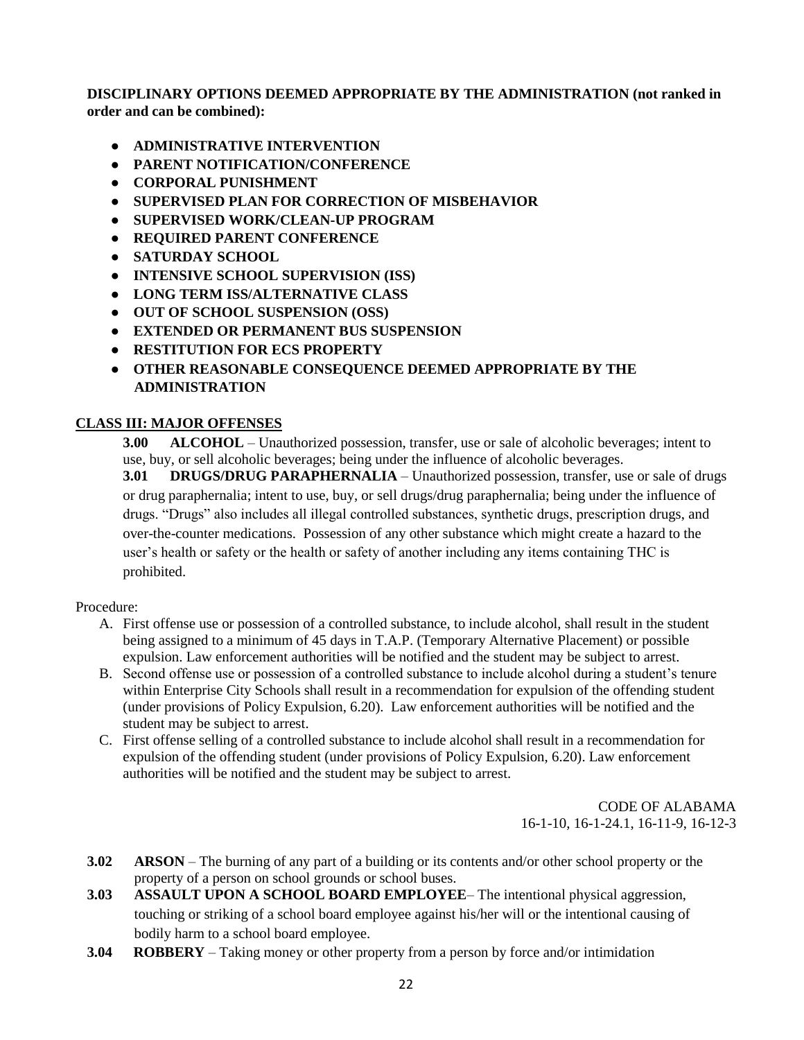**DISCIPLINARY OPTIONS DEEMED APPROPRIATE BY THE ADMINISTRATION (not ranked in order and can be combined):**

- **ADMINISTRATIVE INTERVENTION**
- **PARENT NOTIFICATION/CONFERENCE**
- **CORPORAL PUNISHMENT**
- **SUPERVISED PLAN FOR CORRECTION OF MISBEHAVIOR**
- **SUPERVISED WORK/CLEAN-UP PROGRAM**
- **REQUIRED PARENT CONFERENCE**
- **SATURDAY SCHOOL**
- **INTENSIVE SCHOOL SUPERVISION (ISS)**
- **LONG TERM ISS/ALTERNATIVE CLASS**
- **OUT OF SCHOOL SUSPENSION (OSS)**
- **EXTENDED OR PERMANENT BUS SUSPENSION**
- **RESTITUTION FOR ECS PROPERTY**
- **OTHER REASONABLE CONSEQUENCE DEEMED APPROPRIATE BY THE ADMINISTRATION**

## CLASS III: MAJOR OFFENSES

**3.00 ALCOHOL** – Unauthorized possession, transfer, use or sale of alcoholic beverages; intent to use, buy, or sell alcoholic beverages; being under the influence of alcoholic beverages.

**3.01 DRUGS/DRUG PARAPHERNALIA** – Unauthorized possession, transfer, use or sale of drugs or drug paraphernalia; intent to use, buy, or sell drugs/drug paraphernalia; being under the influence of drugs. "Drugs" also includes all illegal controlled substances, synthetic drugs, prescription drugs, and over-the-counter medications. Possession of any other substance which might create a hazard to the user's health or safety or the health or safety of another including any items containing THC is prohibited.

Procedure:

A. First offense use or possession of a controlled substance, to include alcohol, shall result in the student being assigned to a minimum of 45 days in T.A.P. (Temporary Alternative Placement) or possible expulsion. Law enforcement authorities will be notified and the student may be subject to arrest.

B. Second offense use or possession of a controlled substance to include alcohol during a student's tenure within Enterprise City Schools shall result in a recommendation for expulsion of the offending student (under provisions of Policy Expulsion, 6.20). Law enforcement authorities will be notified and the student may be subject to arrest.

C. First offense selling of a controlled substance to include alcohol shall result in a recommendation for expulsion of the offending student (under provisions of Policy Expulsion, 6.20). Law enforcement authorities will be notified and the student may be subject to arrest.

CODE OF ALABAMA
16-1-10, 16-1-24.1, 16-11-9, 16-12-3

**3.02 ARSON** – The burning of any part of a building or its contents and/or other school property or the property of a person on school grounds or school buses.

**3.03 ASSAULT UPON A SCHOOL BOARD EMPLOYEE**– The intentional physical aggression, touching or striking of a school board employee against his/her will or the intentional causing of bodily harm to a school board employee.

**3.04 ROBBERY** – Taking money or other property from a person by force and/or intimidation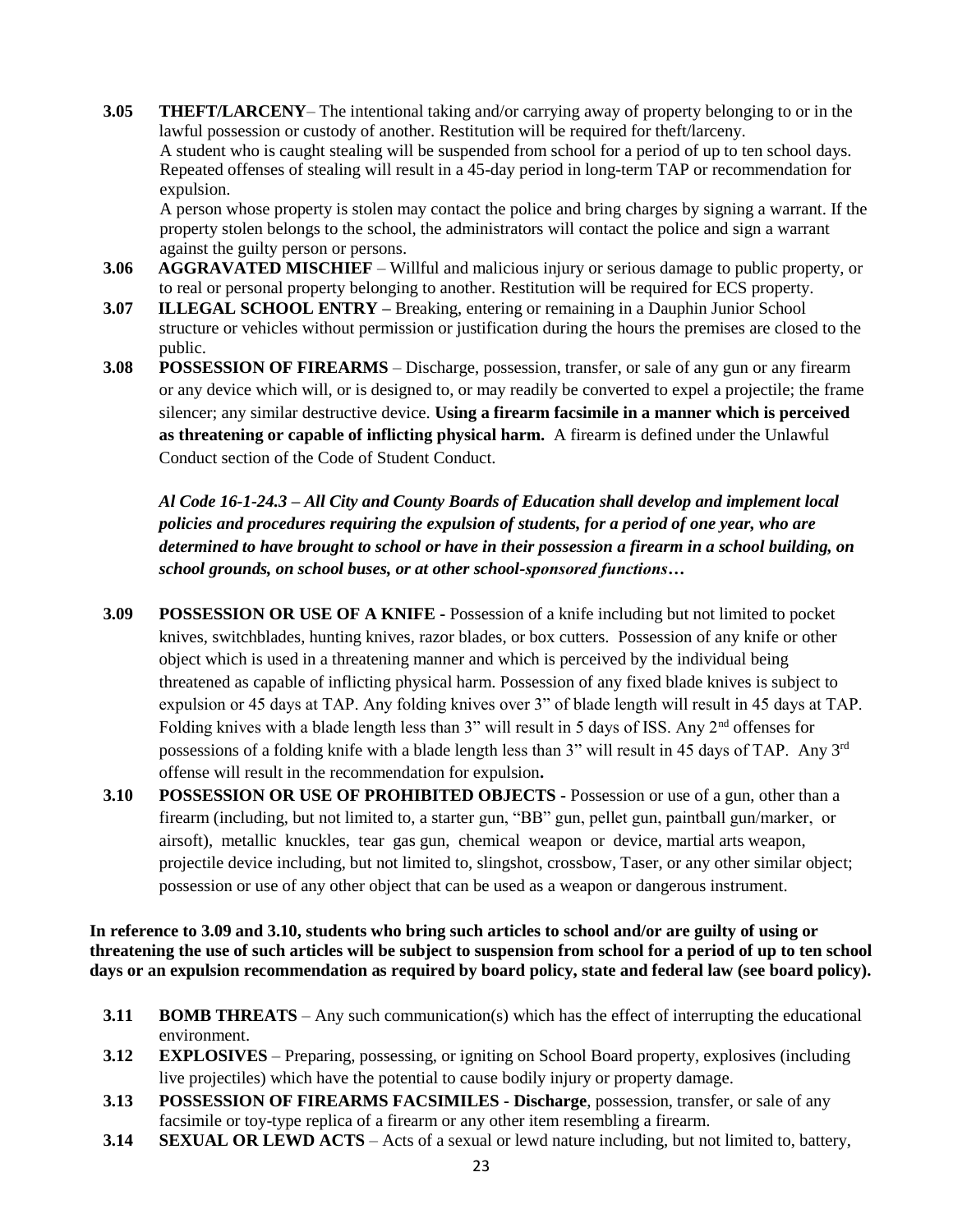**3.05 THEFT/LARCENY**– The intentional taking and/or carrying away of property belonging to or in the lawful possession or custody of another. Restitution will be required for theft/larceny.
A student who is caught stealing will be suspended from school for a period of up to ten school days. Repeated offenses of stealing will result in a 45-day period in long-term TAP or recommendation for expulsion.
A person whose property is stolen may contact the police and bring charges by signing a warrant. If the property stolen belongs to the school, the administrators will contact the police and sign a warrant against the guilty person or persons.

**3.06 AGGRAVATED MISCHIEF** – Willful and malicious injury or serious damage to public property, or to real or personal property belonging to another. Restitution will be required for ECS property.

**3.07 ILLEGAL SCHOOL ENTRY –** Breaking, entering or remaining in a Dauphin Junior School structure or vehicles without permission or justification during the hours the premises are closed to the public.

**3.08 POSSESSION OF FIREARMS** – Discharge, possession, transfer, or sale of any gun or any firearm or any device which will, or is designed to, or may readily be converted to expel a projectile; the frame silencer; any similar destructive device. **Using a firearm facsimile in a manner which is perceived as threatening or capable of inflicting physical harm.** A firearm is defined under the Unlawful Conduct section of the Code of Student Conduct.

***Al Code 16-1-24.3 – All City and County Boards of Education shall develop and implement local policies and procedures requiring the expulsion of students, for a period of one year, who are determined to have brought to school or have in their possession a firearm in a school building, on school grounds, on school buses, or at other school-sponsored functions…***

**3.09 POSSESSION OR USE OF A KNIFE -** Possession of a knife including but not limited to pocket knives, switchblades, hunting knives, razor blades, or box cutters. Possession of any knife or other object which is used in a threatening manner and which is perceived by the individual being threatened as capable of inflicting physical harm. Possession of any fixed blade knives is subject to expulsion or 45 days at TAP. Any folding knives over 3" of blade length will result in 45 days at TAP. Folding knives with a blade length less than 3" will result in 5 days of ISS. Any 2nd offenses for possessions of a folding knife with a blade length less than 3" will result in 45 days of TAP. Any 3rd offense will result in the recommendation for expulsion**.**

**3.10 POSSESSION OR USE OF PROHIBITED OBJECTS -** Possession or use of a gun, other than a firearm (including, but not limited to, a starter gun, "BB" gun, pellet gun, paintball gun/marker, or airsoft), metallic knuckles, tear gas gun, chemical weapon or device, martial arts weapon, projectile device including, but not limited to, slingshot, crossbow, Taser, or any other similar object; possession or use of any other object that can be used as a weapon or dangerous instrument.

**In reference to 3.09 and 3.10, students who bring such articles to school and/or are guilty of using or threatening the use of such articles will be subject to suspension from school for a period of up to ten school days or an expulsion recommendation as required by board policy, state and federal law (see board policy).**

**3.11 BOMB THREATS** – Any such communication(s) which has the effect of interrupting the educational environment.

**3.12 EXPLOSIVES** – Preparing, possessing, or igniting on School Board property, explosives (including live projectiles) which have the potential to cause bodily injury or property damage.

**3.13 POSSESSION OF FIREARMS FACSIMILES - Discharge**, possession, transfer, or sale of any facsimile or toy-type replica of a firearm or any other item resembling a firearm.

**3.14 SEXUAL OR LEWD ACTS** – Acts of a sexual or lewd nature including, but not limited to, battery,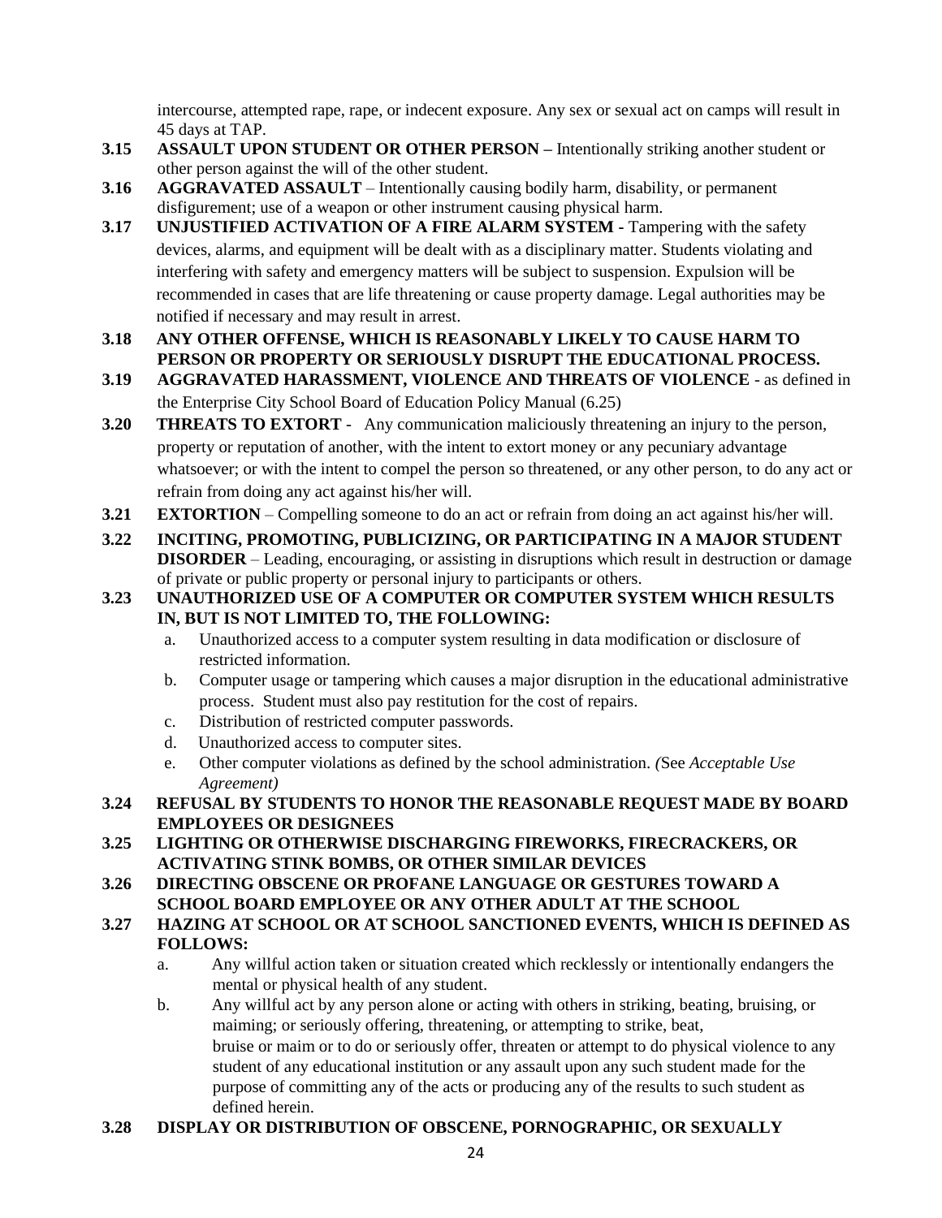intercourse, attempted rape, rape, or indecent exposure. Any sex or sexual act on camps will result in 45 days at TAP.

**3.15 ASSAULT UPON STUDENT OR OTHER PERSON –** Intentionally striking another student or other person against the will of the other student.

**3.16 AGGRAVATED ASSAULT** – Intentionally causing bodily harm, disability, or permanent disfigurement; use of a weapon or other instrument causing physical harm.

**3.17 UNJUSTIFIED ACTIVATION OF A FIRE ALARM SYSTEM -** Tampering with the safety devices, alarms, and equipment will be dealt with as a disciplinary matter. Students violating and interfering with safety and emergency matters will be subject to suspension. Expulsion will be recommended in cases that are life threatening or cause property damage. Legal authorities may be notified if necessary and may result in arrest.

**3.18 ANY OTHER OFFENSE, WHICH IS REASONABLY LIKELY TO CAUSE HARM TO PERSON OR PROPERTY OR SERIOUSLY DISRUPT THE EDUCATIONAL PROCESS.**

**3.19 AGGRAVATED HARASSMENT, VIOLENCE AND THREATS OF VIOLENCE** - as defined in the Enterprise City School Board of Education Policy Manual (6.25)

**3.20 THREATS TO EXTORT** - Any communication maliciously threatening an injury to the person, property or reputation of another, with the intent to extort money or any pecuniary advantage whatsoever; or with the intent to compel the person so threatened, or any other person, to do any act or refrain from doing any act against his/her will.

**3.21 EXTORTION** – Compelling someone to do an act or refrain from doing an act against his/her will.

**3.22 INCITING, PROMOTING, PUBLICIZING, OR PARTICIPATING IN A MAJOR STUDENT DISORDER** – Leading, encouraging, or assisting in disruptions which result in destruction or damage of private or public property or personal injury to participants or others.

**3.23 UNAUTHORIZED USE OF A COMPUTER OR COMPUTER SYSTEM WHICH RESULTS IN, BUT IS NOT LIMITED TO, THE FOLLOWING:**

a. Unauthorized access to a computer system resulting in data modification or disclosure of restricted information.

b. Computer usage or tampering which causes a major disruption in the educational administrative process. Student must also pay restitution for the cost of repairs.

c. Distribution of restricted computer passwords.

d. Unauthorized access to computer sites.

e. Other computer violations as defined by the school administration. *(*See *Acceptable Use Agreement)*

**3.24 REFUSAL BY STUDENTS TO HONOR THE REASONABLE REQUEST MADE BY BOARD EMPLOYEES OR DESIGNEES**

**3.25 LIGHTING OR OTHERWISE DISCHARGING FIREWORKS, FIRECRACKERS, OR ACTIVATING STINK BOMBS, OR OTHER SIMILAR DEVICES**

**3.26 DIRECTING OBSCENE OR PROFANE LANGUAGE OR GESTURES TOWARD A SCHOOL BOARD EMPLOYEE OR ANY OTHER ADULT AT THE SCHOOL**

**3.27 HAZING AT SCHOOL OR AT SCHOOL SANCTIONED EVENTS, WHICH IS DEFINED AS FOLLOWS:**

a. Any willful action taken or situation created which recklessly or intentionally endangers the mental or physical health of any student.

b. Any willful act by any person alone or acting with others in striking, beating, bruising, or maiming; or seriously offering, threatening, or attempting to strike, beat, bruise or maim or to do or seriously offer, threaten or attempt to do physical violence to any student of any educational institution or any assault upon any such student made for the purpose of committing any of the acts or producing any of the results to such student as defined herein.

**3.28 DISPLAY OR DISTRIBUTION OF OBSCENE, PORNOGRAPHIC, OR SEXUALLY**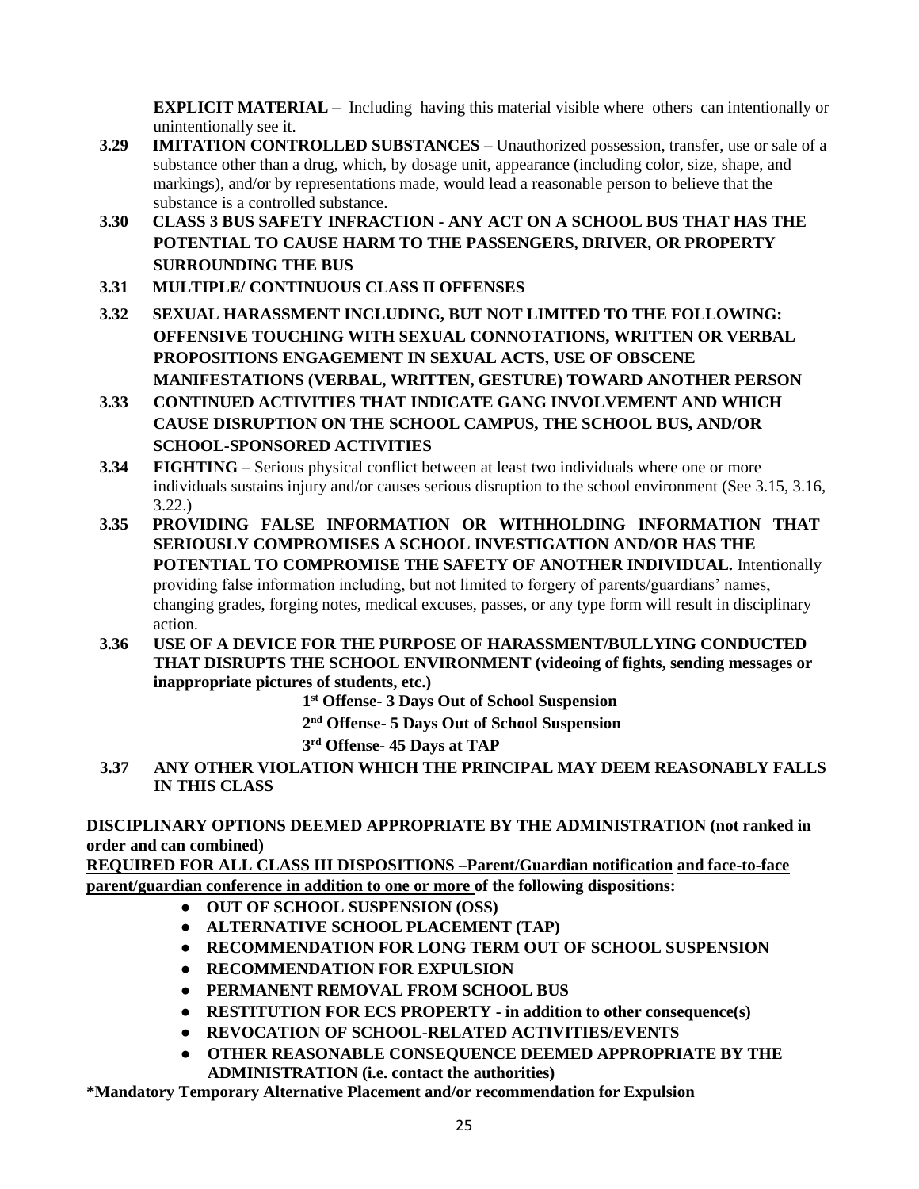**EXPLICIT MATERIAL –** Including having this material visible where others can intentionally or unintentionally see it.

**3.29 IMITATION CONTROLLED SUBSTANCES** – Unauthorized possession, transfer, use or sale of a substance other than a drug, which, by dosage unit, appearance (including color, size, shape, and markings), and/or by representations made, would lead a reasonable person to believe that the substance is a controlled substance.

**3.30 CLASS 3 BUS SAFETY INFRACTION - ANY ACT ON A SCHOOL BUS THAT HAS THE POTENTIAL TO CAUSE HARM TO THE PASSENGERS, DRIVER, OR PROPERTY SURROUNDING THE BUS**

**3.31 MULTIPLE/ CONTINUOUS CLASS II OFFENSES**

**3.32 SEXUAL HARASSMENT INCLUDING, BUT NOT LIMITED TO THE FOLLOWING: OFFENSIVE TOUCHING WITH SEXUAL CONNOTATIONS, WRITTEN OR VERBAL PROPOSITIONS ENGAGEMENT IN SEXUAL ACTS, USE OF OBSCENE MANIFESTATIONS (VERBAL, WRITTEN, GESTURE) TOWARD ANOTHER PERSON**

**3.33 CONTINUED ACTIVITIES THAT INDICATE GANG INVOLVEMENT AND WHICH CAUSE DISRUPTION ON THE SCHOOL CAMPUS, THE SCHOOL BUS, AND/OR SCHOOL-SPONSORED ACTIVITIES**

**3.34 FIGHTING** – Serious physical conflict between at least two individuals where one or more individuals sustains injury and/or causes serious disruption to the school environment (See 3.15, 3.16, 3.22.)

**3.35 PROVIDING FALSE INFORMATION OR WITHHOLDING INFORMATION THAT SERIOUSLY COMPROMISES A SCHOOL INVESTIGATION AND/OR HAS THE POTENTIAL TO COMPROMISE THE SAFETY OF ANOTHER INDIVIDUAL.** Intentionally providing false information including, but not limited to forgery of parents/guardians' names, changing grades, forging notes, medical excuses, passes, or any type form will result in disciplinary action.

**3.36 USE OF A DEVICE FOR THE PURPOSE OF HARASSMENT/BULLYING CONDUCTED THAT DISRUPTS THE SCHOOL ENVIRONMENT (videoing of fights, sending messages or inappropriate pictures of students, etc.)**

**1st Offense- 3 Days Out of School Suspension**

**2nd Offense- 5 Days Out of School Suspension**

**3rd Offense- 45 Days at TAP**

**3.37 ANY OTHER VIOLATION WHICH THE PRINCIPAL MAY DEEM REASONABLY FALLS IN THIS CLASS**

**DISCIPLINARY OPTIONS DEEMED APPROPRIATE BY THE ADMINISTRATION (not ranked in order and can combined)**

**REQUIRED FOR ALL CLASS III DISPOSITIONS –Parent/Guardian notification and face-to-face parent/guardian conference in addition to one or more of the following dispositions:**

- **OUT OF SCHOOL SUSPENSION (OSS)**
- **ALTERNATIVE SCHOOL PLACEMENT (TAP)**
- **RECOMMENDATION FOR LONG TERM OUT OF SCHOOL SUSPENSION**
- **RECOMMENDATION FOR EXPULSION**
- **PERMANENT REMOVAL FROM SCHOOL BUS**
- **RESTITUTION FOR ECS PROPERTY - in addition to other consequence(s)**
- **REVOCATION OF SCHOOL-RELATED ACTIVITIES/EVENTS**
- **OTHER REASONABLE CONSEQUENCE DEEMED APPROPRIATE BY THE ADMINISTRATION (i.e. contact the authorities)**

**\*Mandatory Temporary Alternative Placement and/or recommendation for Expulsion**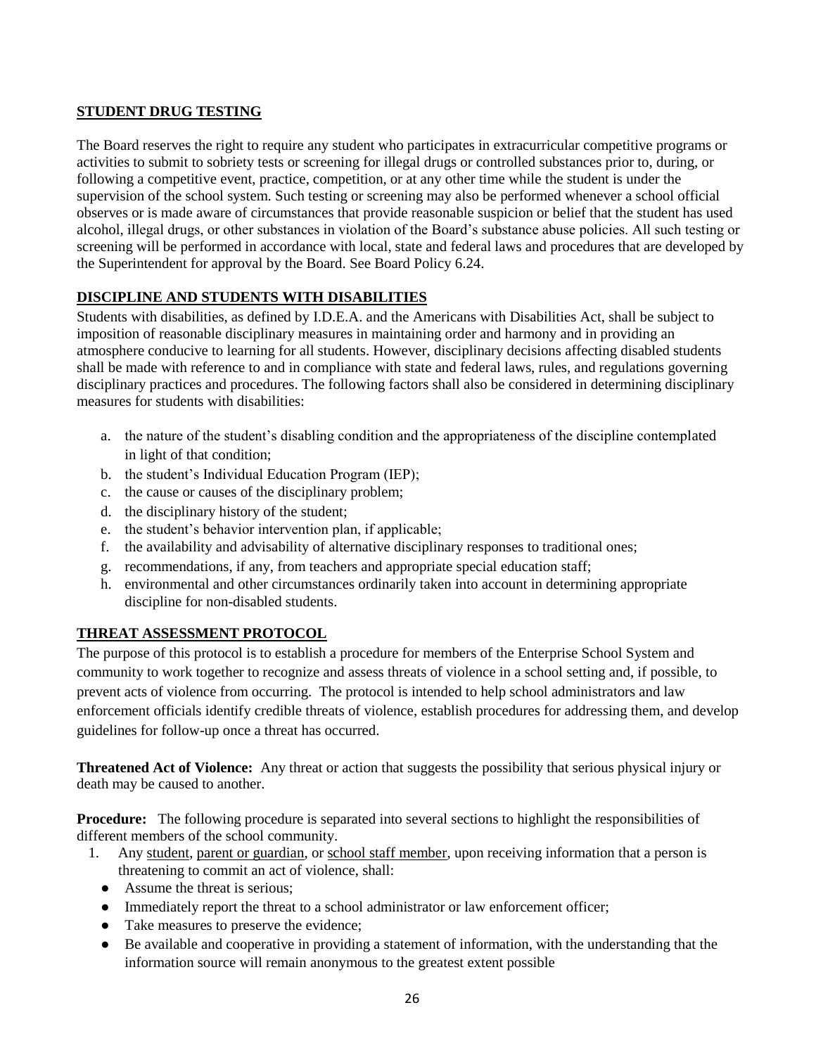## STUDENT DRUG TESTING

The Board reserves the right to require any student who participates in extracurricular competitive programs or activities to submit to sobriety tests or screening for illegal drugs or controlled substances prior to, during, or following a competitive event, practice, competition, or at any other time while the student is under the supervision of the school system. Such testing or screening may also be performed whenever a school official observes or is made aware of circumstances that provide reasonable suspicion or belief that the student has used alcohol, illegal drugs, or other substances in violation of the Board's substance abuse policies. All such testing or screening will be performed in accordance with local, state and federal laws and procedures that are developed by the Superintendent for approval by the Board. See Board Policy 6.24.

## DISCIPLINE AND STUDENTS WITH DISABILITIES

Students with disabilities, as defined by I.D.E.A. and the Americans with Disabilities Act, shall be subject to imposition of reasonable disciplinary measures in maintaining order and harmony and in providing an atmosphere conducive to learning for all students. However, disciplinary decisions affecting disabled students shall be made with reference to and in compliance with state and federal laws, rules, and regulations governing disciplinary practices and procedures. The following factors shall also be considered in determining disciplinary measures for students with disabilities:

a. the nature of the student's disabling condition and the appropriateness of the discipline contemplated in light of that condition;
b. the student's Individual Education Program (IEP);
c. the cause or causes of the disciplinary problem;
d. the disciplinary history of the student;
e. the student's behavior intervention plan, if applicable;
f. the availability and advisability of alternative disciplinary responses to traditional ones;
g. recommendations, if any, from teachers and appropriate special education staff;
h. environmental and other circumstances ordinarily taken into account in determining appropriate discipline for non-disabled students.

## THREAT ASSESSMENT PROTOCOL

The purpose of this protocol is to establish a procedure for members of the Enterprise School System and community to work together to recognize and assess threats of violence in a school setting and, if possible, to prevent acts of violence from occurring. The protocol is intended to help school administrators and law enforcement officials identify credible threats of violence, establish procedures for addressing them, and develop guidelines for follow-up once a threat has occurred.

**Threatened Act of Violence:** Any threat or action that suggests the possibility that serious physical injury or death may be caused to another.

**Procedure:** The following procedure is separated into several sections to highlight the responsibilities of different members of the school community.

1. Any student, parent or guardian, or school staff member, upon receiving information that a person is threatening to commit an act of violence, shall:
   - Assume the threat is serious;
   - Immediately report the threat to a school administrator or law enforcement officer;
   - Take measures to preserve the evidence;
   - Be available and cooperative in providing a statement of information, with the understanding that the information source will remain anonymous to the greatest extent possible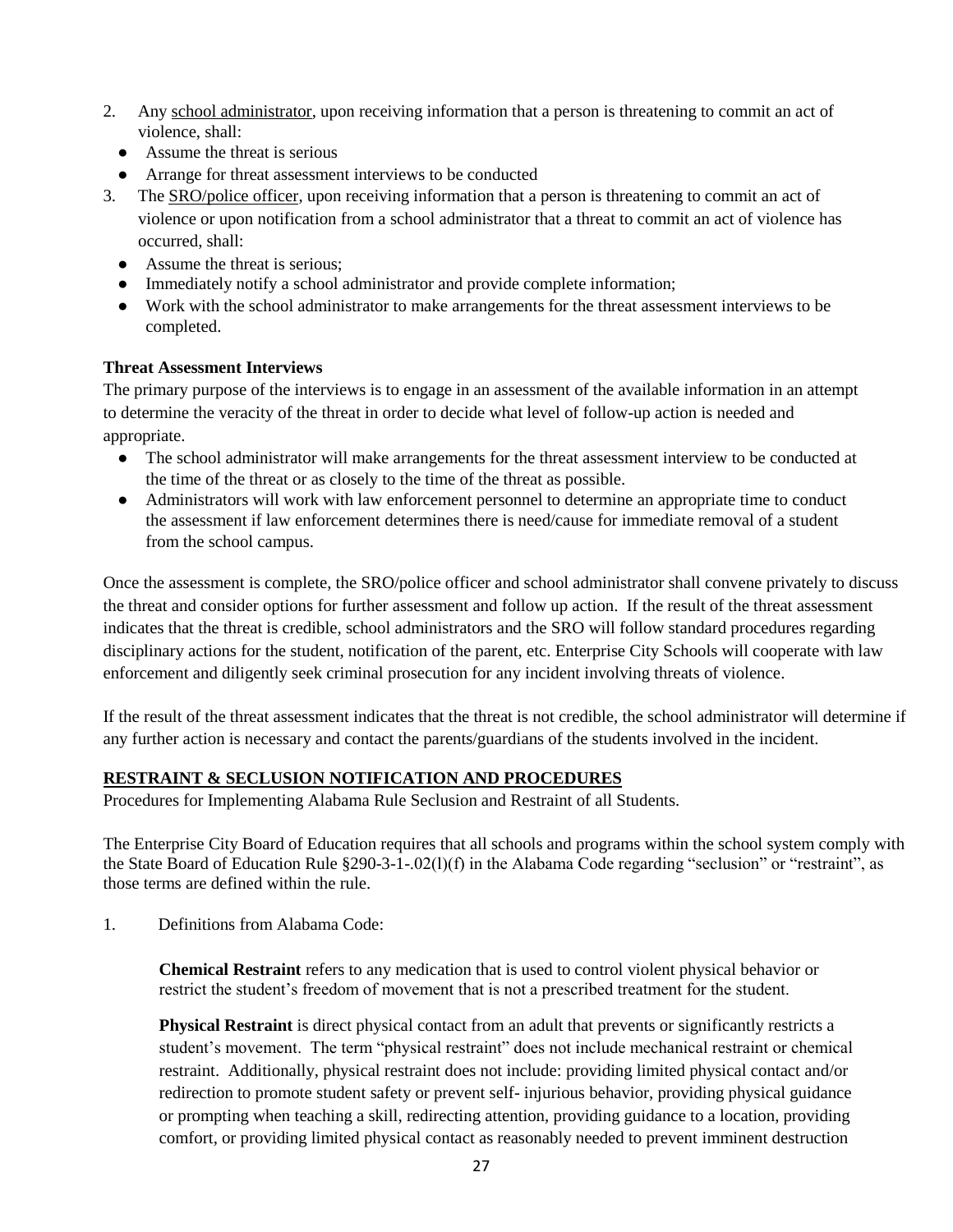2. Any <u>school administrator</u>, upon receiving information that a person is threatening to commit an act of violence, shall:
   - Assume the threat is serious
   - Arrange for threat assessment interviews to be conducted
3. The <u>SRO/police officer</u>, upon receiving information that a person is threatening to commit an act of violence or upon notification from a school administrator that a threat to commit an act of violence has occurred, shall:
   - Assume the threat is serious;
   - Immediately notify a school administrator and provide complete information;
   - Work with the school administrator to make arrangements for the threat assessment interviews to be completed.

**Threat Assessment Interviews**

The primary purpose of the interviews is to engage in an assessment of the available information in an attempt to determine the veracity of the threat in order to decide what level of follow-up action is needed and appropriate.

- The school administrator will make arrangements for the threat assessment interview to be conducted at the time of the threat or as closely to the time of the threat as possible.
- Administrators will work with law enforcement personnel to determine an appropriate time to conduct the assessment if law enforcement determines there is need/cause for immediate removal of a student from the school campus.

Once the assessment is complete, the SRO/police officer and school administrator shall convene privately to discuss the threat and consider options for further assessment and follow up action. If the result of the threat assessment indicates that the threat is credible, school administrators and the SRO will follow standard procedures regarding disciplinary actions for the student, notification of the parent, etc. Enterprise City Schools will cooperate with law enforcement and diligently seek criminal prosecution for any incident involving threats of violence.

If the result of the threat assessment indicates that the threat is not credible, the school administrator will determine if any further action is necessary and contact the parents/guardians of the students involved in the incident.

## RESTRAINT & SECLUSION NOTIFICATION AND PROCEDURES

Procedures for Implementing Alabama Rule Seclusion and Restraint of all Students.

The Enterprise City Board of Education requires that all schools and programs within the school system comply with the State Board of Education Rule §290-3-1-.02(l)(f) in the Alabama Code regarding "seclusion" or "restraint", as those terms are defined within the rule.

1. Definitions from Alabama Code:

   **Chemical Restraint** refers to any medication that is used to control violent physical behavior or restrict the student's freedom of movement that is not a prescribed treatment for the student.

   **Physical Restraint** is direct physical contact from an adult that prevents or significantly restricts a student's movement. The term "physical restraint" does not include mechanical restraint or chemical restraint. Additionally, physical restraint does not include: providing limited physical contact and/or redirection to promote student safety or prevent self- injurious behavior, providing physical guidance or prompting when teaching a skill, redirecting attention, providing guidance to a location, providing comfort, or providing limited physical contact as reasonably needed to prevent imminent destruction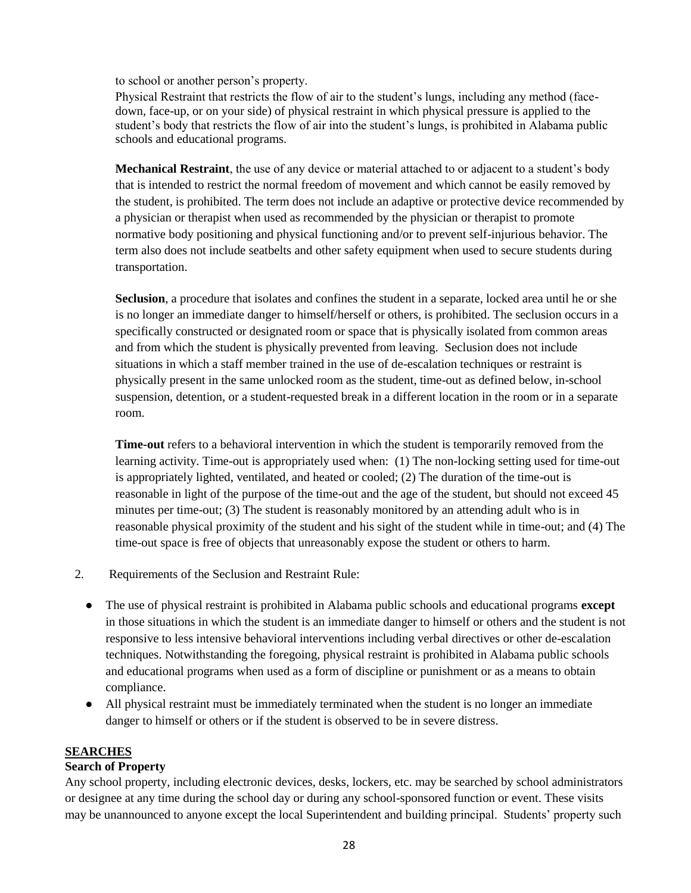to school or another person's property.

Physical Restraint that restricts the flow of air to the student's lungs, including any method (face-down, face-up, or on your side) of physical restraint in which physical pressure is applied to the student's body that restricts the flow of air into the student's lungs, is prohibited in Alabama public schools and educational programs.

**Mechanical Restraint**, the use of any device or material attached to or adjacent to a student's body that is intended to restrict the normal freedom of movement and which cannot be easily removed by the student, is prohibited. The term does not include an adaptive or protective device recommended by a physician or therapist when used as recommended by the physician or therapist to promote normative body positioning and physical functioning and/or to prevent self-injurious behavior. The term also does not include seatbelts and other safety equipment when used to secure students during transportation.

**Seclusion**, a procedure that isolates and confines the student in a separate, locked area until he or she is no longer an immediate danger to himself/herself or others, is prohibited. The seclusion occurs in a specifically constructed or designated room or space that is physically isolated from common areas and from which the student is physically prevented from leaving. Seclusion does not include situations in which a staff member trained in the use of de-escalation techniques or restraint is physically present in the same unlocked room as the student, time-out as defined below, in-school suspension, detention, or a student-requested break in a different location in the room or in a separate room.

**Time-out** refers to a behavioral intervention in which the student is temporarily removed from the learning activity. Time-out is appropriately used when: (1) The non-locking setting used for time-out is appropriately lighted, ventilated, and heated or cooled; (2) The duration of the time-out is reasonable in light of the purpose of the time-out and the age of the student, but should not exceed 45 minutes per time-out; (3) The student is reasonably monitored by an attending adult who is in reasonable physical proximity of the student and his sight of the student while in time-out; and (4) The time-out space is free of objects that unreasonably expose the student or others to harm.

2. Requirements of the Seclusion and Restraint Rule:

- The use of physical restraint is prohibited in Alabama public schools and educational programs **except** in those situations in which the student is an immediate danger to himself or others and the student is not responsive to less intensive behavioral interventions including verbal directives or other de-escalation techniques. Notwithstanding the foregoing, physical restraint is prohibited in Alabama public schools and educational programs when used as a form of discipline or punishment or as a means to obtain compliance.
- All physical restraint must be immediately terminated when the student is no longer an immediate danger to himself or others or if the student is observed to be in severe distress.

## SEARCHES

### Search of Property

Any school property, including electronic devices, desks, lockers, etc. may be searched by school administrators or designee at any time during the school day or during any school-sponsored function or event. These visits may be unannounced to anyone except the local Superintendent and building principal. Students' property such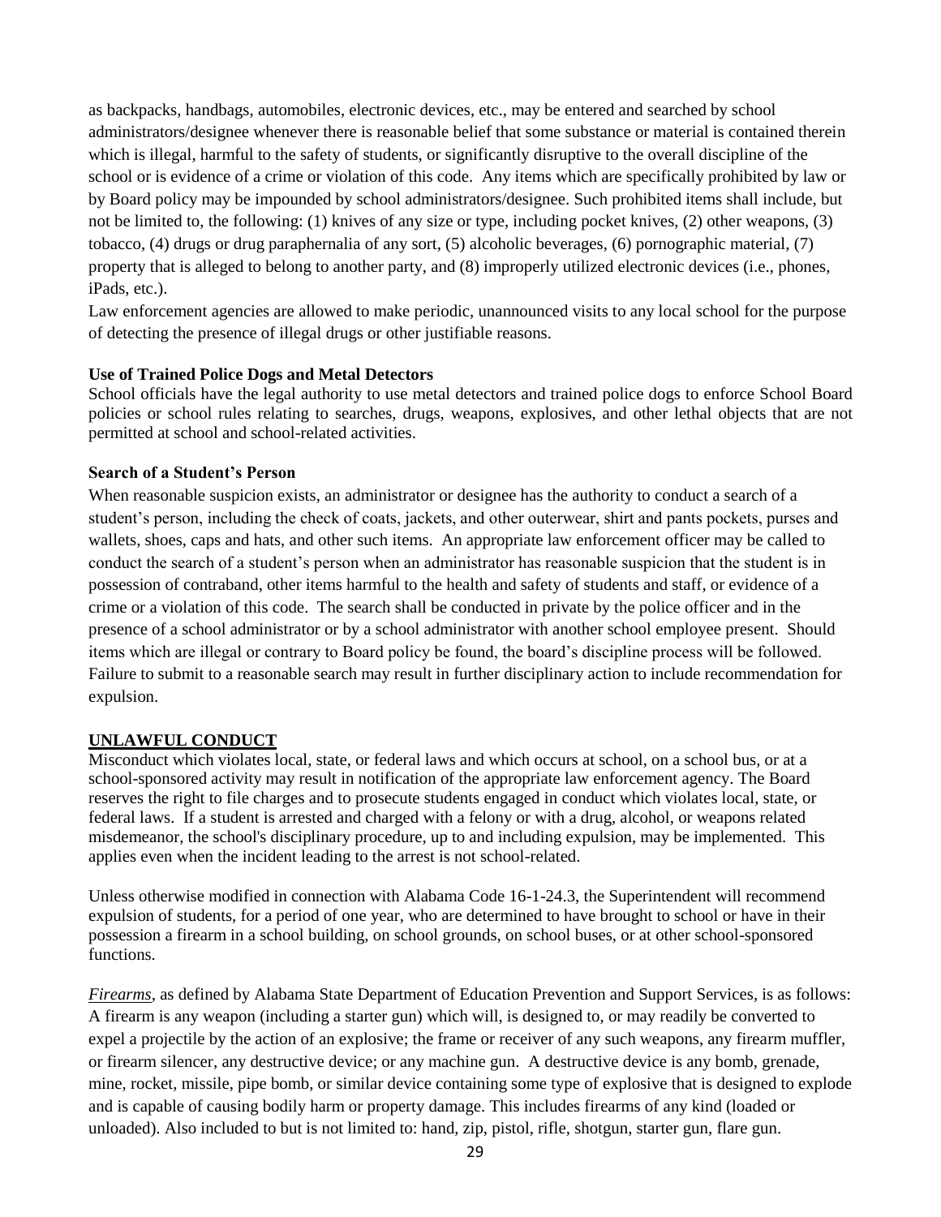as backpacks, handbags, automobiles, electronic devices, etc., may be entered and searched by school administrators/designee whenever there is reasonable belief that some substance or material is contained therein which is illegal, harmful to the safety of students, or significantly disruptive to the overall discipline of the school or is evidence of a crime or violation of this code. Any items which are specifically prohibited by law or by Board policy may be impounded by school administrators/designee. Such prohibited items shall include, but not be limited to, the following: (1) knives of any size or type, including pocket knives, (2) other weapons, (3) tobacco, (4) drugs or drug paraphernalia of any sort, (5) alcoholic beverages, (6) pornographic material, (7) property that is alleged to belong to another party, and (8) improperly utilized electronic devices (i.e., phones, iPads, etc.).

Law enforcement agencies are allowed to make periodic, unannounced visits to any local school for the purpose of detecting the presence of illegal drugs or other justifiable reasons.

**Use of Trained Police Dogs and Metal Detectors**

School officials have the legal authority to use metal detectors and trained police dogs to enforce School Board policies or school rules relating to searches, drugs, weapons, explosives, and other lethal objects that are not permitted at school and school-related activities.

**Search of a Student's Person**

When reasonable suspicion exists, an administrator or designee has the authority to conduct a search of a student's person, including the check of coats, jackets, and other outerwear, shirt and pants pockets, purses and wallets, shoes, caps and hats, and other such items. An appropriate law enforcement officer may be called to conduct the search of a student's person when an administrator has reasonable suspicion that the student is in possession of contraband, other items harmful to the health and safety of students and staff, or evidence of a crime or a violation of this code. The search shall be conducted in private by the police officer and in the presence of a school administrator or by a school administrator with another school employee present. Should items which are illegal or contrary to Board policy be found, the board's discipline process will be followed. Failure to submit to a reasonable search may result in further disciplinary action to include recommendation for expulsion.

## UNLAWFUL CONDUCT

Misconduct which violates local, state, or federal laws and which occurs at school, on a school bus, or at a school-sponsored activity may result in notification of the appropriate law enforcement agency. The Board reserves the right to file charges and to prosecute students engaged in conduct which violates local, state, or federal laws. If a student is arrested and charged with a felony or with a drug, alcohol, or weapons related misdemeanor, the school's disciplinary procedure, up to and including expulsion, may be implemented. This applies even when the incident leading to the arrest is not school-related.

Unless otherwise modified in connection with Alabama Code 16-1-24.3, the Superintendent will recommend expulsion of students, for a period of one year, who are determined to have brought to school or have in their possession a firearm in a school building, on school grounds, on school buses, or at other school-sponsored functions.

*Firearms*, as defined by Alabama State Department of Education Prevention and Support Services, is as follows: A firearm is any weapon (including a starter gun) which will, is designed to, or may readily be converted to expel a projectile by the action of an explosive; the frame or receiver of any such weapons, any firearm muffler, or firearm silencer, any destructive device; or any machine gun. A destructive device is any bomb, grenade, mine, rocket, missile, pipe bomb, or similar device containing some type of explosive that is designed to explode and is capable of causing bodily harm or property damage. This includes firearms of any kind (loaded or unloaded). Also included to but is not limited to: hand, zip, pistol, rifle, shotgun, starter gun, flare gun.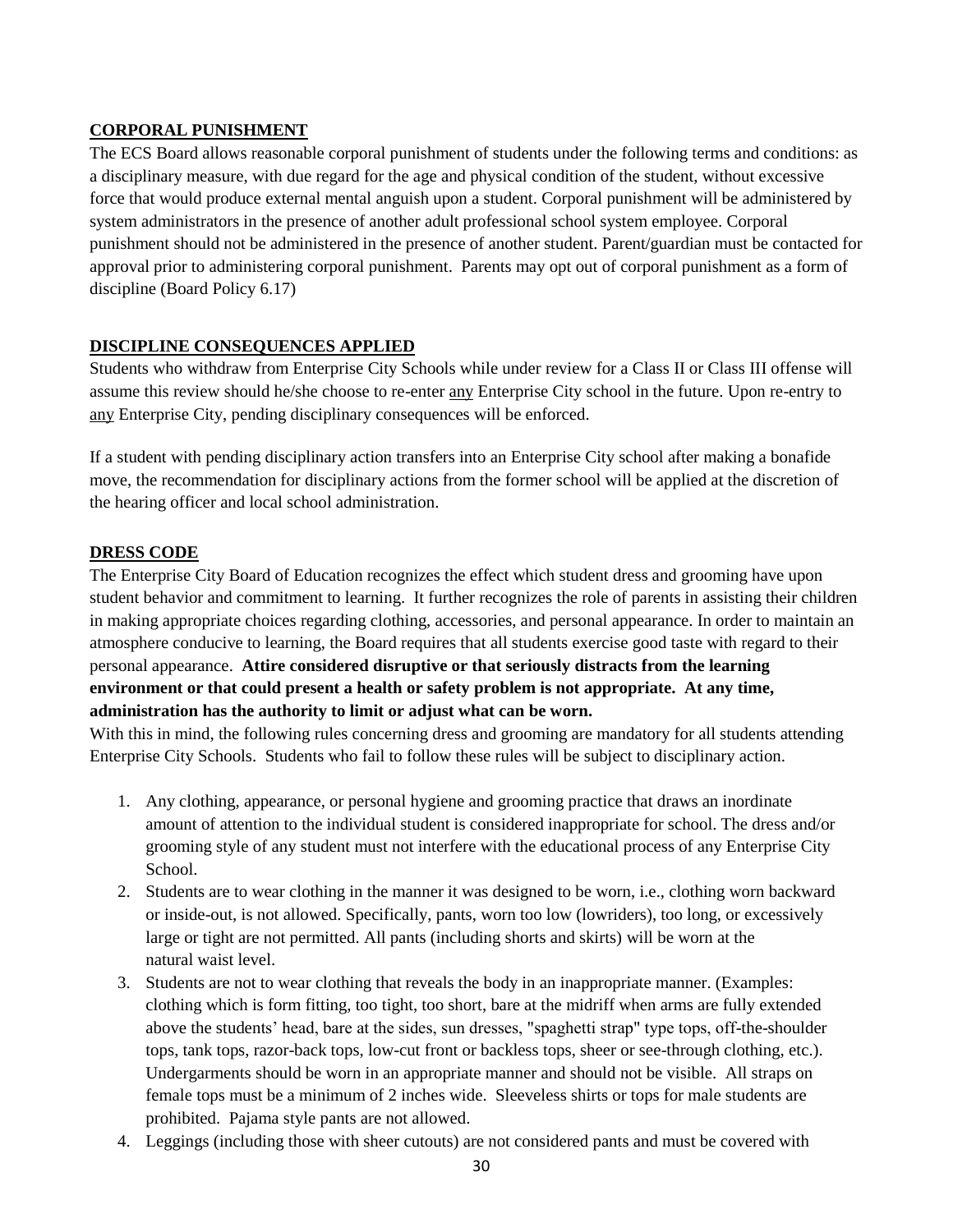## CORPORAL PUNISHMENT

The ECS Board allows reasonable corporal punishment of students under the following terms and conditions: as a disciplinary measure, with due regard for the age and physical condition of the student, without excessive force that would produce external mental anguish upon a student. Corporal punishment will be administered by system administrators in the presence of another adult professional school system employee. Corporal punishment should not be administered in the presence of another student. Parent/guardian must be contacted for approval prior to administering corporal punishment. Parents may opt out of corporal punishment as a form of discipline (Board Policy 6.17)

## DISCIPLINE CONSEQUENCES APPLIED

Students who withdraw from Enterprise City Schools while under review for a Class II or Class III offense will assume this review should he/she choose to re-enter any Enterprise City school in the future. Upon re-entry to any Enterprise City, pending disciplinary consequences will be enforced.

If a student with pending disciplinary action transfers into an Enterprise City school after making a bonafide move, the recommendation for disciplinary actions from the former school will be applied at the discretion of the hearing officer and local school administration.

## DRESS CODE

The Enterprise City Board of Education recognizes the effect which student dress and grooming have upon student behavior and commitment to learning. It further recognizes the role of parents in assisting their children in making appropriate choices regarding clothing, accessories, and personal appearance. In order to maintain an atmosphere conducive to learning, the Board requires that all students exercise good taste with regard to their personal appearance. **Attire considered disruptive or that seriously distracts from the learning environment or that could present a health or safety problem is not appropriate. At any time, administration has the authority to limit or adjust what can be worn.**

With this in mind, the following rules concerning dress and grooming are mandatory for all students attending Enterprise City Schools. Students who fail to follow these rules will be subject to disciplinary action.

1. Any clothing, appearance, or personal hygiene and grooming practice that draws an inordinate amount of attention to the individual student is considered inappropriate for school. The dress and/or grooming style of any student must not interfere with the educational process of any Enterprise City School.
2. Students are to wear clothing in the manner it was designed to be worn, i.e., clothing worn backward or inside-out, is not allowed. Specifically, pants, worn too low (lowriders), too long, or excessively large or tight are not permitted. All pants (including shorts and skirts) will be worn at the natural waist level.
3. Students are not to wear clothing that reveals the body in an inappropriate manner. (Examples: clothing which is form fitting, too tight, too short, bare at the midriff when arms are fully extended above the students' head, bare at the sides, sun dresses, "spaghetti strap" type tops, off-the-shoulder tops, tank tops, razor-back tops, low-cut front or backless tops, sheer or see-through clothing, etc.). Undergarments should be worn in an appropriate manner and should not be visible. All straps on female tops must be a minimum of 2 inches wide. Sleeveless shirts or tops for male students are prohibited. Pajama style pants are not allowed.
4. Leggings (including those with sheer cutouts) are not considered pants and must be covered with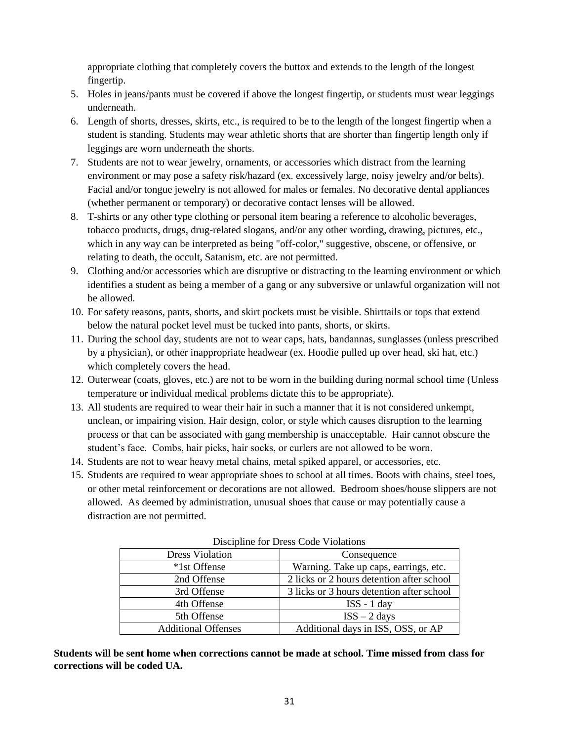appropriate clothing that completely covers the buttox and extends to the length of the longest fingertip.

5. Holes in jeans/pants must be covered if above the longest fingertip, or students must wear leggings underneath.
6. Length of shorts, dresses, skirts, etc., is required to be to the length of the longest fingertip when a student is standing. Students may wear athletic shorts that are shorter than fingertip length only if leggings are worn underneath the shorts.
7. Students are not to wear jewelry, ornaments, or accessories which distract from the learning environment or may pose a safety risk/hazard (ex. excessively large, noisy jewelry and/or belts). Facial and/or tongue jewelry is not allowed for males or females. No decorative dental appliances (whether permanent or temporary) or decorative contact lenses will be allowed.
8. T-shirts or any other type clothing or personal item bearing a reference to alcoholic beverages, tobacco products, drugs, drug-related slogans, and/or any other wording, drawing, pictures, etc., which in any way can be interpreted as being "off-color," suggestive, obscene, or offensive, or relating to death, the occult, Satanism, etc. are not permitted.
9. Clothing and/or accessories which are disruptive or distracting to the learning environment or which identifies a student as being a member of a gang or any subversive or unlawful organization will not be allowed.
10. For safety reasons, pants, shorts, and skirt pockets must be visible. Shirttails or tops that extend below the natural pocket level must be tucked into pants, shorts, or skirts.
11. During the school day, students are not to wear caps, hats, bandannas, sunglasses (unless prescribed by a physician), or other inappropriate headwear (ex. Hoodie pulled up over head, ski hat, etc.) which completely covers the head.
12. Outerwear (coats, gloves, etc.) are not to be worn in the building during normal school time (Unless temperature or individual medical problems dictate this to be appropriate).
13. All students are required to wear their hair in such a manner that it is not considered unkempt, unclean, or impairing vision. Hair design, color, or style which causes disruption to the learning process or that can be associated with gang membership is unacceptable. Hair cannot obscure the student's face. Combs, hair picks, hair socks, or curlers are not allowed to be worn.
14. Students are not to wear heavy metal chains, metal spiked apparel, or accessories, etc.
15. Students are required to wear appropriate shoes to school at all times. Boots with chains, steel toes, or other metal reinforcement or decorations are not allowed. Bedroom shoes/house slippers are not allowed. As deemed by administration, unusual shoes that cause or may potentially cause a distraction are not permitted.

Discipline for Dress Code Violations

| Dress Violation | Consequence |
|---|---|
| *1st Offense | Warning. Take up caps, earrings, etc. |
| 2nd Offense | 2 licks or 2 hours detention after school |
| 3rd Offense | 3 licks or 3 hours detention after school |
| 4th Offense | ISS - 1 day |
| 5th Offense | ISS – 2 days |
| Additional Offenses | Additional days in ISS, OSS, or AP |

**Students will be sent home when corrections cannot be made at school. Time missed from class for corrections will be coded UA.**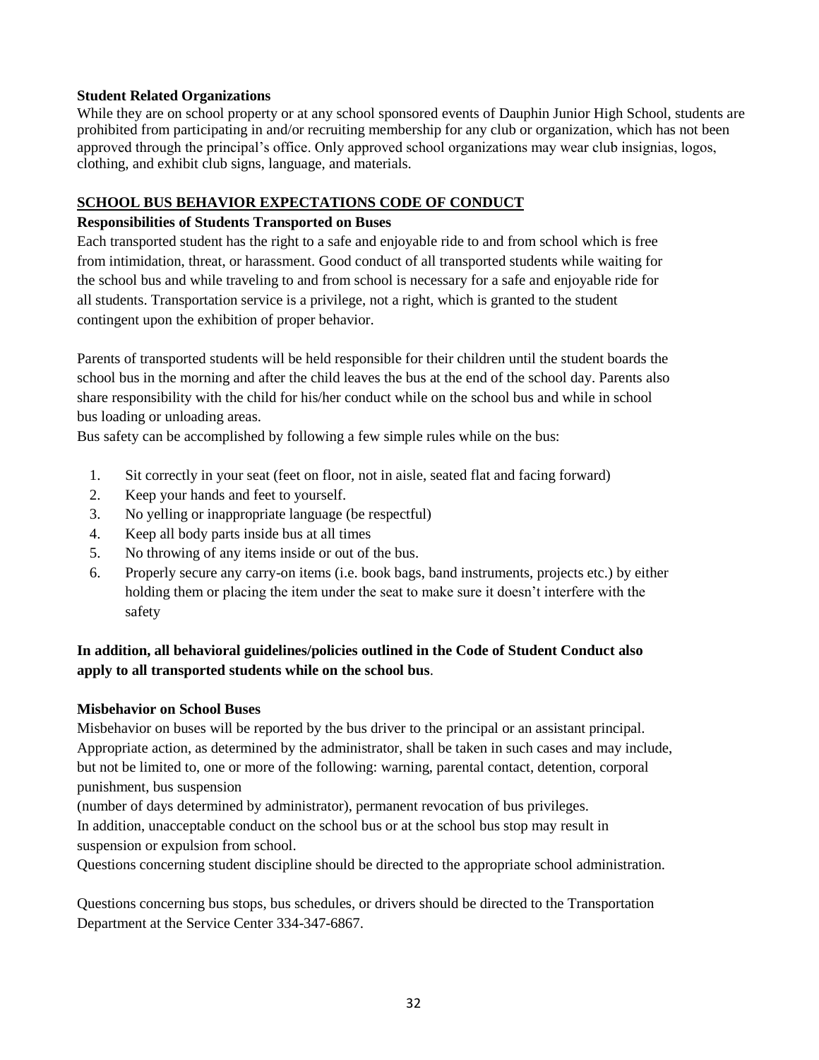**Student Related Organizations**

While they are on school property or at any school sponsored events of Dauphin Junior High School, students are prohibited from participating in and/or recruiting membership for any club or organization, which has not been approved through the principal's office. Only approved school organizations may wear club insignias, logos, clothing, and exhibit club signs, language, and materials.

## SCHOOL BUS BEHAVIOR EXPECTATIONS CODE OF CONDUCT

**Responsibilities of Students Transported on Buses**

Each transported student has the right to a safe and enjoyable ride to and from school which is free from intimidation, threat, or harassment. Good conduct of all transported students while waiting for the school bus and while traveling to and from school is necessary for a safe and enjoyable ride for all students. Transportation service is a privilege, not a right, which is granted to the student contingent upon the exhibition of proper behavior.

Parents of transported students will be held responsible for their children until the student boards the school bus in the morning and after the child leaves the bus at the end of the school day. Parents also share responsibility with the child for his/her conduct while on the school bus and while in school bus loading or unloading areas.

Bus safety can be accomplished by following a few simple rules while on the bus:

1. Sit correctly in your seat (feet on floor, not in aisle, seated flat and facing forward)
2. Keep your hands and feet to yourself.
3. No yelling or inappropriate language (be respectful)
4. Keep all body parts inside bus at all times
5. No throwing of any items inside or out of the bus.
6. Properly secure any carry-on items (i.e. book bags, band instruments, projects etc.) by either holding them or placing the item under the seat to make sure it doesn't interfere with the safety

**In addition, all behavioral guidelines/policies outlined in the Code of Student Conduct also apply to all transported students while on the school bus**.

**Misbehavior on School Buses**

Misbehavior on buses will be reported by the bus driver to the principal or an assistant principal. Appropriate action, as determined by the administrator, shall be taken in such cases and may include, but not be limited to, one or more of the following: warning, parental contact, detention, corporal punishment, bus suspension
(number of days determined by administrator), permanent revocation of bus privileges.
In addition, unacceptable conduct on the school bus or at the school bus stop may result in suspension or expulsion from school.
Questions concerning student discipline should be directed to the appropriate school administration.

Questions concerning bus stops, bus schedules, or drivers should be directed to the Transportation Department at the Service Center 334-347-6867.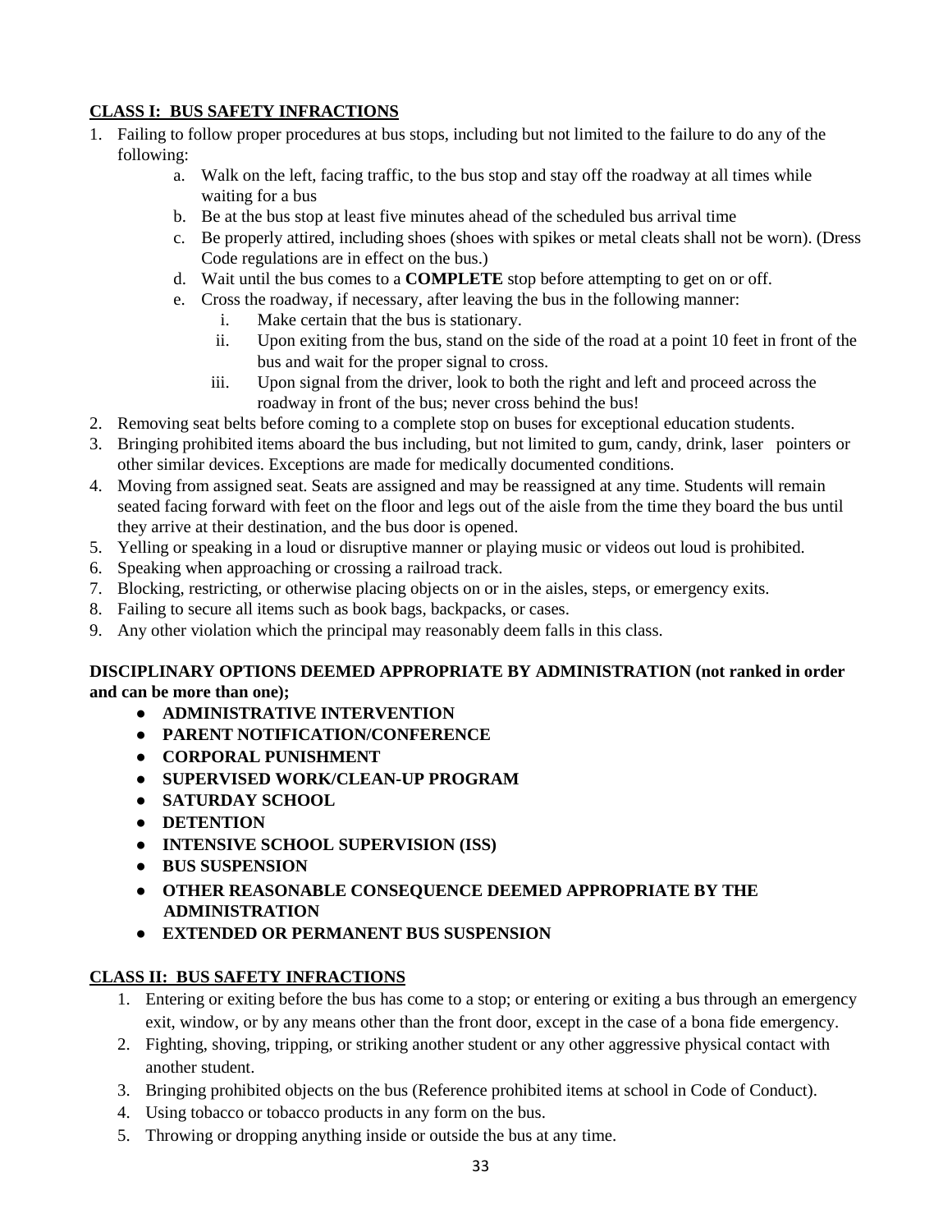**CLASS I: BUS SAFETY INFRACTIONS**

1. Failing to follow proper procedures at bus stops, including but not limited to the failure to do any of the following:
    a. Walk on the left, facing traffic, to the bus stop and stay off the roadway at all times while waiting for a bus
    b. Be at the bus stop at least five minutes ahead of the scheduled bus arrival time
    c. Be properly attired, including shoes (shoes with spikes or metal cleats shall not be worn). (Dress Code regulations are in effect on the bus.)
    d. Wait until the bus comes to a **COMPLETE** stop before attempting to get on or off.
    e. Cross the roadway, if necessary, after leaving the bus in the following manner:
        i. Make certain that the bus is stationary.
        ii. Upon exiting from the bus, stand on the side of the road at a point 10 feet in front of the bus and wait for the proper signal to cross.
        iii. Upon signal from the driver, look to both the right and left and proceed across the roadway in front of the bus; never cross behind the bus!
2. Removing seat belts before coming to a complete stop on buses for exceptional education students.
3. Bringing prohibited items aboard the bus including, but not limited to gum, candy, drink, laser pointers or other similar devices. Exceptions are made for medically documented conditions.
4. Moving from assigned seat. Seats are assigned and may be reassigned at any time. Students will remain seated facing forward with feet on the floor and legs out of the aisle from the time they board the bus until they arrive at their destination, and the bus door is opened.
5. Yelling or speaking in a loud or disruptive manner or playing music or videos out loud is prohibited.
6. Speaking when approaching or crossing a railroad track.
7. Blocking, restricting, or otherwise placing objects on or in the aisles, steps, or emergency exits.
8. Failing to secure all items such as book bags, backpacks, or cases.
9. Any other violation which the principal may reasonably deem falls in this class.

**DISCIPLINARY OPTIONS DEEMED APPROPRIATE BY ADMINISTRATION (not ranked in order and can be more than one);**

- **ADMINISTRATIVE INTERVENTION**
- **PARENT NOTIFICATION/CONFERENCE**
- **CORPORAL PUNISHMENT**
- **SUPERVISED WORK/CLEAN-UP PROGRAM**
- **SATURDAY SCHOOL**
- **DETENTION**
- **INTENSIVE SCHOOL SUPERVISION (ISS)**
- **BUS SUSPENSION**
- **OTHER REASONABLE CONSEQUENCE DEEMED APPROPRIATE BY THE ADMINISTRATION**
- **EXTENDED OR PERMANENT BUS SUSPENSION**

**CLASS II: BUS SAFETY INFRACTIONS**

1. Entering or exiting before the bus has come to a stop; or entering or exiting a bus through an emergency exit, window, or by any means other than the front door, except in the case of a bona fide emergency.
2. Fighting, shoving, tripping, or striking another student or any other aggressive physical contact with another student.
3. Bringing prohibited objects on the bus (Reference prohibited items at school in Code of Conduct).
4. Using tobacco or tobacco products in any form on the bus.
5. Throwing or dropping anything inside or outside the bus at any time.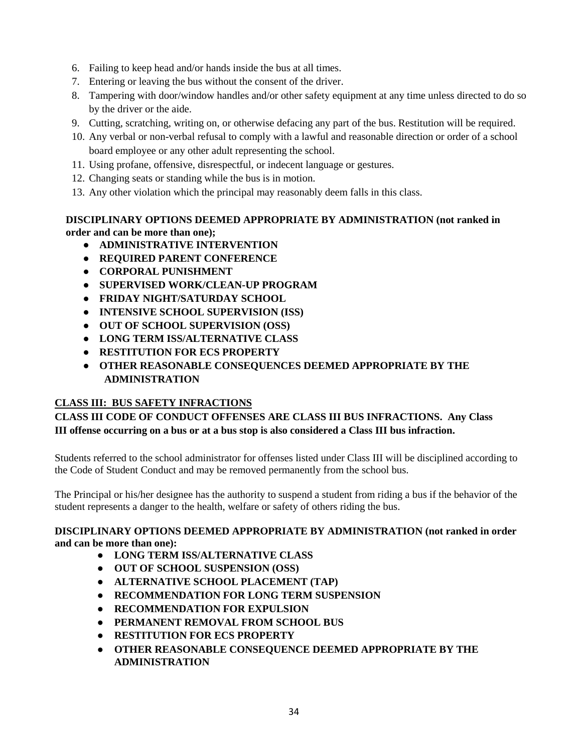6. Failing to keep head and/or hands inside the bus at all times.
7. Entering or leaving the bus without the consent of the driver.
8. Tampering with door/window handles and/or other safety equipment at any time unless directed to do so by the driver or the aide.
9. Cutting, scratching, writing on, or otherwise defacing any part of the bus. Restitution will be required.
10. Any verbal or non-verbal refusal to comply with a lawful and reasonable direction or order of a school board employee or any other adult representing the school.
11. Using profane, offensive, disrespectful, or indecent language or gestures.
12. Changing seats or standing while the bus is in motion.
13. Any other violation which the principal may reasonably deem falls in this class.

**DISCIPLINARY OPTIONS DEEMED APPROPRIATE BY ADMINISTRATION (not ranked in order and can be more than one);**

- **ADMINISTRATIVE INTERVENTION**
- **REQUIRED PARENT CONFERENCE**
- **CORPORAL PUNISHMENT**
- **SUPERVISED WORK/CLEAN-UP PROGRAM**
- **FRIDAY NIGHT/SATURDAY SCHOOL**
- **INTENSIVE SCHOOL SUPERVISION (ISS)**
- **OUT OF SCHOOL SUPERVISION (OSS)**
- **LONG TERM ISS/ALTERNATIVE CLASS**
- **RESTITUTION FOR ECS PROPERTY**
- **OTHER REASONABLE CONSEQUENCES DEEMED APPROPRIATE BY THE ADMINISTRATION**

**CLASS III: BUS SAFETY INFRACTIONS**

**CLASS III CODE OF CONDUCT OFFENSES ARE CLASS III BUS INFRACTIONS. Any Class III offense occurring on a bus or at a bus stop is also considered a Class III bus infraction.**

Students referred to the school administrator for offenses listed under Class III will be disciplined according to the Code of Student Conduct and may be removed permanently from the school bus.

The Principal or his/her designee has the authority to suspend a student from riding a bus if the behavior of the student represents a danger to the health, welfare or safety of others riding the bus.

**DISCIPLINARY OPTIONS DEEMED APPROPRIATE BY ADMINISTRATION (not ranked in order and can be more than one):**

- **LONG TERM ISS/ALTERNATIVE CLASS**
- **OUT OF SCHOOL SUSPENSION (OSS)**
- **ALTERNATIVE SCHOOL PLACEMENT (TAP)**
- **RECOMMENDATION FOR LONG TERM SUSPENSION**
- **RECOMMENDATION FOR EXPULSION**
- **PERMANENT REMOVAL FROM SCHOOL BUS**
- **RESTITUTION FOR ECS PROPERTY**
- **OTHER REASONABLE CONSEQUENCE DEEMED APPROPRIATE BY THE ADMINISTRATION**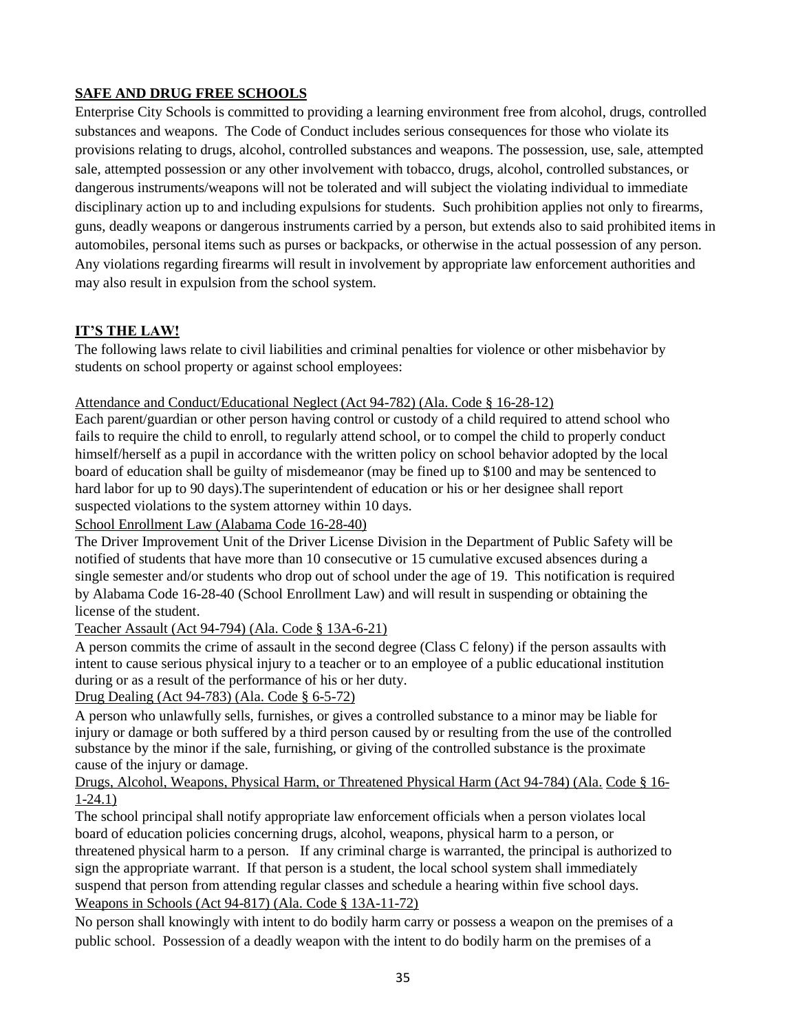## SAFE AND DRUG FREE SCHOOLS

Enterprise City Schools is committed to providing a learning environment free from alcohol, drugs, controlled substances and weapons. The Code of Conduct includes serious consequences for those who violate its provisions relating to drugs, alcohol, controlled substances and weapons. The possession, use, sale, attempted sale, attempted possession or any other involvement with tobacco, drugs, alcohol, controlled substances, or dangerous instruments/weapons will not be tolerated and will subject the violating individual to immediate disciplinary action up to and including expulsions for students. Such prohibition applies not only to firearms, guns, deadly weapons or dangerous instruments carried by a person, but extends also to said prohibited items in automobiles, personal items such as purses or backpacks, or otherwise in the actual possession of any person. Any violations regarding firearms will result in involvement by appropriate law enforcement authorities and may also result in expulsion from the school system.

## IT'S THE LAW!

The following laws relate to civil liabilities and criminal penalties for violence or other misbehavior by students on school property or against school employees:

Attendance and Conduct/Educational Neglect (Act 94-782) (Ala. Code § 16-28-12)

Each parent/guardian or other person having control or custody of a child required to attend school who fails to require the child to enroll, to regularly attend school, or to compel the child to properly conduct himself/herself as a pupil in accordance with the written policy on school behavior adopted by the local board of education shall be guilty of misdemeanor (may be fined up to $100 and may be sentenced to hard labor for up to 90 days).The superintendent of education or his or her designee shall report suspected violations to the system attorney within 10 days.

School Enrollment Law (Alabama Code 16-28-40)

The Driver Improvement Unit of the Driver License Division in the Department of Public Safety will be notified of students that have more than 10 consecutive or 15 cumulative excused absences during a single semester and/or students who drop out of school under the age of 19. This notification is required by Alabama Code 16-28-40 (School Enrollment Law) and will result in suspending or obtaining the license of the student.

Teacher Assault (Act 94-794) (Ala. Code § 13A-6-21)

A person commits the crime of assault in the second degree (Class C felony) if the person assaults with intent to cause serious physical injury to a teacher or to an employee of a public educational institution during or as a result of the performance of his or her duty.

Drug Dealing (Act 94-783) (Ala. Code § 6-5-72)

A person who unlawfully sells, furnishes, or gives a controlled substance to a minor may be liable for injury or damage or both suffered by a third person caused by or resulting from the use of the controlled substance by the minor if the sale, furnishing, or giving of the controlled substance is the proximate cause of the injury or damage.

Drugs, Alcohol, Weapons, Physical Harm, or Threatened Physical Harm (Act 94-784) (Ala. Code § 16-1-24.1)

The school principal shall notify appropriate law enforcement officials when a person violates local board of education policies concerning drugs, alcohol, weapons, physical harm to a person, or threatened physical harm to a person. If any criminal charge is warranted, the principal is authorized to sign the appropriate warrant. If that person is a student, the local school system shall immediately suspend that person from attending regular classes and schedule a hearing within five school days.

Weapons in Schools (Act 94-817) (Ala. Code § 13A-11-72)

No person shall knowingly with intent to do bodily harm carry or possess a weapon on the premises of a public school. Possession of a deadly weapon with the intent to do bodily harm on the premises of a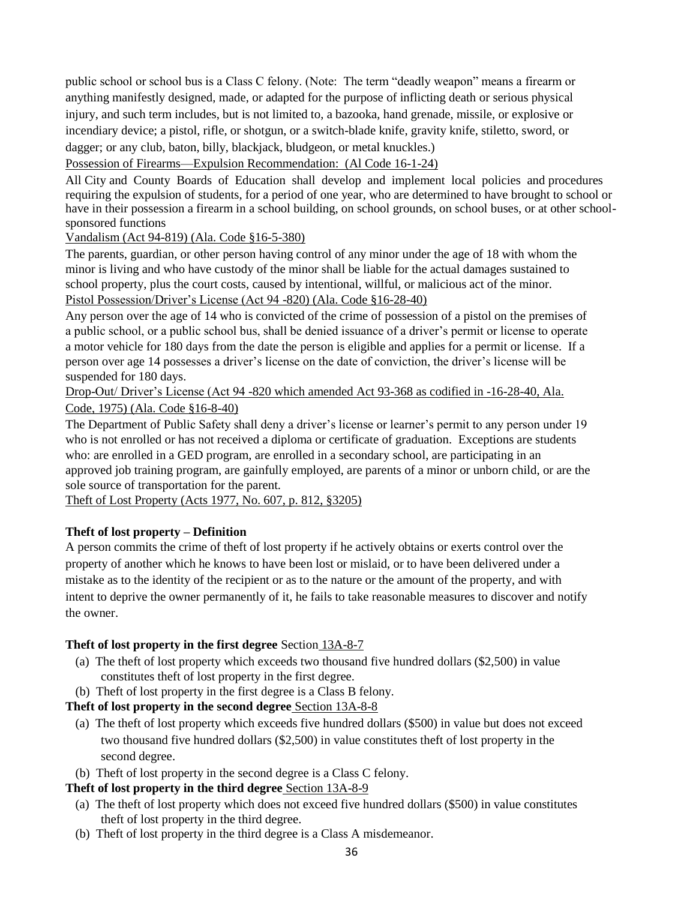public school or school bus is a Class C felony. (Note: The term "deadly weapon" means a firearm or anything manifestly designed, made, or adapted for the purpose of inflicting death or serious physical injury, and such term includes, but is not limited to, a bazooka, hand grenade, missile, or explosive or incendiary device; a pistol, rifle, or shotgun, or a switch-blade knife, gravity knife, stiletto, sword, or dagger; or any club, baton, billy, blackjack, bludgeon, or metal knuckles.)

Possession of Firearms—Expulsion Recommendation: (Al Code 16-1-24)

All City and County Boards of Education shall develop and implement local policies and procedures requiring the expulsion of students, for a period of one year, who are determined to have brought to school or have in their possession a firearm in a school building, on school grounds, on school buses, or at other school-sponsored functions

Vandalism (Act 94-819) (Ala. Code §16-5-380)

The parents, guardian, or other person having control of any minor under the age of 18 with whom the minor is living and who have custody of the minor shall be liable for the actual damages sustained to school property, plus the court costs, caused by intentional, willful, or malicious act of the minor.

Pistol Possession/Driver's License (Act 94 -820) (Ala. Code §16-28-40)

Any person over the age of 14 who is convicted of the crime of possession of a pistol on the premises of a public school, or a public school bus, shall be denied issuance of a driver's permit or license to operate a motor vehicle for 180 days from the date the person is eligible and applies for a permit or license. If a person over age 14 possesses a driver's license on the date of conviction, the driver's license will be suspended for 180 days.

Drop-Out/ Driver's License (Act 94 -820 which amended Act 93-368 as codified in -16-28-40, Ala. Code, 1975) (Ala. Code §16-8-40)

The Department of Public Safety shall deny a driver's license or learner's permit to any person under 19 who is not enrolled or has not received a diploma or certificate of graduation. Exceptions are students who: are enrolled in a GED program, are enrolled in a secondary school, are participating in an approved job training program, are gainfully employed, are parents of a minor or unborn child, or are the sole source of transportation for the parent.

Theft of Lost Property (Acts 1977, No. 607, p. 812, §3205)

**Theft of lost property – Definition**

A person commits the crime of theft of lost property if he actively obtains or exerts control over the property of another which he knows to have been lost or mislaid, or to have been delivered under a mistake as to the identity of the recipient or as to the nature or the amount of the property, and with intent to deprive the owner permanently of it, he fails to take reasonable measures to discover and notify the owner.

**Theft of lost property in the first degree** Section 13A-8-7

(a) The theft of lost property which exceeds two thousand five hundred dollars ($2,500) in value constitutes theft of lost property in the first degree.

(b) Theft of lost property in the first degree is a Class B felony.

**Theft of lost property in the second degree** Section 13A-8-8

(a) The theft of lost property which exceeds five hundred dollars ($500) in value but does not exceed two thousand five hundred dollars ($2,500) in value constitutes theft of lost property in the second degree.

(b) Theft of lost property in the second degree is a Class C felony.

**Theft of lost property in the third degree** Section 13A-8-9

(a) The theft of lost property which does not exceed five hundred dollars ($500) in value constitutes theft of lost property in the third degree.

(b) Theft of lost property in the third degree is a Class A misdemeanor.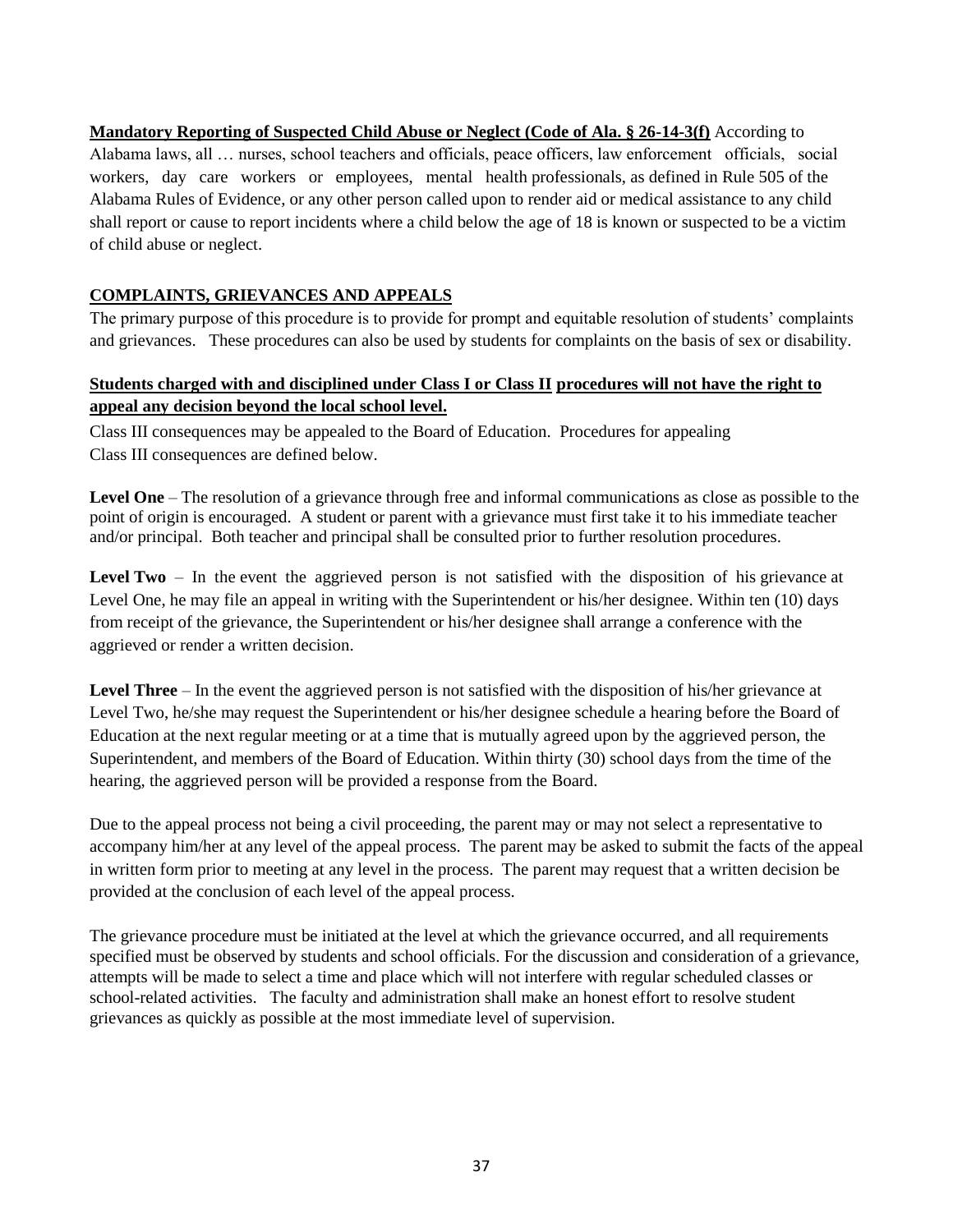**Mandatory Reporting of Suspected Child Abuse or Neglect (Code of Ala. § 26-14-3(f)** According to Alabama laws, all … nurses, school teachers and officials, peace officers, law enforcement officials, social workers, day care workers or employees, mental health professionals, as defined in Rule 505 of the Alabama Rules of Evidence, or any other person called upon to render aid or medical assistance to any child shall report or cause to report incidents where a child below the age of 18 is known or suspected to be a victim of child abuse or neglect.

## COMPLAINTS, GRIEVANCES AND APPEALS

The primary purpose of this procedure is to provide for prompt and equitable resolution of students' complaints and grievances. These procedures can also be used by students for complaints on the basis of sex or disability.

**Students charged with and disciplined under Class I or Class II procedures will not have the right to appeal any decision beyond the local school level.**

Class III consequences may be appealed to the Board of Education. Procedures for appealing Class III consequences are defined below.

**Level One** – The resolution of a grievance through free and informal communications as close as possible to the point of origin is encouraged. A student or parent with a grievance must first take it to his immediate teacher and/or principal. Both teacher and principal shall be consulted prior to further resolution procedures.

**Level Two** – In the event the aggrieved person is not satisfied with the disposition of his grievance at Level One, he may file an appeal in writing with the Superintendent or his/her designee. Within ten (10) days from receipt of the grievance, the Superintendent or his/her designee shall arrange a conference with the aggrieved or render a written decision.

**Level Three** – In the event the aggrieved person is not satisfied with the disposition of his/her grievance at Level Two, he/she may request the Superintendent or his/her designee schedule a hearing before the Board of Education at the next regular meeting or at a time that is mutually agreed upon by the aggrieved person, the Superintendent, and members of the Board of Education. Within thirty (30) school days from the time of the hearing, the aggrieved person will be provided a response from the Board.

Due to the appeal process not being a civil proceeding, the parent may or may not select a representative to accompany him/her at any level of the appeal process. The parent may be asked to submit the facts of the appeal in written form prior to meeting at any level in the process. The parent may request that a written decision be provided at the conclusion of each level of the appeal process.

The grievance procedure must be initiated at the level at which the grievance occurred, and all requirements specified must be observed by students and school officials. For the discussion and consideration of a grievance, attempts will be made to select a time and place which will not interfere with regular scheduled classes or school-related activities. The faculty and administration shall make an honest effort to resolve student grievances as quickly as possible at the most immediate level of supervision.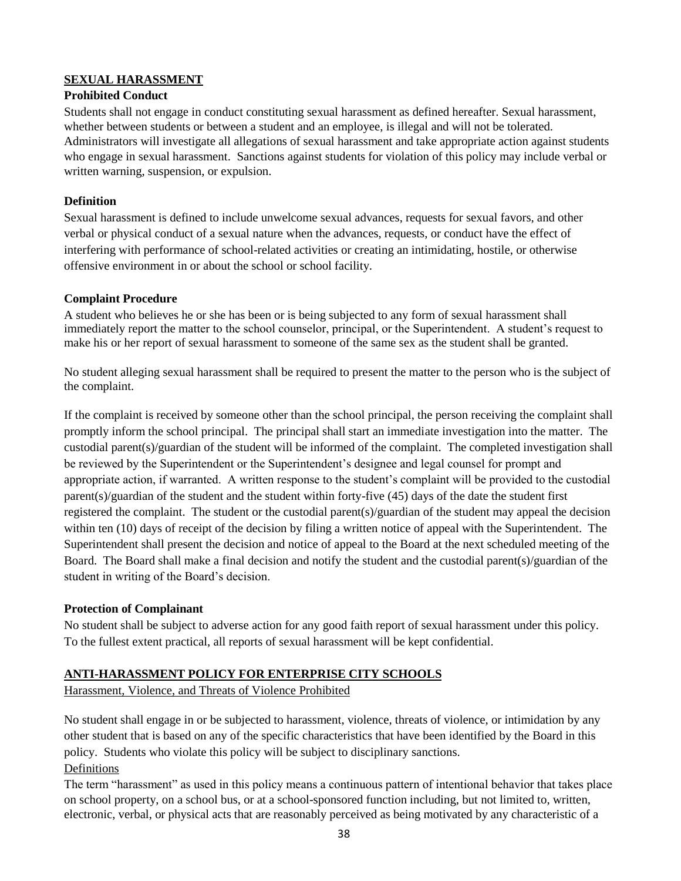## SEXUAL HARASSMENT

**Prohibited Conduct**

Students shall not engage in conduct constituting sexual harassment as defined hereafter. Sexual harassment, whether between students or between a student and an employee, is illegal and will not be tolerated. Administrators will investigate all allegations of sexual harassment and take appropriate action against students who engage in sexual harassment. Sanctions against students for violation of this policy may include verbal or written warning, suspension, or expulsion.

**Definition**

Sexual harassment is defined to include unwelcome sexual advances, requests for sexual favors, and other verbal or physical conduct of a sexual nature when the advances, requests, or conduct have the effect of interfering with performance of school-related activities or creating an intimidating, hostile, or otherwise offensive environment in or about the school or school facility.

**Complaint Procedure**

A student who believes he or she has been or is being subjected to any form of sexual harassment shall immediately report the matter to the school counselor, principal, or the Superintendent. A student's request to make his or her report of sexual harassment to someone of the same sex as the student shall be granted.

No student alleging sexual harassment shall be required to present the matter to the person who is the subject of the complaint.

If the complaint is received by someone other than the school principal, the person receiving the complaint shall promptly inform the school principal. The principal shall start an immediate investigation into the matter. The custodial parent(s)/guardian of the student will be informed of the complaint. The completed investigation shall be reviewed by the Superintendent or the Superintendent's designee and legal counsel for prompt and appropriate action, if warranted. A written response to the student's complaint will be provided to the custodial parent(s)/guardian of the student and the student within forty-five (45) days of the date the student first registered the complaint. The student or the custodial parent(s)/guardian of the student may appeal the decision within ten (10) days of receipt of the decision by filing a written notice of appeal with the Superintendent. The Superintendent shall present the decision and notice of appeal to the Board at the next scheduled meeting of the Board. The Board shall make a final decision and notify the student and the custodial parent(s)/guardian of the student in writing of the Board's decision.

**Protection of Complainant**

No student shall be subject to adverse action for any good faith report of sexual harassment under this policy. To the fullest extent practical, all reports of sexual harassment will be kept confidential.

## ANTI-HARASSMENT POLICY FOR ENTERPRISE CITY SCHOOLS

Harassment, Violence, and Threats of Violence Prohibited

No student shall engage in or be subjected to harassment, violence, threats of violence, or intimidation by any other student that is based on any of the specific characteristics that have been identified by the Board in this policy. Students who violate this policy will be subject to disciplinary sanctions.

Definitions

The term "harassment" as used in this policy means a continuous pattern of intentional behavior that takes place on school property, on a school bus, or at a school-sponsored function including, but not limited to, written, electronic, verbal, or physical acts that are reasonably perceived as being motivated by any characteristic of a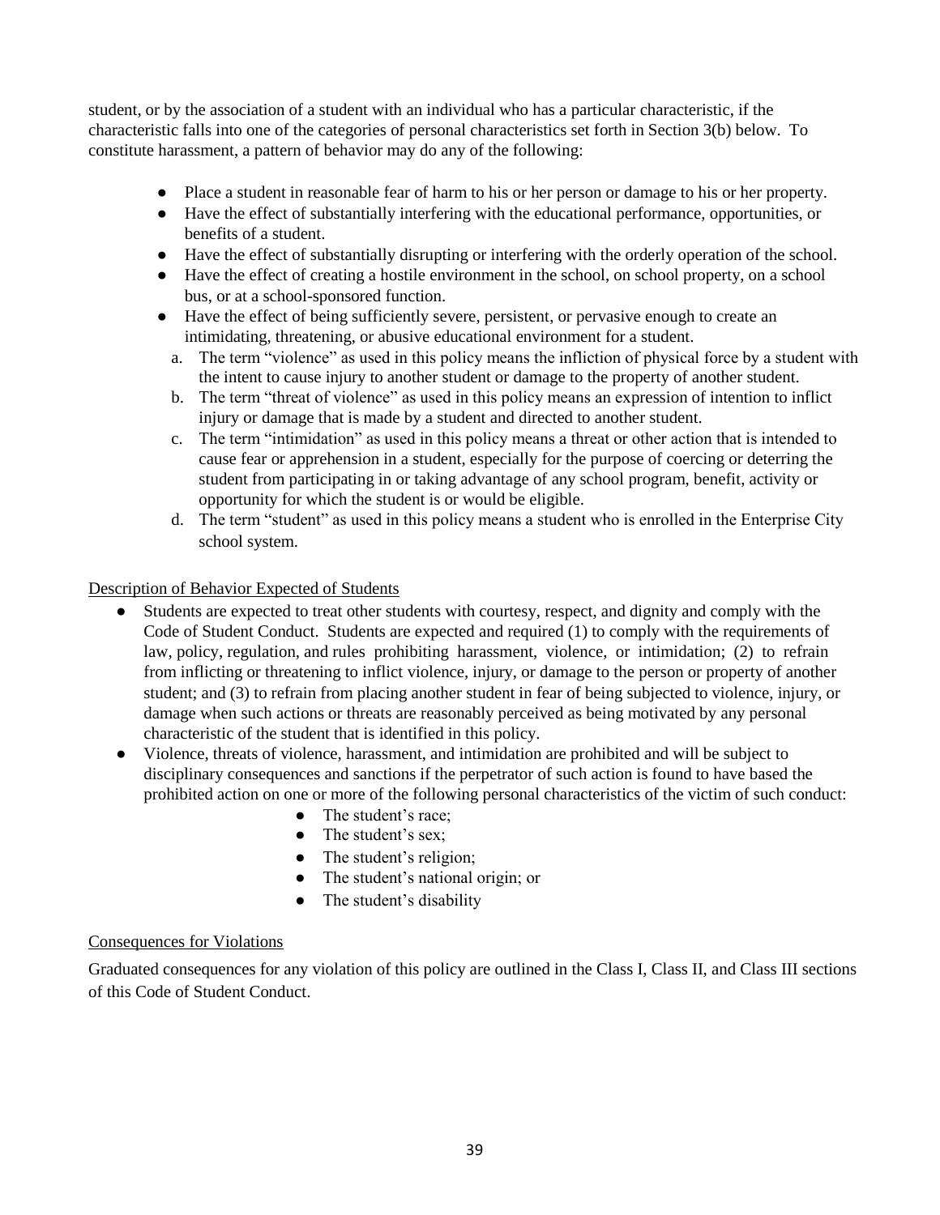student, or by the association of a student with an individual who has a particular characteristic, if the characteristic falls into one of the categories of personal characteristics set forth in Section 3(b) below. To constitute harassment, a pattern of behavior may do any of the following:

- Place a student in reasonable fear of harm to his or her person or damage to his or her property.
- Have the effect of substantially interfering with the educational performance, opportunities, or benefits of a student.
- Have the effect of substantially disrupting or interfering with the orderly operation of the school.
- Have the effect of creating a hostile environment in the school, on school property, on a school bus, or at a school-sponsored function.
- Have the effect of being sufficiently severe, persistent, or pervasive enough to create an intimidating, threatening, or abusive educational environment for a student.

a. The term "violence" as used in this policy means the infliction of physical force by a student with the intent to cause injury to another student or damage to the property of another student.

b. The term "threat of violence" as used in this policy means an expression of intention to inflict injury or damage that is made by a student and directed to another student.

c. The term "intimidation" as used in this policy means a threat or other action that is intended to cause fear or apprehension in a student, especially for the purpose of coercing or deterring the student from participating in or taking advantage of any school program, benefit, activity or opportunity for which the student is or would be eligible.

d. The term "student" as used in this policy means a student who is enrolled in the Enterprise City school system.

Description of Behavior Expected of Students

- Students are expected to treat other students with courtesy, respect, and dignity and comply with the Code of Student Conduct. Students are expected and required (1) to comply with the requirements of law, policy, regulation, and rules prohibiting harassment, violence, or intimidation; (2) to refrain from inflicting or threatening to inflict violence, injury, or damage to the person or property of another student; and (3) to refrain from placing another student in fear of being subjected to violence, injury, or damage when such actions or threats are reasonably perceived as being motivated by any personal characteristic of the student that is identified in this policy.
- Violence, threats of violence, harassment, and intimidation are prohibited and will be subject to disciplinary consequences and sanctions if the perpetrator of such action is found to have based the prohibited action on one or more of the following personal characteristics of the victim of such conduct:
  - The student's race;
  - The student's sex;
  - The student's religion;
  - The student's national origin; or
  - The student's disability

Consequences for Violations

Graduated consequences for any violation of this policy are outlined in the Class I, Class II, and Class III sections of this Code of Student Conduct.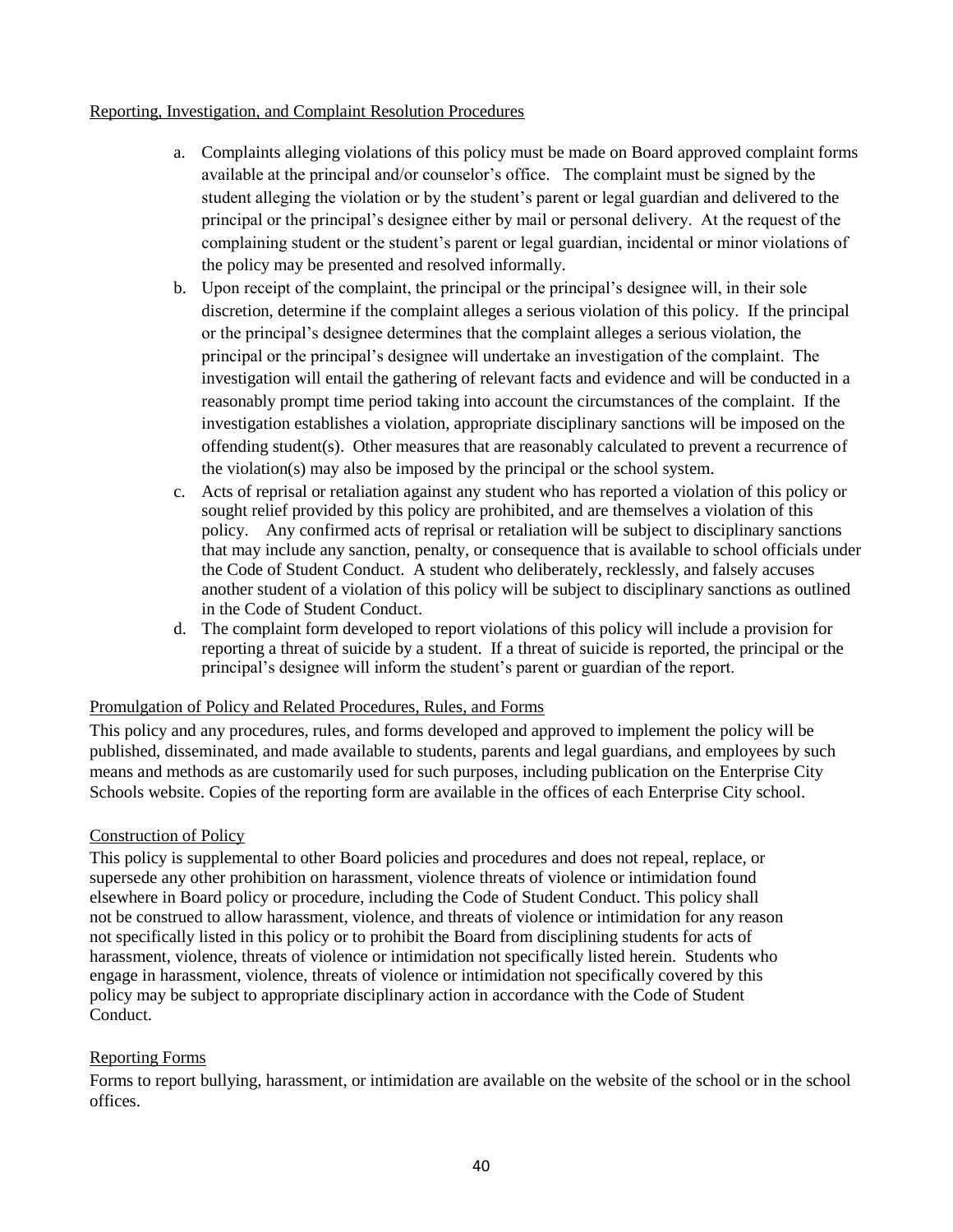Reporting, Investigation, and Complaint Resolution Procedures

a. Complaints alleging violations of this policy must be made on Board approved complaint forms available at the principal and/or counselor's office. The complaint must be signed by the student alleging the violation or by the student's parent or legal guardian and delivered to the principal or the principal's designee either by mail or personal delivery. At the request of the complaining student or the student's parent or legal guardian, incidental or minor violations of the policy may be presented and resolved informally.
b. Upon receipt of the complaint, the principal or the principal's designee will, in their sole discretion, determine if the complaint alleges a serious violation of this policy. If the principal or the principal's designee determines that the complaint alleges a serious violation, the principal or the principal's designee will undertake an investigation of the complaint. The investigation will entail the gathering of relevant facts and evidence and will be conducted in a reasonably prompt time period taking into account the circumstances of the complaint. If the investigation establishes a violation, appropriate disciplinary sanctions will be imposed on the offending student(s). Other measures that are reasonably calculated to prevent a recurrence of the violation(s) may also be imposed by the principal or the school system.
c. Acts of reprisal or retaliation against any student who has reported a violation of this policy or sought relief provided by this policy are prohibited, and are themselves a violation of this policy. Any confirmed acts of reprisal or retaliation will be subject to disciplinary sanctions that may include any sanction, penalty, or consequence that is available to school officials under the Code of Student Conduct. A student who deliberately, recklessly, and falsely accuses another student of a violation of this policy will be subject to disciplinary sanctions as outlined in the Code of Student Conduct.
d. The complaint form developed to report violations of this policy will include a provision for reporting a threat of suicide by a student. If a threat of suicide is reported, the principal or the principal's designee will inform the student's parent or guardian of the report.

Promulgation of Policy and Related Procedures, Rules, and Forms

This policy and any procedures, rules, and forms developed and approved to implement the policy will be published, disseminated, and made available to students, parents and legal guardians, and employees by such means and methods as are customarily used for such purposes, including publication on the Enterprise City Schools website. Copies of the reporting form are available in the offices of each Enterprise City school.

Construction of Policy

This policy is supplemental to other Board policies and procedures and does not repeal, replace, or supersede any other prohibition on harassment, violence threats of violence or intimidation found elsewhere in Board policy or procedure, including the Code of Student Conduct. This policy shall not be construed to allow harassment, violence, and threats of violence or intimidation for any reason not specifically listed in this policy or to prohibit the Board from disciplining students for acts of harassment, violence, threats of violence or intimidation not specifically listed herein. Students who engage in harassment, violence, threats of violence or intimidation not specifically covered by this policy may be subject to appropriate disciplinary action in accordance with the Code of Student Conduct.

Reporting Forms

Forms to report bullying, harassment, or intimidation are available on the website of the school or in the school offices.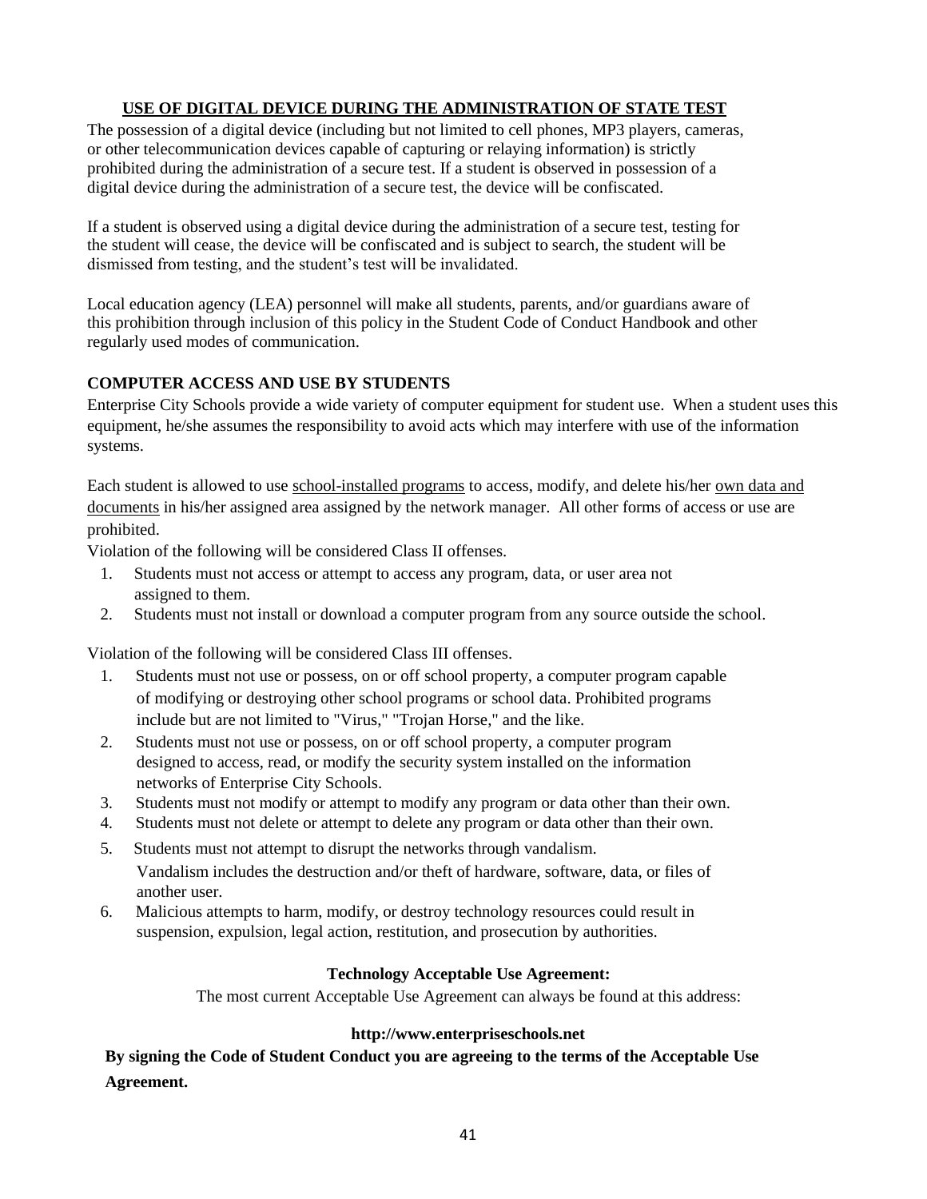## USE OF DIGITAL DEVICE DURING THE ADMINISTRATION OF STATE TEST

The possession of a digital device (including but not limited to cell phones, MP3 players, cameras, or other telecommunication devices capable of capturing or relaying information) is strictly prohibited during the administration of a secure test. If a student is observed in possession of a digital device during the administration of a secure test, the device will be confiscated.

If a student is observed using a digital device during the administration of a secure test, testing for the student will cease, the device will be confiscated and is subject to search, the student will be dismissed from testing, and the student's test will be invalidated.

Local education agency (LEA) personnel will make all students, parents, and/or guardians aware of this prohibition through inclusion of this policy in the Student Code of Conduct Handbook and other regularly used modes of communication.

## COMPUTER ACCESS AND USE BY STUDENTS

Enterprise City Schools provide a wide variety of computer equipment for student use. When a student uses this equipment, he/she assumes the responsibility to avoid acts which may interfere with use of the information systems.

Each student is allowed to use school-installed programs to access, modify, and delete his/her own data and documents in his/her assigned area assigned by the network manager. All other forms of access or use are prohibited.

Violation of the following will be considered Class II offenses.

1. Students must not access or attempt to access any program, data, or user area not assigned to them.
2. Students must not install or download a computer program from any source outside the school.

Violation of the following will be considered Class III offenses.

1. Students must not use or possess, on or off school property, a computer program capable of modifying or destroying other school programs or school data. Prohibited programs include but are not limited to "Virus," "Trojan Horse," and the like.
2. Students must not use or possess, on or off school property, a computer program designed to access, read, or modify the security system installed on the information networks of Enterprise City Schools.
3. Students must not modify or attempt to modify any program or data other than their own.
4. Students must not delete or attempt to delete any program or data other than their own.
5. Students must not attempt to disrupt the networks through vandalism. Vandalism includes the destruction and/or theft of hardware, software, data, or files of another user.
6. Malicious attempts to harm, modify, or destroy technology resources could result in suspension, expulsion, legal action, restitution, and prosecution by authorities.

**Technology Acceptable Use Agreement:**

The most current Acceptable Use Agreement can always be found at this address:

**http://www.enterpriseschools.net**

**By signing the Code of Student Conduct you are agreeing to the terms of the Acceptable Use Agreement.**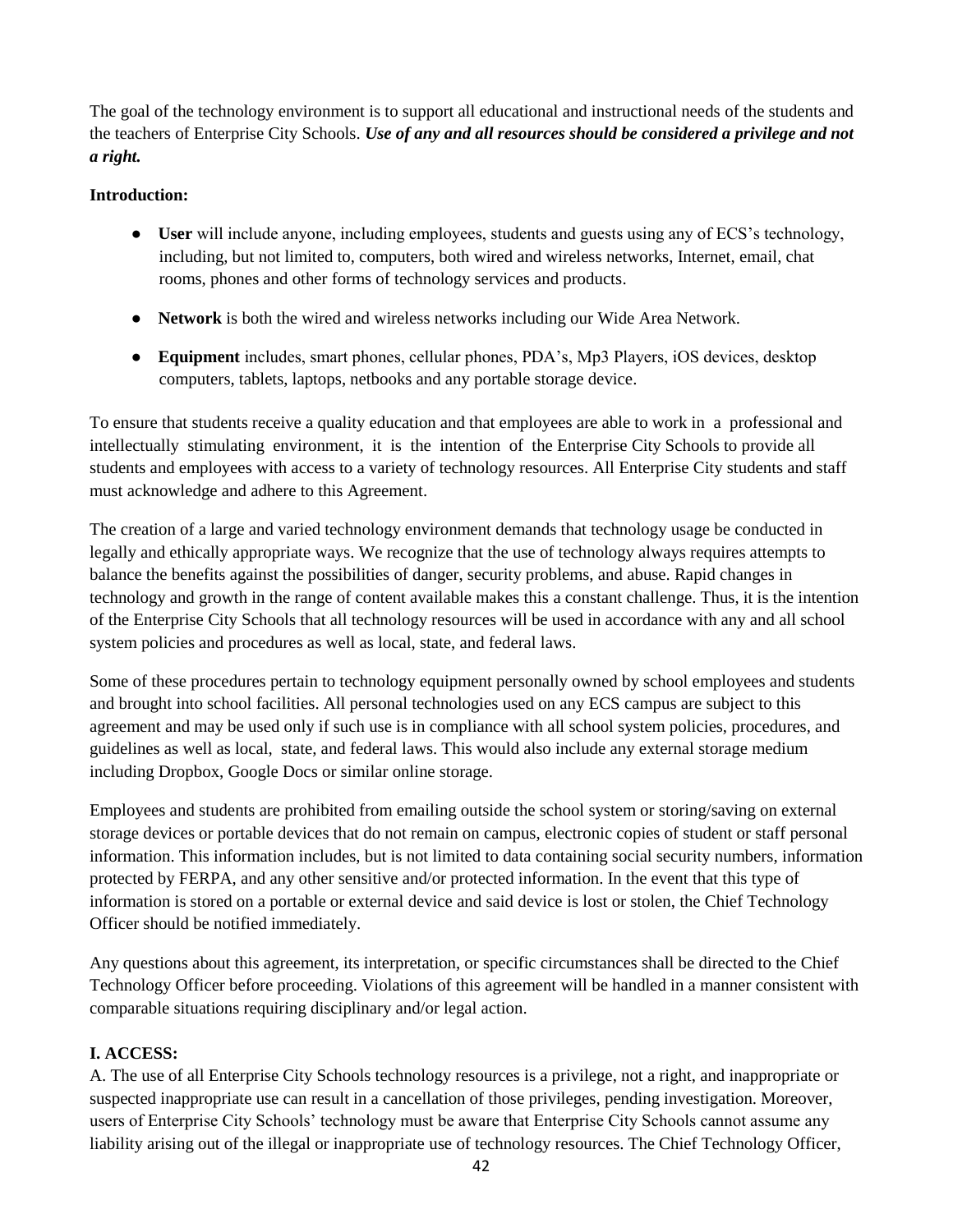The goal of the technology environment is to support all educational and instructional needs of the students and the teachers of Enterprise City Schools. ***Use of any and all resources should be considered a privilege and not a right.***

**Introduction:**

- **User** will include anyone, including employees, students and guests using any of ECS's technology, including, but not limited to, computers, both wired and wireless networks, Internet, email, chat rooms, phones and other forms of technology services and products.
- **Network** is both the wired and wireless networks including our Wide Area Network.
- **Equipment** includes, smart phones, cellular phones, PDA's, Mp3 Players, iOS devices, desktop computers, tablets, laptops, netbooks and any portable storage device.

To ensure that students receive a quality education and that employees are able to work in a professional and intellectually stimulating environment, it is the intention of the Enterprise City Schools to provide all students and employees with access to a variety of technology resources. All Enterprise City students and staff must acknowledge and adhere to this Agreement.

The creation of a large and varied technology environment demands that technology usage be conducted in legally and ethically appropriate ways. We recognize that the use of technology always requires attempts to balance the benefits against the possibilities of danger, security problems, and abuse. Rapid changes in technology and growth in the range of content available makes this a constant challenge. Thus, it is the intention of the Enterprise City Schools that all technology resources will be used in accordance with any and all school system policies and procedures as well as local, state, and federal laws.

Some of these procedures pertain to technology equipment personally owned by school employees and students and brought into school facilities. All personal technologies used on any ECS campus are subject to this agreement and may be used only if such use is in compliance with all school system policies, procedures, and guidelines as well as local, state, and federal laws. This would also include any external storage medium including Dropbox, Google Docs or similar online storage.

Employees and students are prohibited from emailing outside the school system or storing/saving on external storage devices or portable devices that do not remain on campus, electronic copies of student or staff personal information. This information includes, but is not limited to data containing social security numbers, information protected by FERPA, and any other sensitive and/or protected information. In the event that this type of information is stored on a portable or external device and said device is lost or stolen, the Chief Technology Officer should be notified immediately.

Any questions about this agreement, its interpretation, or specific circumstances shall be directed to the Chief Technology Officer before proceeding. Violations of this agreement will be handled in a manner consistent with comparable situations requiring disciplinary and/or legal action.

**I. ACCESS:**

A. The use of all Enterprise City Schools technology resources is a privilege, not a right, and inappropriate or suspected inappropriate use can result in a cancellation of those privileges, pending investigation. Moreover, users of Enterprise City Schools' technology must be aware that Enterprise City Schools cannot assume any liability arising out of the illegal or inappropriate use of technology resources. The Chief Technology Officer,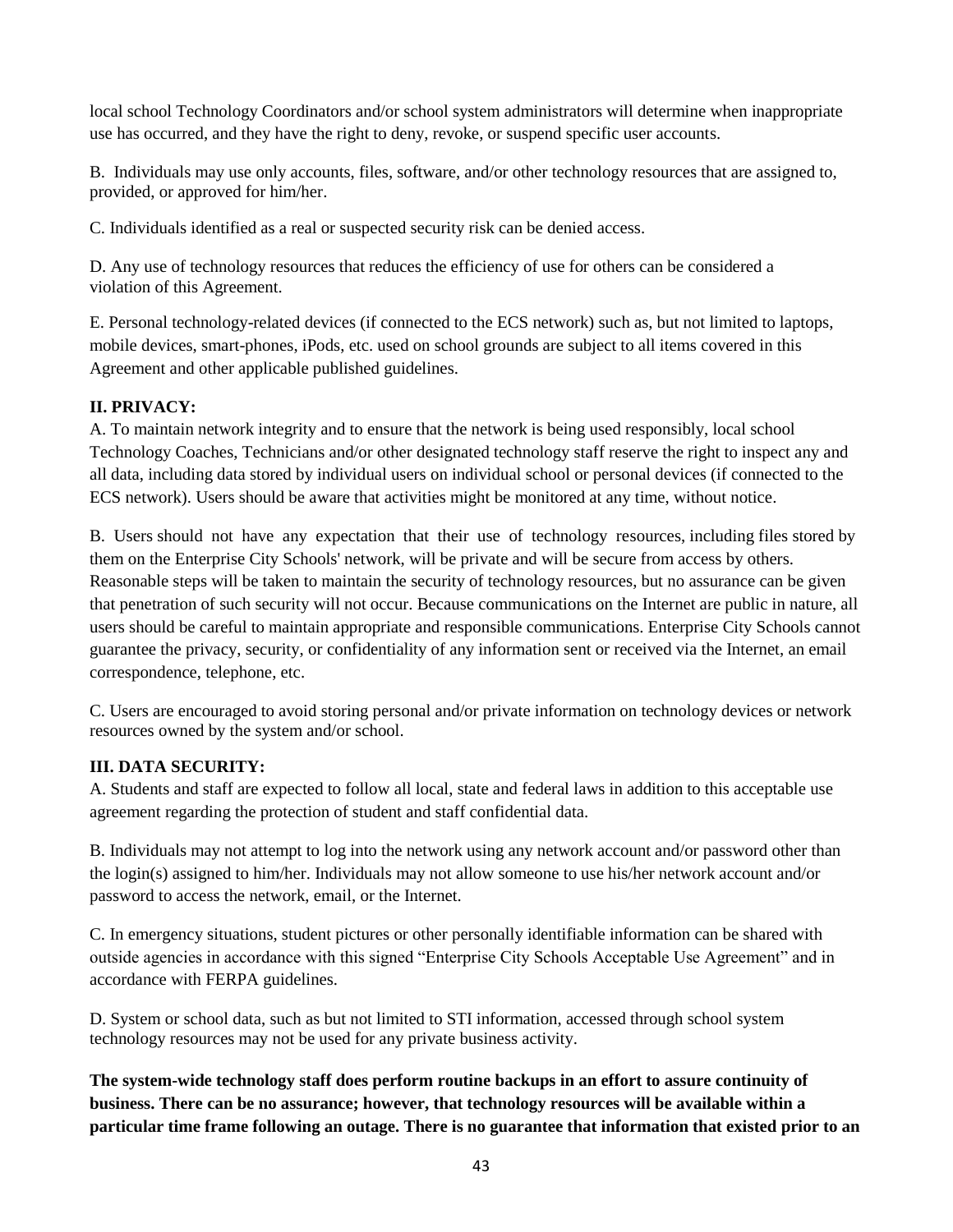local school Technology Coordinators and/or school system administrators will determine when inappropriate use has occurred, and they have the right to deny, revoke, or suspend specific user accounts.

B. Individuals may use only accounts, files, software, and/or other technology resources that are assigned to, provided, or approved for him/her.

C. Individuals identified as a real or suspected security risk can be denied access.

D. Any use of technology resources that reduces the efficiency of use for others can be considered a violation of this Agreement.

E. Personal technology-related devices (if connected to the ECS network) such as, but not limited to laptops, mobile devices, smart-phones, iPods, etc. used on school grounds are subject to all items covered in this Agreement and other applicable published guidelines.

**II. PRIVACY:**

A. To maintain network integrity and to ensure that the network is being used responsibly, local school Technology Coaches, Technicians and/or other designated technology staff reserve the right to inspect any and all data, including data stored by individual users on individual school or personal devices (if connected to the ECS network). Users should be aware that activities might be monitored at any time, without notice.

B. Users should not have any expectation that their use of technology resources, including files stored by them on the Enterprise City Schools' network, will be private and will be secure from access by others. Reasonable steps will be taken to maintain the security of technology resources, but no assurance can be given that penetration of such security will not occur. Because communications on the Internet are public in nature, all users should be careful to maintain appropriate and responsible communications. Enterprise City Schools cannot guarantee the privacy, security, or confidentiality of any information sent or received via the Internet, an email correspondence, telephone, etc.

C. Users are encouraged to avoid storing personal and/or private information on technology devices or network resources owned by the system and/or school.

**III. DATA SECURITY:**

A. Students and staff are expected to follow all local, state and federal laws in addition to this acceptable use agreement regarding the protection of student and staff confidential data.

B. Individuals may not attempt to log into the network using any network account and/or password other than the login(s) assigned to him/her. Individuals may not allow someone to use his/her network account and/or password to access the network, email, or the Internet.

C. In emergency situations, student pictures or other personally identifiable information can be shared with outside agencies in accordance with this signed "Enterprise City Schools Acceptable Use Agreement" and in accordance with FERPA guidelines.

D. System or school data, such as but not limited to STI information, accessed through school system technology resources may not be used for any private business activity.

**The system-wide technology staff does perform routine backups in an effort to assure continuity of business. There can be no assurance; however, that technology resources will be available within a particular time frame following an outage. There is no guarantee that information that existed prior to an**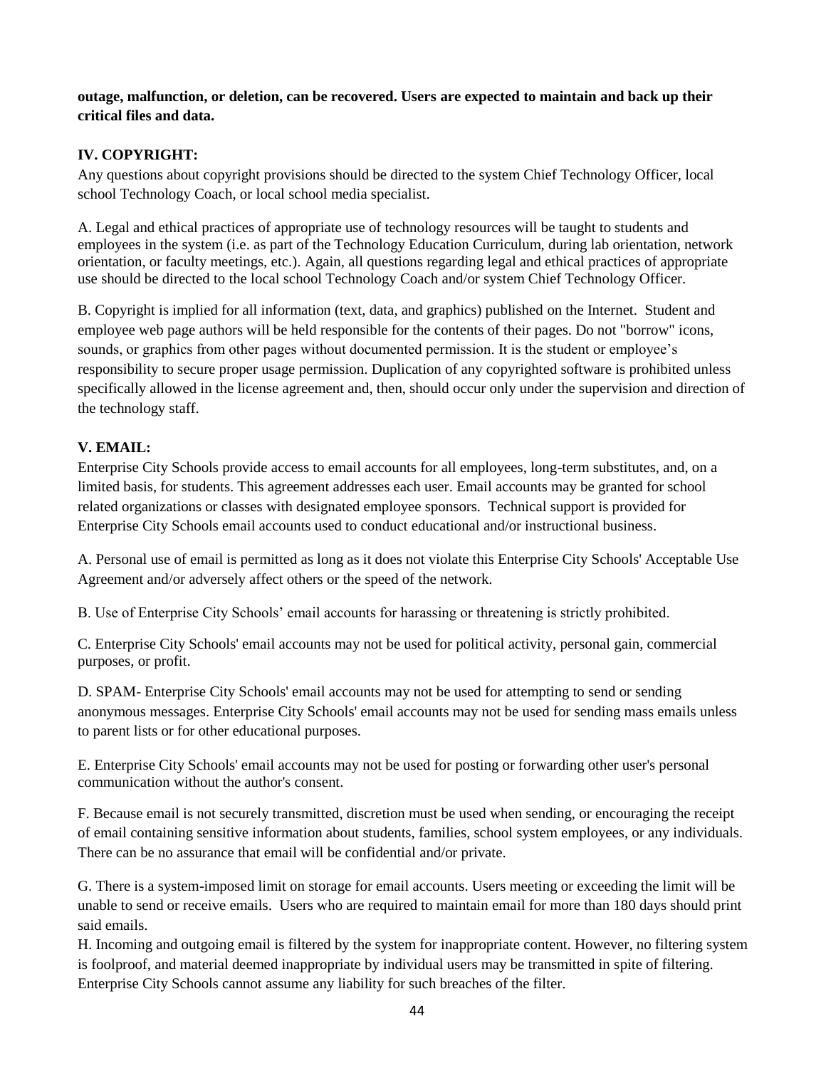**outage, malfunction, or deletion, can be recovered. Users are expected to maintain and back up their critical files and data.**

**IV. COPYRIGHT:**

Any questions about copyright provisions should be directed to the system Chief Technology Officer, local school Technology Coach, or local school media specialist.

A. Legal and ethical practices of appropriate use of technology resources will be taught to students and employees in the system (i.e. as part of the Technology Education Curriculum, during lab orientation, network orientation, or faculty meetings, etc.). Again, all questions regarding legal and ethical practices of appropriate use should be directed to the local school Technology Coach and/or system Chief Technology Officer.

B. Copyright is implied for all information (text, data, and graphics) published on the Internet. Student and employee web page authors will be held responsible for the contents of their pages. Do not "borrow" icons, sounds, or graphics from other pages without documented permission. It is the student or employee's responsibility to secure proper usage permission. Duplication of any copyrighted software is prohibited unless specifically allowed in the license agreement and, then, should occur only under the supervision and direction of the technology staff.

**V. EMAIL:**

Enterprise City Schools provide access to email accounts for all employees, long-term substitutes, and, on a limited basis, for students. This agreement addresses each user. Email accounts may be granted for school related organizations or classes with designated employee sponsors. Technical support is provided for Enterprise City Schools email accounts used to conduct educational and/or instructional business.

A. Personal use of email is permitted as long as it does not violate this Enterprise City Schools' Acceptable Use Agreement and/or adversely affect others or the speed of the network.

B. Use of Enterprise City Schools' email accounts for harassing or threatening is strictly prohibited.

C. Enterprise City Schools' email accounts may not be used for political activity, personal gain, commercial purposes, or profit.

D. SPAM- Enterprise City Schools' email accounts may not be used for attempting to send or sending anonymous messages. Enterprise City Schools' email accounts may not be used for sending mass emails unless to parent lists or for other educational purposes.

E. Enterprise City Schools' email accounts may not be used for posting or forwarding other user's personal communication without the author's consent.

F. Because email is not securely transmitted, discretion must be used when sending, or encouraging the receipt of email containing sensitive information about students, families, school system employees, or any individuals. There can be no assurance that email will be confidential and/or private.

G. There is a system-imposed limit on storage for email accounts. Users meeting or exceeding the limit will be unable to send or receive emails. Users who are required to maintain email for more than 180 days should print said emails.

H. Incoming and outgoing email is filtered by the system for inappropriate content. However, no filtering system is foolproof, and material deemed inappropriate by individual users may be transmitted in spite of filtering. Enterprise City Schools cannot assume any liability for such breaches of the filter.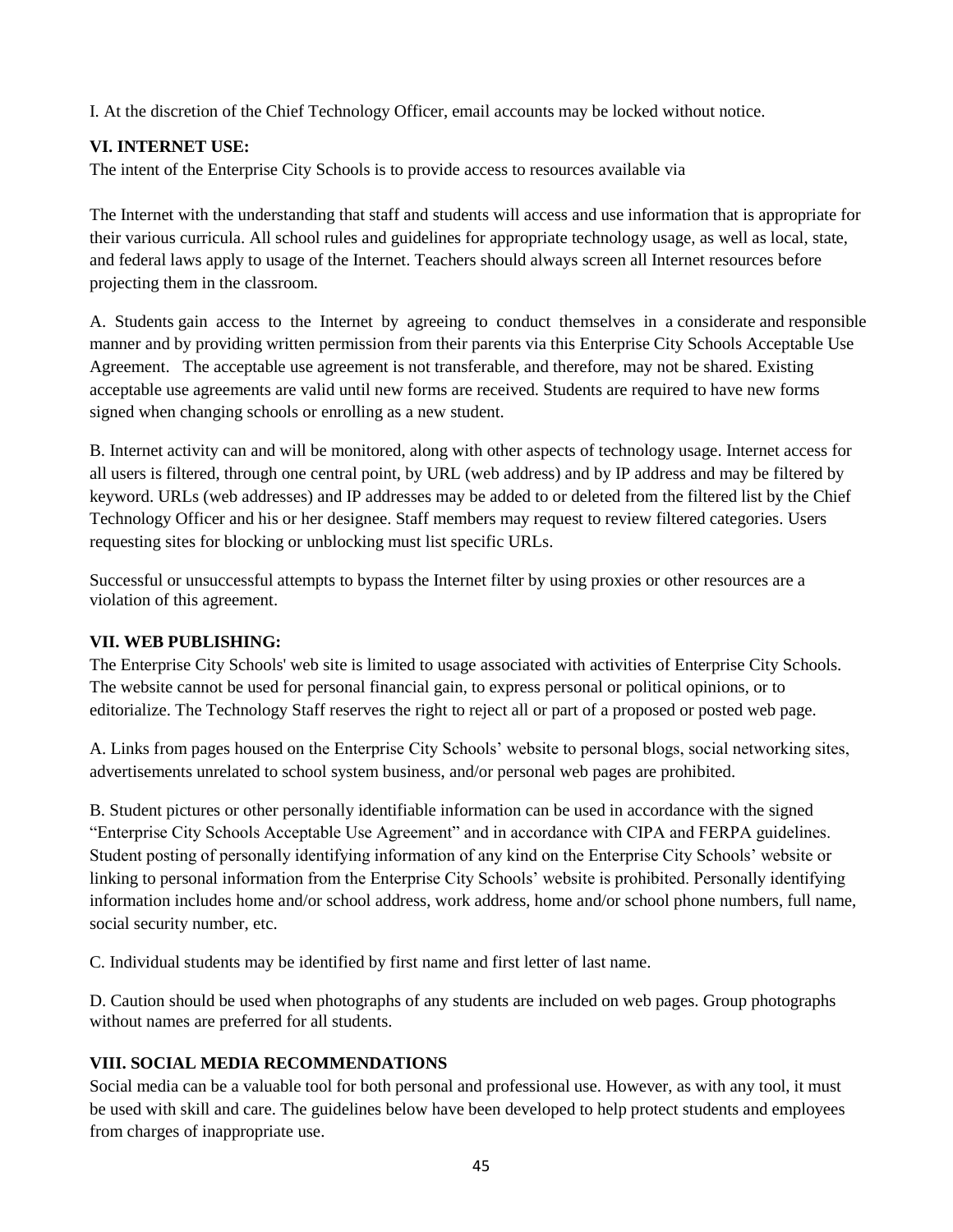I. At the discretion of the Chief Technology Officer, email accounts may be locked without notice.

**VI. INTERNET USE:**

The intent of the Enterprise City Schools is to provide access to resources available via

The Internet with the understanding that staff and students will access and use information that is appropriate for their various curricula. All school rules and guidelines for appropriate technology usage, as well as local, state, and federal laws apply to usage of the Internet. Teachers should always screen all Internet resources before projecting them in the classroom.

A. Students gain access to the Internet by agreeing to conduct themselves in a considerate and responsible manner and by providing written permission from their parents via this Enterprise City Schools Acceptable Use Agreement. The acceptable use agreement is not transferable, and therefore, may not be shared. Existing acceptable use agreements are valid until new forms are received. Students are required to have new forms signed when changing schools or enrolling as a new student.

B. Internet activity can and will be monitored, along with other aspects of technology usage. Internet access for all users is filtered, through one central point, by URL (web address) and by IP address and may be filtered by keyword. URLs (web addresses) and IP addresses may be added to or deleted from the filtered list by the Chief Technology Officer and his or her designee. Staff members may request to review filtered categories. Users requesting sites for blocking or unblocking must list specific URLs.

Successful or unsuccessful attempts to bypass the Internet filter by using proxies or other resources are a violation of this agreement.

**VII. WEB PUBLISHING:**

The Enterprise City Schools' web site is limited to usage associated with activities of Enterprise City Schools. The website cannot be used for personal financial gain, to express personal or political opinions, or to editorialize. The Technology Staff reserves the right to reject all or part of a proposed or posted web page.

A. Links from pages housed on the Enterprise City Schools' website to personal blogs, social networking sites, advertisements unrelated to school system business, and/or personal web pages are prohibited.

B. Student pictures or other personally identifiable information can be used in accordance with the signed "Enterprise City Schools Acceptable Use Agreement" and in accordance with CIPA and FERPA guidelines. Student posting of personally identifying information of any kind on the Enterprise City Schools' website or linking to personal information from the Enterprise City Schools' website is prohibited. Personally identifying information includes home and/or school address, work address, home and/or school phone numbers, full name, social security number, etc.

C. Individual students may be identified by first name and first letter of last name.

D. Caution should be used when photographs of any students are included on web pages. Group photographs without names are preferred for all students.

**VIII. SOCIAL MEDIA RECOMMENDATIONS**

Social media can be a valuable tool for both personal and professional use. However, as with any tool, it must be used with skill and care. The guidelines below have been developed to help protect students and employees from charges of inappropriate use.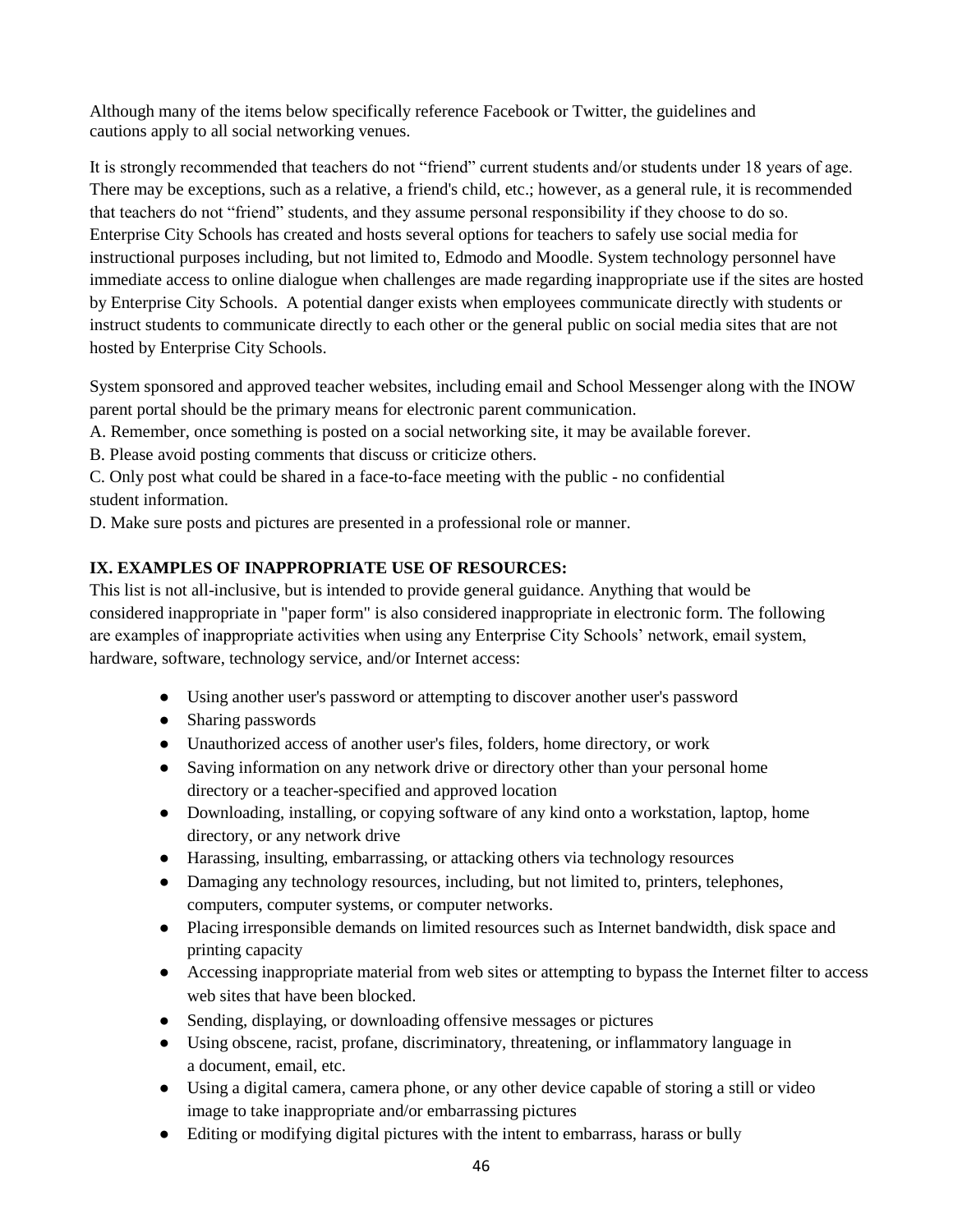Although many of the items below specifically reference Facebook or Twitter, the guidelines and cautions apply to all social networking venues.

It is strongly recommended that teachers do not "friend" current students and/or students under 18 years of age. There may be exceptions, such as a relative, a friend's child, etc.; however, as a general rule, it is recommended that teachers do not "friend" students, and they assume personal responsibility if they choose to do so. Enterprise City Schools has created and hosts several options for teachers to safely use social media for instructional purposes including, but not limited to, Edmodo and Moodle. System technology personnel have immediate access to online dialogue when challenges are made regarding inappropriate use if the sites are hosted by Enterprise City Schools. A potential danger exists when employees communicate directly with students or instruct students to communicate directly to each other or the general public on social media sites that are not hosted by Enterprise City Schools.

System sponsored and approved teacher websites, including email and School Messenger along with the INOW parent portal should be the primary means for electronic parent communication.

A. Remember, once something is posted on a social networking site, it may be available forever.

B. Please avoid posting comments that discuss or criticize others.

C. Only post what could be shared in a face-to-face meeting with the public - no confidential student information.

D. Make sure posts and pictures are presented in a professional role or manner.

**IX. EXAMPLES OF INAPPROPRIATE USE OF RESOURCES:**

This list is not all-inclusive, but is intended to provide general guidance. Anything that would be considered inappropriate in "paper form" is also considered inappropriate in electronic form. The following are examples of inappropriate activities when using any Enterprise City Schools' network, email system, hardware, software, technology service, and/or Internet access:

- Using another user's password or attempting to discover another user's password
- Sharing passwords
- Unauthorized access of another user's files, folders, home directory, or work
- Saving information on any network drive or directory other than your personal home directory or a teacher-specified and approved location
- Downloading, installing, or copying software of any kind onto a workstation, laptop, home directory, or any network drive
- Harassing, insulting, embarrassing, or attacking others via technology resources
- Damaging any technology resources, including, but not limited to, printers, telephones, computers, computer systems, or computer networks.
- Placing irresponsible demands on limited resources such as Internet bandwidth, disk space and printing capacity
- Accessing inappropriate material from web sites or attempting to bypass the Internet filter to access web sites that have been blocked.
- Sending, displaying, or downloading offensive messages or pictures
- Using obscene, racist, profane, discriminatory, threatening, or inflammatory language in a document, email, etc.
- Using a digital camera, camera phone, or any other device capable of storing a still or video image to take inappropriate and/or embarrassing pictures
- Editing or modifying digital pictures with the intent to embarrass, harass or bully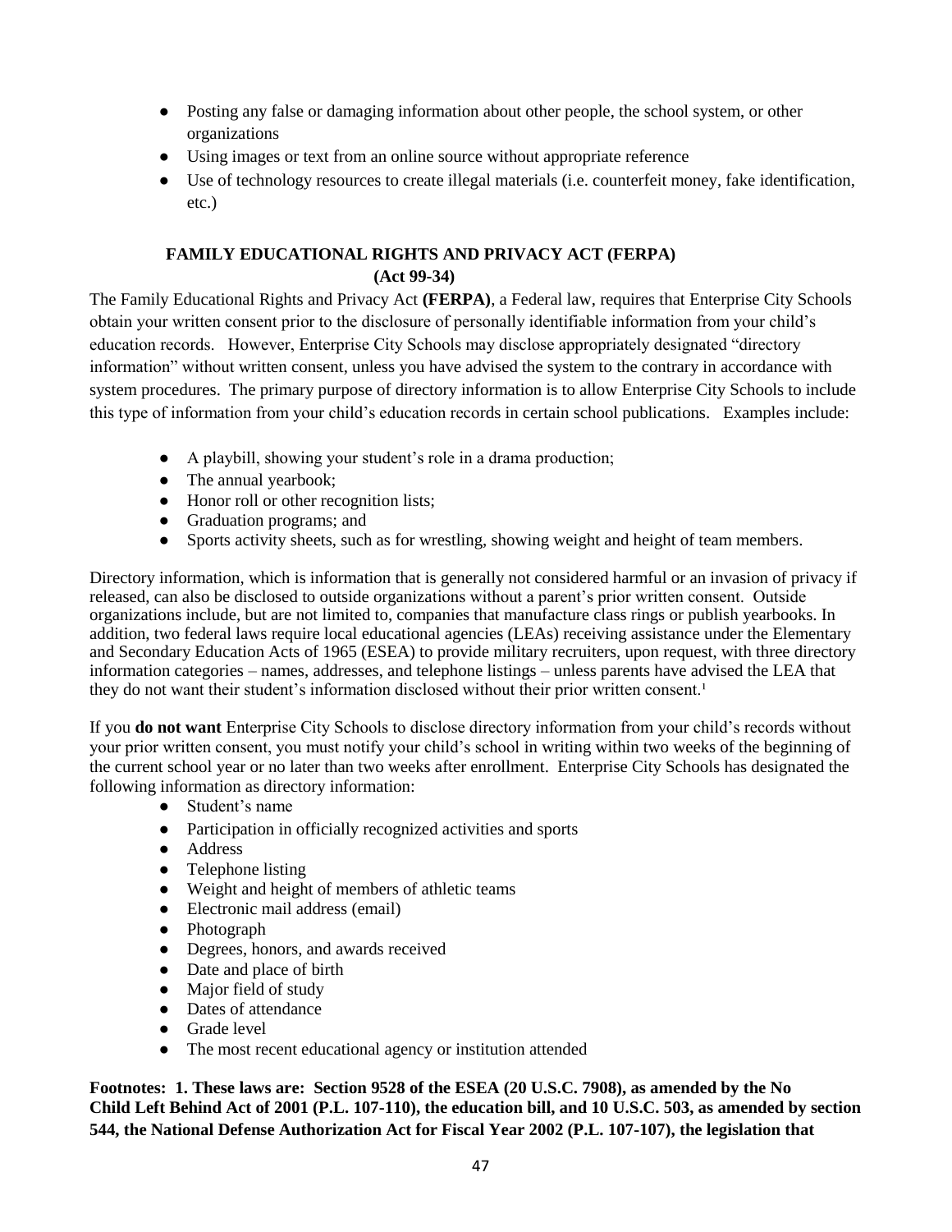- Posting any false or damaging information about other people, the school system, or other organizations
- Using images or text from an online source without appropriate reference
- Use of technology resources to create illegal materials (i.e. counterfeit money, fake identification, etc.)

## FAMILY EDUCATIONAL RIGHTS AND PRIVACY ACT (FERPA)
## (Act 99-34)

The Family Educational Rights and Privacy Act **(FERPA)**, a Federal law, requires that Enterprise City Schools obtain your written consent prior to the disclosure of personally identifiable information from your child's education records. However, Enterprise City Schools may disclose appropriately designated "directory information" without written consent, unless you have advised the system to the contrary in accordance with system procedures. The primary purpose of directory information is to allow Enterprise City Schools to include this type of information from your child's education records in certain school publications. Examples include:

- A playbill, showing your student's role in a drama production;
- The annual yearbook;
- Honor roll or other recognition lists;
- Graduation programs; and
- Sports activity sheets, such as for wrestling, showing weight and height of team members.

Directory information, which is information that is generally not considered harmful or an invasion of privacy if released, can also be disclosed to outside organizations without a parent's prior written consent. Outside organizations include, but are not limited to, companies that manufacture class rings or publish yearbooks. In addition, two federal laws require local educational agencies (LEAs) receiving assistance under the Elementary and Secondary Education Acts of 1965 (ESEA) to provide military recruiters, upon request, with three directory information categories – names, addresses, and telephone listings – unless parents have advised the LEA that they do not want their student's information disclosed without their prior written consent.[1]

If you **do not want** Enterprise City Schools to disclose directory information from your child's records without your prior written consent, you must notify your child's school in writing within two weeks of the beginning of the current school year or no later than two weeks after enrollment. Enterprise City Schools has designated the following information as directory information:

- Student's name
- Participation in officially recognized activities and sports
- Address
- Telephone listing
- Weight and height of members of athletic teams
- Electronic mail address (email)
- Photograph
- Degrees, honors, and awards received
- Date and place of birth
- Major field of study
- Dates of attendance
- Grade level
- The most recent educational agency or institution attended

**Footnotes: 1. These laws are: Section 9528 of the ESEA (20 U.S.C. 7908), as amended by the No Child Left Behind Act of 2001 (P.L. 107-110), the education bill, and 10 U.S.C. 503, as amended by section 544, the National Defense Authorization Act for Fiscal Year 2002 (P.L. 107-107), the legislation that**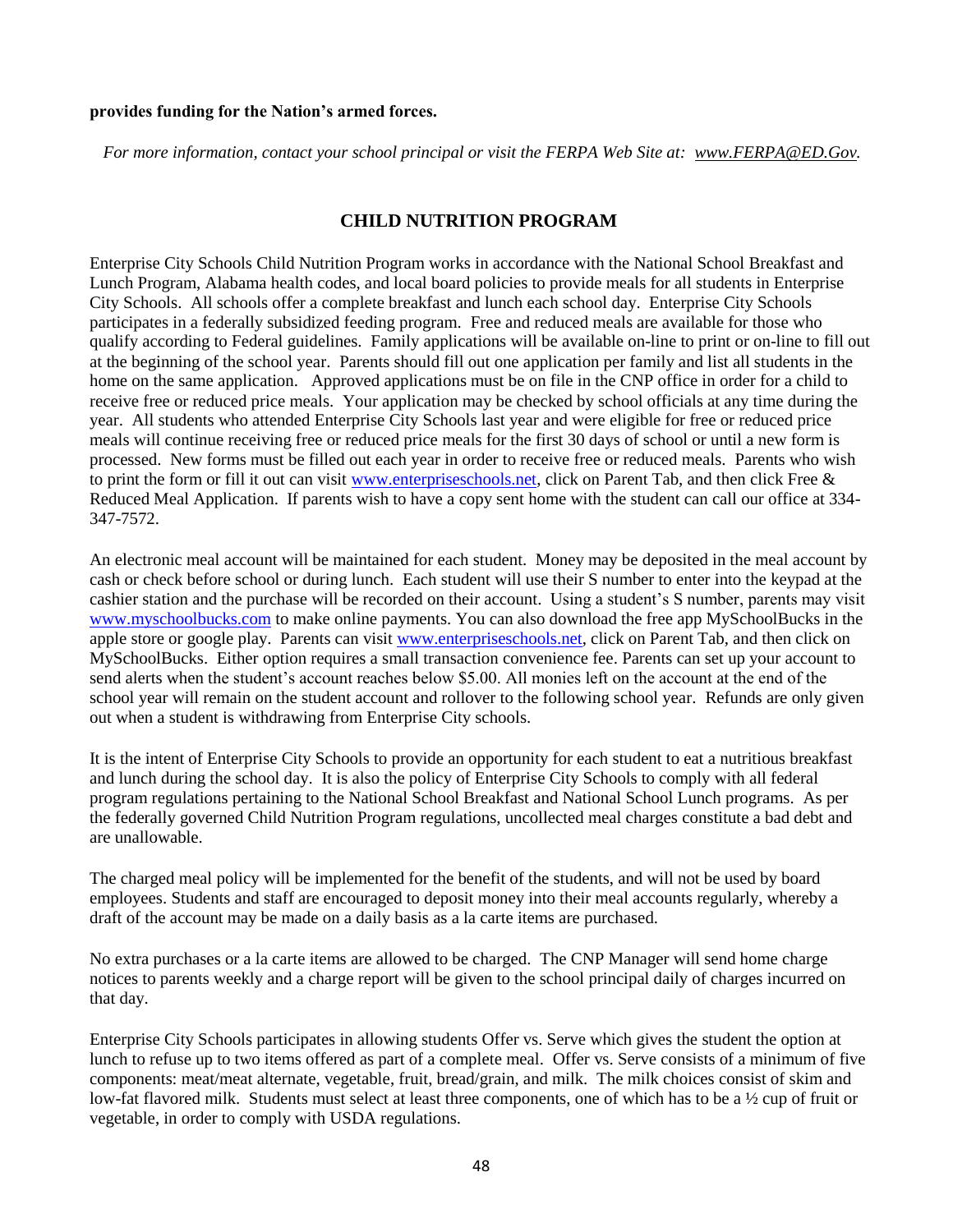**provides funding for the Nation's armed forces.**

*For more information, contact your school principal or visit the FERPA Web Site at: www.FERPA@ED.Gov.*

## CHILD NUTRITION PROGRAM

Enterprise City Schools Child Nutrition Program works in accordance with the National School Breakfast and Lunch Program, Alabama health codes, and local board policies to provide meals for all students in Enterprise City Schools. All schools offer a complete breakfast and lunch each school day. Enterprise City Schools participates in a federally subsidized feeding program. Free and reduced meals are available for those who qualify according to Federal guidelines. Family applications will be available on-line to print or on-line to fill out at the beginning of the school year. Parents should fill out one application per family and list all students in the home on the same application. Approved applications must be on file in the CNP office in order for a child to receive free or reduced price meals. Your application may be checked by school officials at any time during the year. All students who attended Enterprise City Schools last year and were eligible for free or reduced price meals will continue receiving free or reduced price meals for the first 30 days of school or until a new form is processed. New forms must be filled out each year in order to receive free or reduced meals. Parents who wish to print the form or fill it out can visit www.enterpriseschools.net, click on Parent Tab, and then click Free & Reduced Meal Application. If parents wish to have a copy sent home with the student can call our office at 334-347-7572.

An electronic meal account will be maintained for each student. Money may be deposited in the meal account by cash or check before school or during lunch. Each student will use their S number to enter into the keypad at the cashier station and the purchase will be recorded on their account. Using a student's S number, parents may visit www.myschoolbucks.com to make online payments. You can also download the free app MySchoolBucks in the apple store or google play. Parents can visit www.enterpriseschools.net, click on Parent Tab, and then click on MySchoolBucks. Either option requires a small transaction convenience fee. Parents can set up your account to send alerts when the student's account reaches below $5.00. All monies left on the account at the end of the school year will remain on the student account and rollover to the following school year. Refunds are only given out when a student is withdrawing from Enterprise City schools.

It is the intent of Enterprise City Schools to provide an opportunity for each student to eat a nutritious breakfast and lunch during the school day. It is also the policy of Enterprise City Schools to comply with all federal program regulations pertaining to the National School Breakfast and National School Lunch programs. As per the federally governed Child Nutrition Program regulations, uncollected meal charges constitute a bad debt and are unallowable.

The charged meal policy will be implemented for the benefit of the students, and will not be used by board employees. Students and staff are encouraged to deposit money into their meal accounts regularly, whereby a draft of the account may be made on a daily basis as a la carte items are purchased.

No extra purchases or a la carte items are allowed to be charged. The CNP Manager will send home charge notices to parents weekly and a charge report will be given to the school principal daily of charges incurred on that day.

Enterprise City Schools participates in allowing students Offer vs. Serve which gives the student the option at lunch to refuse up to two items offered as part of a complete meal. Offer vs. Serve consists of a minimum of five components: meat/meat alternate, vegetable, fruit, bread/grain, and milk. The milk choices consist of skim and low-fat flavored milk. Students must select at least three components, one of which has to be a ½ cup of fruit or vegetable, in order to comply with USDA regulations.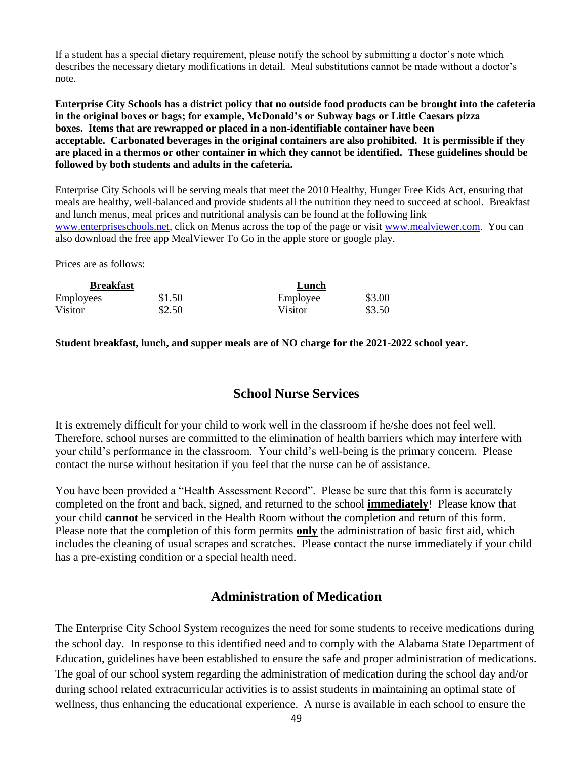If a student has a special dietary requirement, please notify the school by submitting a doctor's note which describes the necessary dietary modifications in detail. Meal substitutions cannot be made without a doctor's note.

**Enterprise City Schools has a district policy that no outside food products can be brought into the cafeteria in the original boxes or bags; for example, McDonald's or Subway bags or Little Caesars pizza boxes. Items that are rewrapped or placed in a non-identifiable container have been acceptable. Carbonated beverages in the original containers are also prohibited. It is permissible if they are placed in a thermos or other container in which they cannot be identified. These guidelines should be followed by both students and adults in the cafeteria.**

Enterprise City Schools will be serving meals that meet the 2010 Healthy, Hunger Free Kids Act, ensuring that meals are healthy, well-balanced and provide students all the nutrition they need to succeed at school. Breakfast and lunch menus, meal prices and nutritional analysis can be found at the following link www.enterpriseschools.net, click on Menus across the top of the page or visit www.mealviewer.com. You can also download the free app MealViewer To Go in the apple store or google play.

Prices are as follows:

| **Breakfast** | | **Lunch** | |
|---|---|---|---|
| Employees | $1.50 | Employee | $3.00 |
| Visitor | $2.50 | Visitor | $3.50 |

**Student breakfast, lunch, and supper meals are of NO charge for the 2021-2022 school year.**

## School Nurse Services

It is extremely difficult for your child to work well in the classroom if he/she does not feel well. Therefore, school nurses are committed to the elimination of health barriers which may interfere with your child's performance in the classroom. Your child's well-being is the primary concern. Please contact the nurse without hesitation if you feel that the nurse can be of assistance.

You have been provided a "Health Assessment Record". Please be sure that this form is accurately completed on the front and back, signed, and returned to the school **immediately**! Please know that your child **cannot** be serviced in the Health Room without the completion and return of this form. Please note that the completion of this form permits **only** the administration of basic first aid, which includes the cleaning of usual scrapes and scratches. Please contact the nurse immediately if your child has a pre-existing condition or a special health need.

## Administration of Medication

The Enterprise City School System recognizes the need for some students to receive medications during the school day. In response to this identified need and to comply with the Alabama State Department of Education, guidelines have been established to ensure the safe and proper administration of medications. The goal of our school system regarding the administration of medication during the school day and/or during school related extracurricular activities is to assist students in maintaining an optimal state of wellness, thus enhancing the educational experience. A nurse is available in each school to ensure the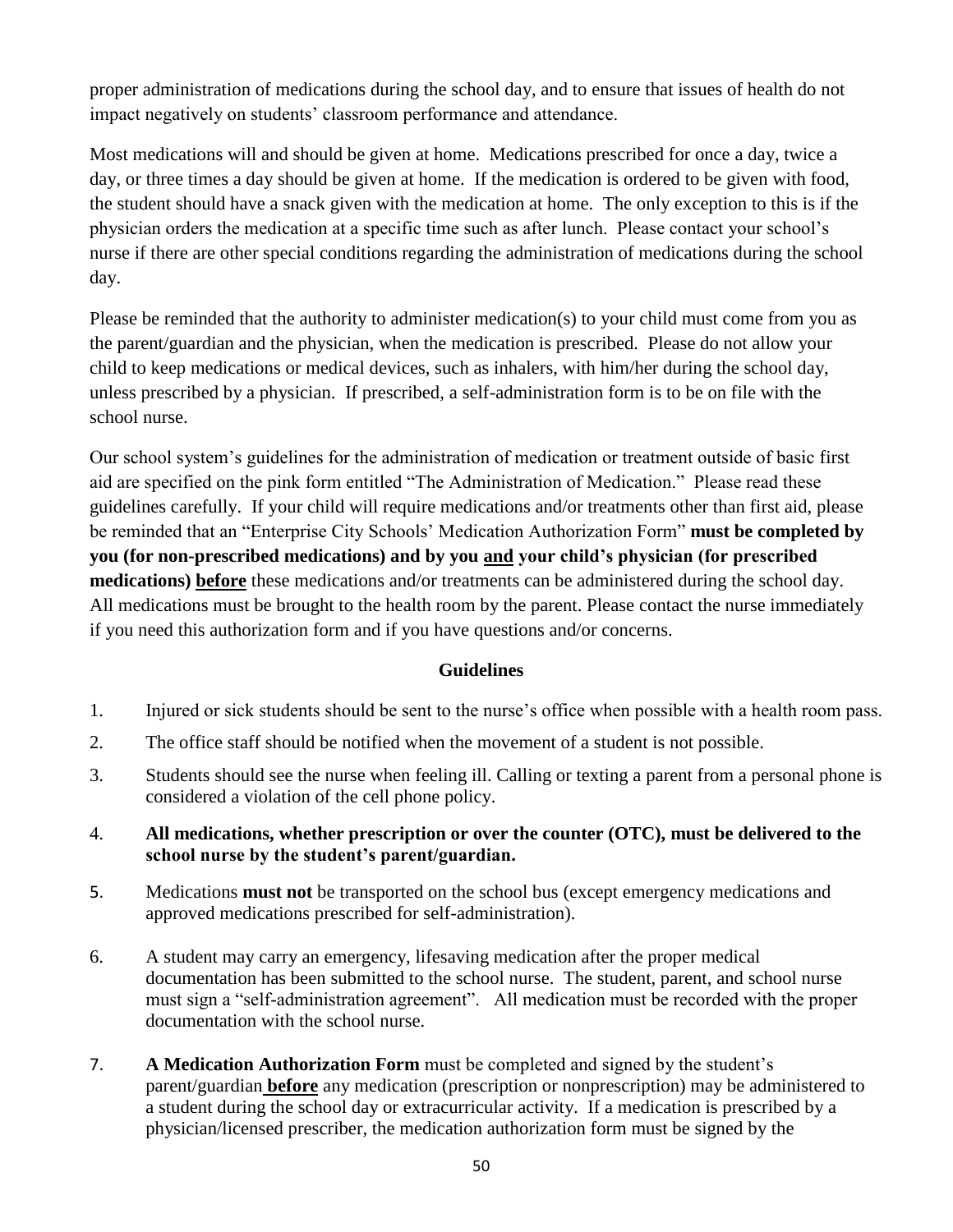proper administration of medications during the school day, and to ensure that issues of health do not impact negatively on students' classroom performance and attendance.

Most medications will and should be given at home. Medications prescribed for once a day, twice a day, or three times a day should be given at home. If the medication is ordered to be given with food, the student should have a snack given with the medication at home. The only exception to this is if the physician orders the medication at a specific time such as after lunch. Please contact your school's nurse if there are other special conditions regarding the administration of medications during the school day.

Please be reminded that the authority to administer medication(s) to your child must come from you as the parent/guardian and the physician, when the medication is prescribed. Please do not allow your child to keep medications or medical devices, such as inhalers, with him/her during the school day, unless prescribed by a physician. If prescribed, a self-administration form is to be on file with the school nurse.

Our school system's guidelines for the administration of medication or treatment outside of basic first aid are specified on the pink form entitled "The Administration of Medication." Please read these guidelines carefully. If your child will require medications and/or treatments other than first aid, please be reminded that an "Enterprise City Schools' Medication Authorization Form" **must be completed by you (for non-prescribed medications) and by you <u>and</u> your child's physician (for prescribed medications) <u>before</u>** these medications and/or treatments can be administered during the school day. All medications must be brought to the health room by the parent. Please contact the nurse immediately if you need this authorization form and if you have questions and/or concerns.

**Guidelines**

1. Injured or sick students should be sent to the nurse's office when possible with a health room pass.
2. The office staff should be notified when the movement of a student is not possible.
3. Students should see the nurse when feeling ill. Calling or texting a parent from a personal phone is considered a violation of the cell phone policy.
4. **All medications, whether prescription or over the counter (OTC), must be delivered to the school nurse by the student's parent/guardian.**
5. Medications **must not** be transported on the school bus (except emergency medications and approved medications prescribed for self-administration).
6. A student may carry an emergency, lifesaving medication after the proper medical documentation has been submitted to the school nurse. The student, parent, and school nurse must sign a "self-administration agreement". All medication must be recorded with the proper documentation with the school nurse.
7. **A Medication Authorization Form** must be completed and signed by the student's parent/guardian **<u>before</u>** any medication (prescription or nonprescription) may be administered to a student during the school day or extracurricular activity. If a medication is prescribed by a physician/licensed prescriber, the medication authorization form must be signed by the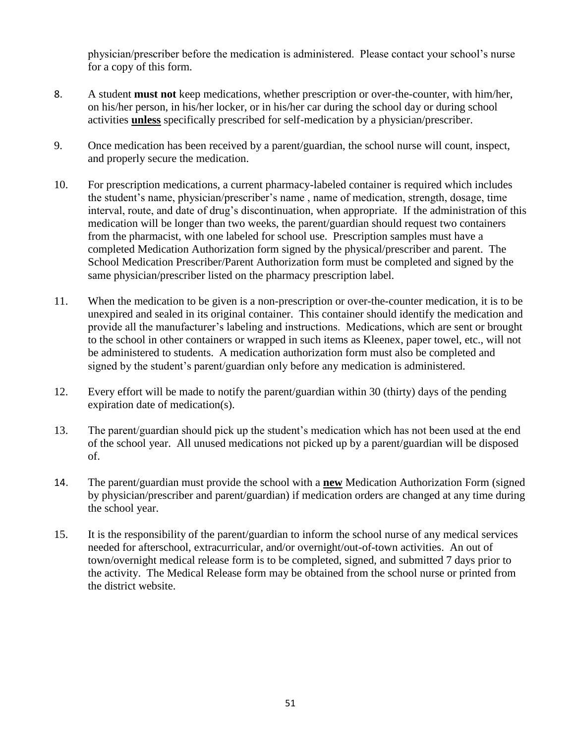physician/prescriber before the medication is administered. Please contact your school's nurse for a copy of this form.

8. A student **must not** keep medications, whether prescription or over-the-counter, with him/her, on his/her person, in his/her locker, or in his/her car during the school day or during school activities **unless** specifically prescribed for self-medication by a physician/prescriber.

9. Once medication has been received by a parent/guardian, the school nurse will count, inspect, and properly secure the medication.

10. For prescription medications, a current pharmacy-labeled container is required which includes the student's name, physician/prescriber's name , name of medication, strength, dosage, time interval, route, and date of drug's discontinuation, when appropriate. If the administration of this medication will be longer than two weeks, the parent/guardian should request two containers from the pharmacist, with one labeled for school use. Prescription samples must have a completed Medication Authorization form signed by the physical/prescriber and parent. The School Medication Prescriber/Parent Authorization form must be completed and signed by the same physician/prescriber listed on the pharmacy prescription label.

11. When the medication to be given is a non-prescription or over-the-counter medication, it is to be unexpired and sealed in its original container. This container should identify the medication and provide all the manufacturer's labeling and instructions. Medications, which are sent or brought to the school in other containers or wrapped in such items as Kleenex, paper towel, etc., will not be administered to students. A medication authorization form must also be completed and signed by the student's parent/guardian only before any medication is administered.

12. Every effort will be made to notify the parent/guardian within 30 (thirty) days of the pending expiration date of medication(s).

13. The parent/guardian should pick up the student's medication which has not been used at the end of the school year. All unused medications not picked up by a parent/guardian will be disposed of.

14. The parent/guardian must provide the school with a **new** Medication Authorization Form (signed by physician/prescriber and parent/guardian) if medication orders are changed at any time during the school year.

15. It is the responsibility of the parent/guardian to inform the school nurse of any medical services needed for afterschool, extracurricular, and/or overnight/out-of-town activities. An out of town/overnight medical release form is to be completed, signed, and submitted 7 days prior to the activity. The Medical Release form may be obtained from the school nurse or printed from the district website.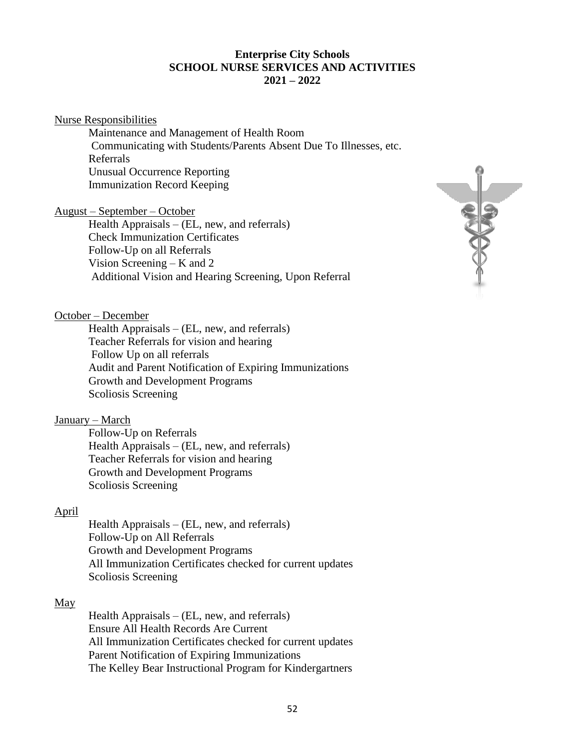# Enterprise City Schools
## SCHOOL NURSE SERVICES AND ACTIVITIES
## 2021 – 2022

<u>Nurse Responsibilities</u>

- Maintenance and Management of Health Room
- Communicating with Students/Parents Absent Due To Illnesses, etc.
- Referrals
- Unusual Occurrence Reporting
- Immunization Record Keeping

<u>August – September – October</u>

- Health Appraisals – (EL, new, and referrals)
- Check Immunization Certificates
- Follow-Up on all Referrals
- Vision Screening – K and 2
- Additional Vision and Hearing Screening, Upon Referral

<u>October – December</u>

- Health Appraisals – (EL, new, and referrals)
- Teacher Referrals for vision and hearing
- Follow Up on all referrals
- Audit and Parent Notification of Expiring Immunizations
- Growth and Development Programs
- Scoliosis Screening

<u>January – March</u>

- Follow-Up on Referrals
- Health Appraisals – (EL, new, and referrals)
- Teacher Referrals for vision and hearing
- Growth and Development Programs
- Scoliosis Screening

<u>April</u>

- Health Appraisals – (EL, new, and referrals)
- Follow-Up on All Referrals
- Growth and Development Programs
- All Immunization Certificates checked for current updates
- Scoliosis Screening

<u>May</u>

- Health Appraisals – (EL, new, and referrals)
- Ensure All Health Records Are Current
- All Immunization Certificates checked for current updates
- Parent Notification of Expiring Immunizations
- The Kelley Bear Instructional Program for Kindergartners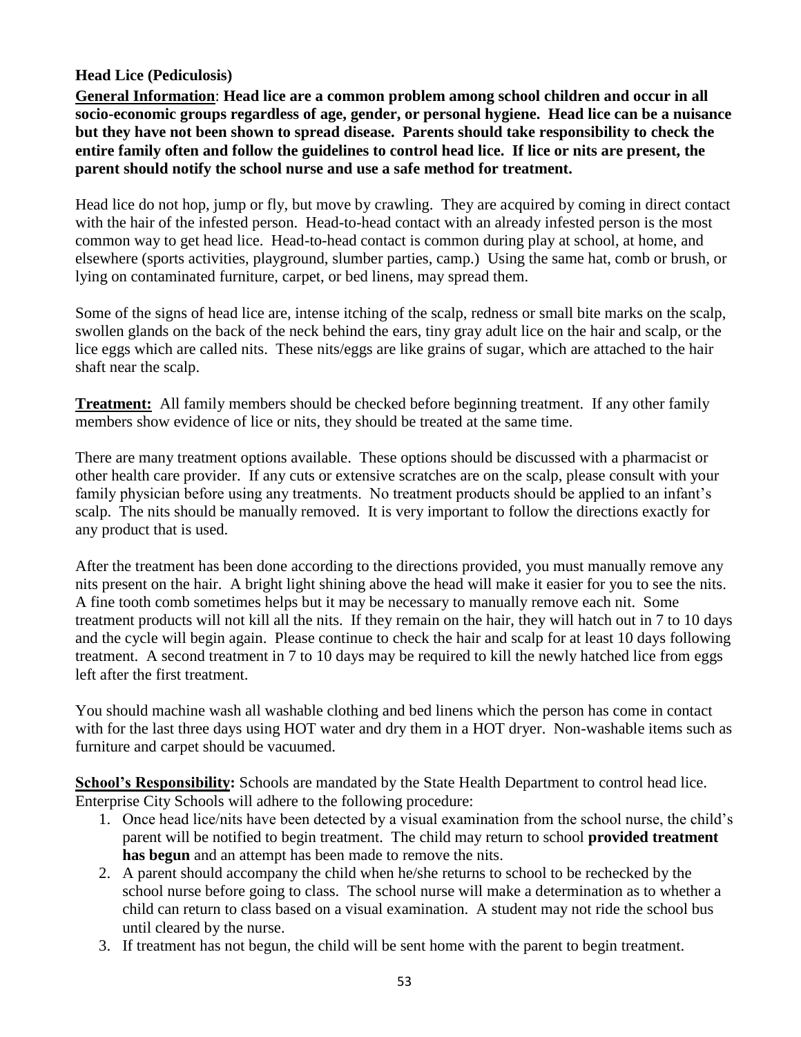**Head Lice (Pediculosis)**

<u>**General Information**</u>: **Head lice are a common problem among school children and occur in all socio-economic groups regardless of age, gender, or personal hygiene. Head lice can be a nuisance but they have not been shown to spread disease. Parents should take responsibility to check the entire family often and follow the guidelines to control head lice. If lice or nits are present, the parent should notify the school nurse and use a safe method for treatment.**

Head lice do not hop, jump or fly, but move by crawling. They are acquired by coming in direct contact with the hair of the infested person. Head-to-head contact with an already infested person is the most common way to get head lice. Head-to-head contact is common during play at school, at home, and elsewhere (sports activities, playground, slumber parties, camp.) Using the same hat, comb or brush, or lying on contaminated furniture, carpet, or bed linens, may spread them.

Some of the signs of head lice are, intense itching of the scalp, redness or small bite marks on the scalp, swollen glands on the back of the neck behind the ears, tiny gray adult lice on the hair and scalp, or the lice eggs which are called nits. These nits/eggs are like grains of sugar, which are attached to the hair shaft near the scalp.

<u>**Treatment:**</u> All family members should be checked before beginning treatment. If any other family members show evidence of lice or nits, they should be treated at the same time.

There are many treatment options available. These options should be discussed with a pharmacist or other health care provider. If any cuts or extensive scratches are on the scalp, please consult with your family physician before using any treatments. No treatment products should be applied to an infant's scalp. The nits should be manually removed. It is very important to follow the directions exactly for any product that is used.

After the treatment has been done according to the directions provided, you must manually remove any nits present on the hair. A bright light shining above the head will make it easier for you to see the nits. A fine tooth comb sometimes helps but it may be necessary to manually remove each nit. Some treatment products will not kill all the nits. If they remain on the hair, they will hatch out in 7 to 10 days and the cycle will begin again. Please continue to check the hair and scalp for at least 10 days following treatment. A second treatment in 7 to 10 days may be required to kill the newly hatched lice from eggs left after the first treatment.

You should machine wash all washable clothing and bed linens which the person has come in contact with for the last three days using HOT water and dry them in a HOT dryer. Non-washable items such as furniture and carpet should be vacuumed.

<u>**School's Responsibility:**</u> Schools are mandated by the State Health Department to control head lice. Enterprise City Schools will adhere to the following procedure:

1. Once head lice/nits have been detected by a visual examination from the school nurse, the child's parent will be notified to begin treatment. The child may return to school **provided treatment has begun** and an attempt has been made to remove the nits.
2. A parent should accompany the child when he/she returns to school to be rechecked by the school nurse before going to class. The school nurse will make a determination as to whether a child can return to class based on a visual examination. A student may not ride the school bus until cleared by the nurse.
3. If treatment has not begun, the child will be sent home with the parent to begin treatment.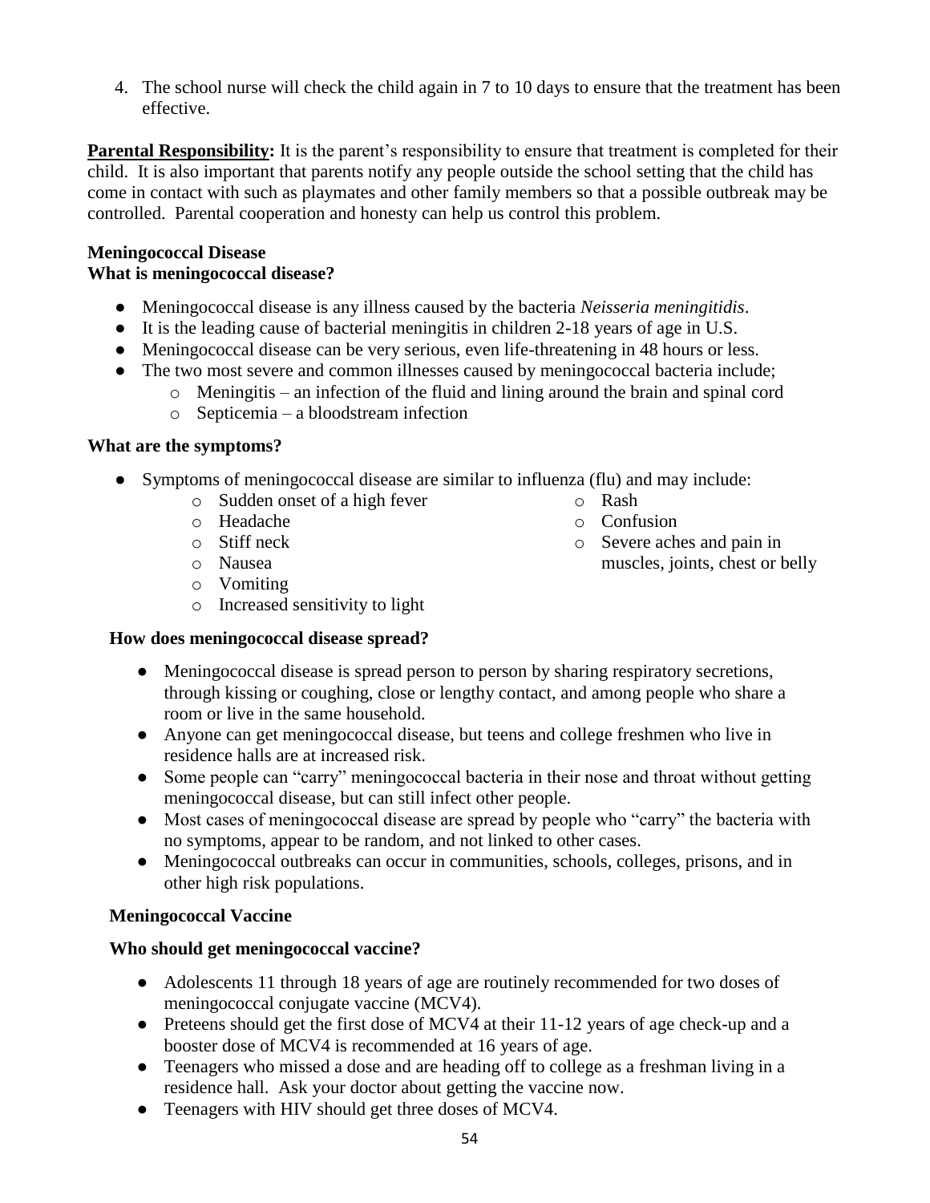4. The school nurse will check the child again in 7 to 10 days to ensure that the treatment has been effective.

**Parental Responsibility:** It is the parent's responsibility to ensure that treatment is completed for their child. It is also important that parents notify any people outside the school setting that the child has come in contact with such as playmates and other family members so that a possible outbreak may be controlled. Parental cooperation and honesty can help us control this problem.

**Meningococcal Disease**

**What is meningococcal disease?**

- Meningococcal disease is any illness caused by the bacteria *Neisseria meningitidis*.
- It is the leading cause of bacterial meningitis in children 2-18 years of age in U.S.
- Meningococcal disease can be very serious, even life-threatening in 48 hours or less.
- The two most severe and common illnesses caused by meningococcal bacteria include;
  - Meningitis – an infection of the fluid and lining around the brain and spinal cord
  - Septicemia – a bloodstream infection

**What are the symptoms?**

- Symptoms of meningococcal disease are similar to influenza (flu) and may include:
  - Sudden onset of a high fever
  - Headache
  - Stiff neck
  - Nausea
  - Vomiting
  - Increased sensitivity to light
  - Rash
  - Confusion
  - Severe aches and pain in muscles, joints, chest or belly

**How does meningococcal disease spread?**

- Meningococcal disease is spread person to person by sharing respiratory secretions, through kissing or coughing, close or lengthy contact, and among people who share a room or live in the same household.
- Anyone can get meningococcal disease, but teens and college freshmen who live in residence halls are at increased risk.
- Some people can "carry" meningococcal bacteria in their nose and throat without getting meningococcal disease, but can still infect other people.
- Most cases of meningococcal disease are spread by people who "carry" the bacteria with no symptoms, appear to be random, and not linked to other cases.
- Meningococcal outbreaks can occur in communities, schools, colleges, prisons, and in other high risk populations.

**Meningococcal Vaccine**

**Who should get meningococcal vaccine?**

- Adolescents 11 through 18 years of age are routinely recommended for two doses of meningococcal conjugate vaccine (MCV4).
- Preteens should get the first dose of MCV4 at their 11-12 years of age check-up and a booster dose of MCV4 is recommended at 16 years of age.
- Teenagers who missed a dose and are heading off to college as a freshman living in a residence hall. Ask your doctor about getting the vaccine now.
- Teenagers with HIV should get three doses of MCV4.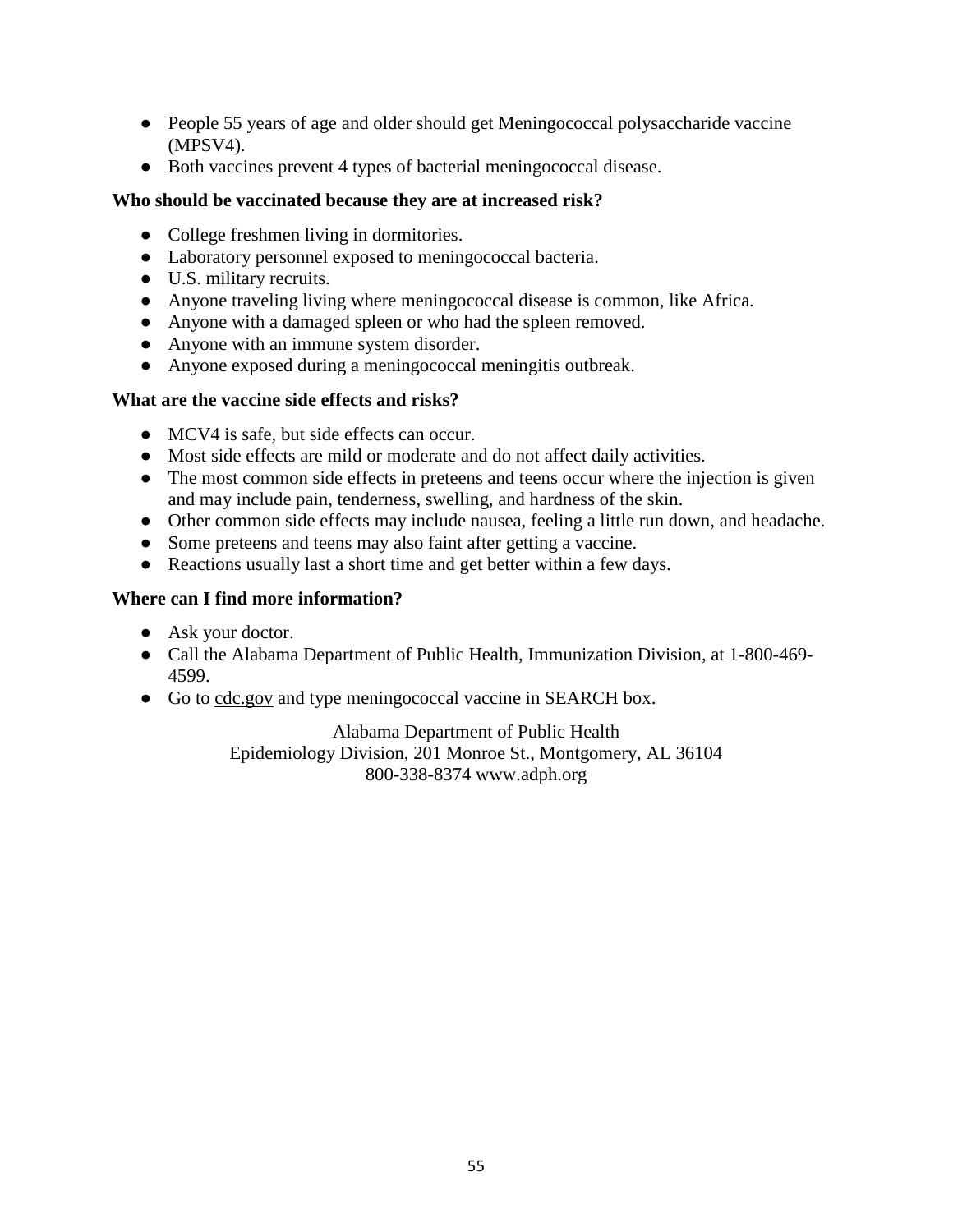- People 55 years of age and older should get Meningococcal polysaccharide vaccine (MPSV4).
- Both vaccines prevent 4 types of bacterial meningococcal disease.

**Who should be vaccinated because they are at increased risk?**

- College freshmen living in dormitories.
- Laboratory personnel exposed to meningococcal bacteria.
- U.S. military recruits.
- Anyone traveling living where meningococcal disease is common, like Africa.
- Anyone with a damaged spleen or who had the spleen removed.
- Anyone with an immune system disorder.
- Anyone exposed during a meningococcal meningitis outbreak.

**What are the vaccine side effects and risks?**

- MCV4 is safe, but side effects can occur.
- Most side effects are mild or moderate and do not affect daily activities.
- The most common side effects in preteens and teens occur where the injection is given and may include pain, tenderness, swelling, and hardness of the skin.
- Other common side effects may include nausea, feeling a little run down, and headache.
- Some preteens and teens may also faint after getting a vaccine.
- Reactions usually last a short time and get better within a few days.

**Where can I find more information?**

- Ask your doctor.
- Call the Alabama Department of Public Health, Immunization Division, at 1-800-469-4599.
- Go to cdc.gov and type meningococcal vaccine in SEARCH box.

Alabama Department of Public Health
Epidemiology Division, 201 Monroe St., Montgomery, AL 36104
800-338-8374 www.adph.org